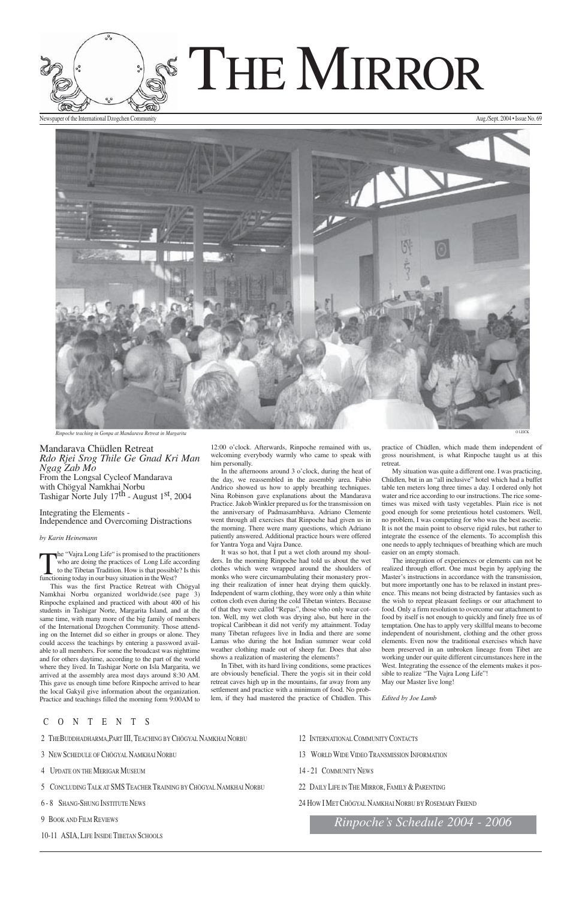# THE MIRROR

Newspaper of the International Dzogchen Community

Aug./Sept. 2004 • Issue No. 69

*Rinpoche teaching in Gonpa at Mandarava Retreat in Margarita*

O LEICK

## Mandarava Chüdlen Retreat

*Rdo Rjei Srog Thile Ge Gnad Kri Man Ngag Zab Mo*

From the Longsal Cycleof Mandarava with Chögyal Namkhai Norbu

Tashigar Norte July 17th - August 1st, 2004

### Integrating the Elements - Independence and Overcoming Distractions

*by Karin Heinemann*

The "Vajra Long Life" is promised to the practitioners who are doing the practices of Long Life according to the Tibetan Tradition. How is that possible? Is this functioning today in our busy situation in the West?

This was the first Practice Retreat with Chögyal Namkhai Norbu organized worldwide.(see page 3) Rinpoche explained and practiced with about 400 of his students in Tashigar Norte, Margarita Island, and at the same time, with many more of the big family of members of the International Dzogchen Community. Those attending on the Internet did so either in groups or alone. They could access the teachings by entering a password available to all members. For some the broadcast was nighttime and for others daytime, according to the part of the world where they lived. In Tashigar Norte on Isla Margarita, we arrived at the assembly area most days around 8:30 AM. This gave us enough time before Rinpoche arrived to hear the local Gakyil give information about the organization. Practice and teachings filled the morning form 9:00AM to 12:00 o'clock. Afterwards, Rinpoche remained with us, welcoming everybody warmly who came to speak with him personally.

In the afternoons around 3 o'clock, during the heat of the day, we reassembled in the assembly area. Fabio Andrico showed us how to apply breathing techniques. Nina Robinson gave explanations about the Mandarava Practice. Jakob Winkler prepared us for the transmission on the anniversary of Padmasambhava. Adriano Clemente went through all exercises that Rinpoche had given us in the morning. There were many questions, which Adriano patiently answered. Additional practice hours were offered for Yantra Yoga and Vajra Dance.

It was so hot, that I put a wet cloth around my shoulders. In the morning Rinpoche had told us about the wet clothes which were wrapped around the shoulders of monks who were circumambulating their monastery proving their realization of inner heat drying them quickly. Independent of warm clothing, they wore only a thin white cotton cloth even during the cold Tibetan winters. Because of that they were called "Repas", those who only wear cotton. Well, my wet cloth was drying also, but here in the tropical Caribbean it did not verify my attainment. Today many Tibetan refugees live in India and there are some Lamas who during the hot Indian summer wear cold weather clothing made out of sheep fur. Does that also shows a realization of mastering the elements?

In Tibet, with its hard living conditions, some practices are obviously beneficial. There the yogis sit in their cold retreat caves high up in the mountains, far away from any settlement and practice with a minimum of food. No problem, if they had mastered the practice of Chüdlen. This practice of Chüdlen, which made them independent of gross nourishment, is what Rinpoche taught us at this retreat.

My situation was quite a different one. I was practicing, Chüdlen, but in an "all inclusive" hotel which had a buffet table ten meters long three times a day. I ordered only hot water and rice according to our instructions. The rice sometimes was mixed with tasty vegetables. Plain rice is not good enough for some pretentious hotel customers. Well, no problem, I was competing for who was the best ascetic. It is not the main point to observe rigid rules, but rather to integrate the essence of the elements. To accomplish this one needs to apply techniques of breathing which are much easier on an empty stomach.

The integration of experiences or elements can not be realized through effort. One must begin by applying the Master's instructions in accordance with the transmission, but more importantly one has to be relaxed in instant presence. This means not being distracted by fantasies such as the wish to repeat pleasant feelings or our attachment to food. Only a firm resolution to overcome our attachment to food by itself is not enough to quickly and finely free us of temptation. One has to apply very skillful means to become independent of nourishment, clothing and the other gross elements. Even now the traditional exercises which have been preserved in an unbroken lineage from Tibet are working under our quite different circumstances here in the West. Integrating the essence of the elements makes it possible to realize "The Vajra Long Life"!

May our Master live long!

*Edited by Joe Lamb*

## CONTENTS

- 2 THE BUDDHADHARMA, PART III, TEACHING BY CHÖGYAL NAMKHAI NORBU
- 3 NEW SCHEDULE OF CHÖGYAL NAMKHAI NORBU
- 4 UPDATE ON THE MERIGAR MUSEUM
- 5 CONCLUDING TALK AT SMS TEACHER TRAINING BY CHÖGYAL NAMKHAI NORBU
- 6 - 8 SHANG-SHUNG INSTITUTE NEWS
- 9 BOOK AND FILM REVIEWS
- 10-11 ASIA, LIFE INSIDE TIBETAN SCHOOLS
- 12 INTERNATIONAL COMMUNITY CONTACTS
- 13 WORLD WIDE VIDEO TRANSMISSION INFORMATION
- 14 - 21 COMMUNITY NEWS
- 22 DAILY LIFE IN THE MIRROR, FAMILY & PARENTING
- 24 HOW I MET CHÖGYAL NAMKHAI NORBU BY ROSEMARY FRIEND

*Rinpoche's Schedule 2004 - 2006*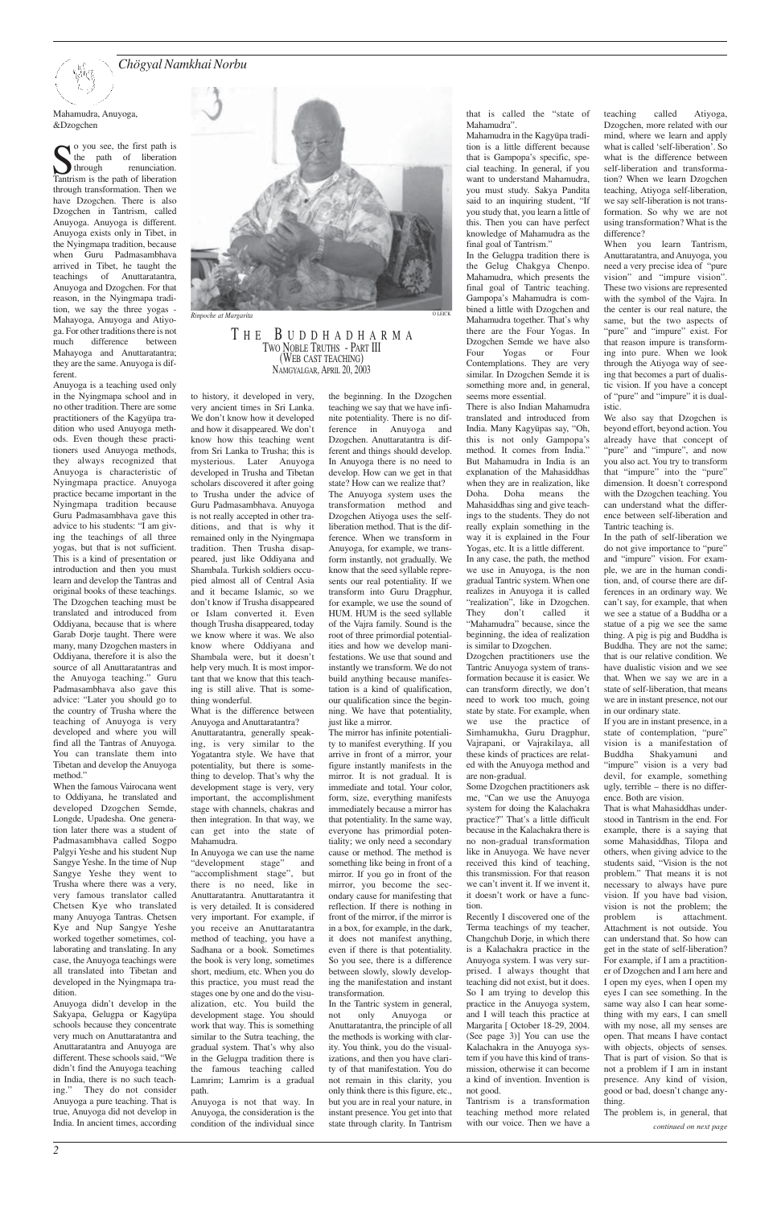# Chögyal Namkhai Norbu

## THE BUDDHADHARMA
### TWO NOBLE TRUTHS - PART III
### (WEB CAST TEACHING)
### NAMGYALGAR, APRIL 20, 2003

Rinpoche at Margarita

### Mahamudra, Anuyoga, &Dzogchen

So you see, the first path is the path of liberation through renunciation. Tantrism is the path of liberation through transformation. Then we have Dzogchen. There is also Dzogchen in Tantrism, called Anuyoga. Anuyoga is different. Anuyoga exists only in Tibet, in the Nyingmapa tradition, because when Guru Padmasambhava arrived in Tibet, he taught the teachings of Anuttaratantra, Anuyoga and Dzogchen. For that reason, in the Nyingmapa tradition, we say the three yogas - Mahayoga, Anuyoga and Atiyoga. For other traditions there is not much difference between Mahayoga and Anuttaratantra; they are the same. Anuyoga is different.

Anuyoga is a teaching used only in the Nyingmapa school and in no other tradition. There are some practitioners of the Kagyüpa tradition who used Anuyoga methods. Even though these practitioners used Anuyoga methods, they always recognized that Anuyoga is characteristic of Nyingmapa practice. Anuyoga practice became important in the Nyingmapa tradition because Guru Padmasambhava gave this advice to his students: "I am giving the teachings of all three yogas, but that is not sufficient. This is a kind of presentation or introduction and then you must learn and develop the Tantras and original books of these teachings. The Dzogchen teaching must be translated and introduced from Oddiyana, because that is where Garab Dorje taught. There were many, many Dzogchen masters in Oddiyana, therefore it is also the source of all Anuttaratantras and the Anuyoga teaching." Guru Padmasambhava also gave this advice: "Later you should go to the country of Trusha where the teaching of Anuyoga is very developed and where you will find all the Tantras of Anuyoga. You can translate them into Tibetan and develop the Anuyoga method."

When the famous Vairocana went to Oddiyana, he translated and developed Dzogchen Semde, Longde, Upadesha. One generation later there was a student of Padmasambhava called Sogpo Palgyi Yeshe and his student Nup Sangye Yeshe. In the time of Nup Sangye Yeshe they went to Trusha where there was a very, very famous translator called Chetsen Kye who translated many Anuyoga Tantras. Chetsen Kye and Nup Sangye Yeshe worked together sometimes, collaborating and translating. In any case, the Anuyoga teachings were all translated into Tibetan and developed in the Nyingmapa tradition.

Anuyoga didn't develop in the Sakyapa, Gelugpa or Kagyüpa schools because they concentrate very much on Anuttaratantra and Anuttaratantra and Anuyoga are different. These schools said, "We didn't find the Anuyoga teaching in India, there is no such teaching." They do not consider Anuyoga a pure teaching. That is true, Anuyoga did not develop in India. In ancient times, according to history, it developed in very, very ancient times in Sri Lanka. We don't know how it developed and how it disappeared. We don't know how this teaching went from Sri Lanka to Trusha; this is mysterious. Later Anuyoga developed in Trusha and Tibetan scholars discovered it after going to Trusha under the advice of Guru Padmasambhava. Anuyoga is not really accepted in other traditions, and that is why it remained only in the Nyingmapa tradition. Then Trusha disappeared, just like Oddiyana and Shambala. Turkish soldiers occupied almost all of Central Asia and it became Islamic, so we don't know if Trusha disappeared or Islam converted it. Even though Trusha disappeared, today we know where it was. We also know where Oddiyana and Shambala were, but it doesn't help very much. It is most important that we know that this teaching is still alive. That is something wonderful.

What is the difference between Anuyoga and Anuttaratantra?

Anuttaratantra, generally speaking, is very similar to the Yogatantra style. We have that potentiality, but there is something to develop. That's why the development stage is very, very important, the accomplishment stage with channels, chakras and then integration. In that way, we can get into the state of Mahamudra.

In Anuyoga we can use the name "development stage" and "accomplishment stage", but there is no need, like in Anuttaratantra. Anuttaratantra it is very detailed. It is considered very important. For example, if you receive an Anuttaratantra method of teaching, you have a Sadhana or a book. Sometimes the book is very long, sometimes short, medium, etc. When you do this practice, you must read the stages one by one and do the visualization, etc. You build the development stage. You should work that way. This is something similar to the Sutra teaching, the gradual system. That's why also in the Gelugpa tradition there is the famous teaching called Lamrim; Lamrim is a gradual path.

Anuyoga is not that way. In Anuyoga, the consideration is the condition of the individual since the beginning. In the Dzogchen teaching we say that we have infinite potentiality. There is no difference in Anuyoga and Dzogchen. Anuttarantantra is different and things should develop. In Anuyoga there is no need to develop. How can we get in that state? How can we realize that?

The Anuyoga system uses the transformation method and Dzogchen Atiyoga uses the self-liberation method. That is the difference. When we transform in Anuyoga, for example, we transform instantly, not gradually. We know that the seed syllable represents our real potentiality. If we transform into Guru Dragphur, for example, we use the sound of HUM. HUM is the seed syllable of the Vajra family. Sound is the root of three primordial potentialities and how we develop manifestations. We use that sound and instantly we transform. We do not build anything because manifestation is a kind of qualification, our qualification since the beginning. We have that potentiality, just like a mirror.

The mirror has infinite potentiality to manifest everything. If you arrive in front of a mirror, your figure instantly manifests in the mirror. It is not gradual. It is immediate and total. Your color, form, size, everything manifests immediately because a mirror has that potentiality. In the same way, everyone has primordial potentiality; we only need a secondary cause or method. The method is something like being in front of a mirror. If you go in front of the mirror, you become the secondary cause for manifesting that reflection. If there is nothing in front of the mirror, if the mirror is in a box, for example, in the dark, it does not manifest anything, even if there is that potentiality. So you see, there is a difference between slowly, slowly developing the manifestation and instant transformation.

In the Tantric system in general, not only Anuyoga or Anuttaratantra, the principle of all the methods is working with clarity. You think, you do the visualizations, and then you have clarity of that manifestation. You do not remain in this clarity, you only think there is this figure, etc., but you are in your real nature, in instant presence. You get into that state through clarity. In Tantrism that is called the "state of Mahamudra".

Mahamudra in the Kagyüpa tradition is a little different because that is Gampopa's specific, special teaching. In general, if you want to understand Mahamudra, you must study. Sakya Pandita said to an inquiring student, "If you study that, you learn a little of this. Then you can have perfect knowledge of Mahamudra as the final goal of Tantrism."

In the Gelugpa tradition there is the Gelug Chakgya Chenpo. Mahamudra, which presents the final goal of Tantric teaching. Gampopa's Mahamudra is combined a little with Dzogchen and Mahamudra together. That's why there are the Four Yogas. In Dzogchen Semde we have also Four Yogas or Four Contemplations. They are very similar. In Dzogchen Semde it is something more and, in general, seems more essential.

There is also Indian Mahamudra translated and introduced from India. Many Kagyüpas say, "Oh, this is not only Gampopa's method. It comes from India." But Mahamudra in India is an explanation of the Mahasiddhas when they are in realization, like Doha. Doha means the Mahasiddhas sing and give teachings to the students. They do not really explain something in the way it is explained in the Four Yogas, etc. It is a little different.

In any case, the path, the method we use in Anuyoga, is the non gradual Tantric system. When one realizes in Anuyoga it is called "realization", like in Dzogchen. They don't called it "Mahamudra" because, since the beginning, the idea of realization is similar to Dzogchen.

Dzogchen practitioners use the Tantric Anuyoga system of transformation because it is easier. We can transform directly, we don't need to work too much, going state by state. For example, when we use the practice of Simhamukha, Guru Dragphur, Vajrapani, or Vajrakilaya, all these kinds of practices are related with the Anuyoga method and are non-gradual.

Some Dzogchen practitioners ask me, "Can we use the Anuyoga system for doing the Kalachakra practice?" That's a little difficult because in the Kalachakra there is no non-gradual transformation like in Anuyoga. We have never received this kind of teaching, this transmission. For that reason we can't invent it. If we invent it, it doesn't work or have a function.

Recently I discovered one of the Terma teachings of my teacher, Changchub Dorje, in which there is a Kalachakra practice in the Anuyoga system. I was very surprised. I always thought that teaching did not exist, but it does. So I am trying to develop this practice in the Anuyoga system, and I will teach this practice at Margarita [ October 18-29, 2004. (See page 3)] You can use the Kalachakra in the Anuyoga system if you have this kind of transmission, otherwise it can become a kind of invention. Invention is not good.

Tantrism is a transformation teaching method more related with our voice. Then we have a teaching called Atiyoga, Dzogchen, more related with our mind, where we learn and apply what is called 'self-liberation'. So what is the difference between self-liberation and transformation? When we learn Dzogchen teaching, Atiyoga self-liberation, we say self-liberation is not transformation. So why we are not using transformation? What is the difference?

When you learn Tantrism, Anuttaratantra, and Anuyoga, you need a very precise idea of "pure vision" and "impure vision". These two visions are represented with the symbol of the Vajra. In the center is our real nature, the same, but the two aspects of "pure" and "impure" exist. For that reason impure is transforming into pure. When we look through the Atiyoga way of seeing that becomes a part of dualistic vision. If you have a concept of "pure" and "impure" it is dualistic.

We also say that Dzogchen is beyond effort, beyond action. You already have that concept of "pure" and "impure", and now you also act. You try to transform that "impure" into the "pure" dimension. It doesn't correspond with the Dzogchen teaching. You can understand what the difference between self-liberation and Tantric teaching is.

In the path of self-liberation we do not give importance to "pure" and "impure" vision. For example, we are in the human condition, and, of course there are differences in an ordinary way. We can't say, for example, that when we see a statue of a Buddha or a statue of a pig we see the same thing. A pig is pig and Buddha is Buddha. They are not the same; that is our relative condition. We have dualistic vision and we see that. When we say we are in a state of self-liberation, that means we are in instant presence, not our in our ordinary state.

If you are in instant presence, in a state of contemplation, "pure" vision is a manifestation of Buddha Shakyamuni and "impure" vision is a very bad devil, for example, something ugly, terrible – there is no difference. Both are vision.

That is what Mahasiddhas understood in Tantrism in the end. For example, there is a saying that some Mahasiddhas, Tilopa and others, when giving advice to the students said, "Vision is the not problem." That means it is not necessary to always have pure vision. If you had bad vision, vision is not the problem; the problem is attachment. Attachment is not outside. You can understand that. So how can get in the state of self-liberation? For example, if I am a practitioner of Dzogchen and I am here and I open my eyes, when I open my eyes I can see something. In the same way also I can hear something with my ears, I can smell with my nose, all my senses are open. That means I have contact with objects, objects of senses. That is part of vision. So that is not a problem if I am in instant presence. Any kind of vision, good or bad, doesn't change anything.

The problem is, in general, that

*continued on next page*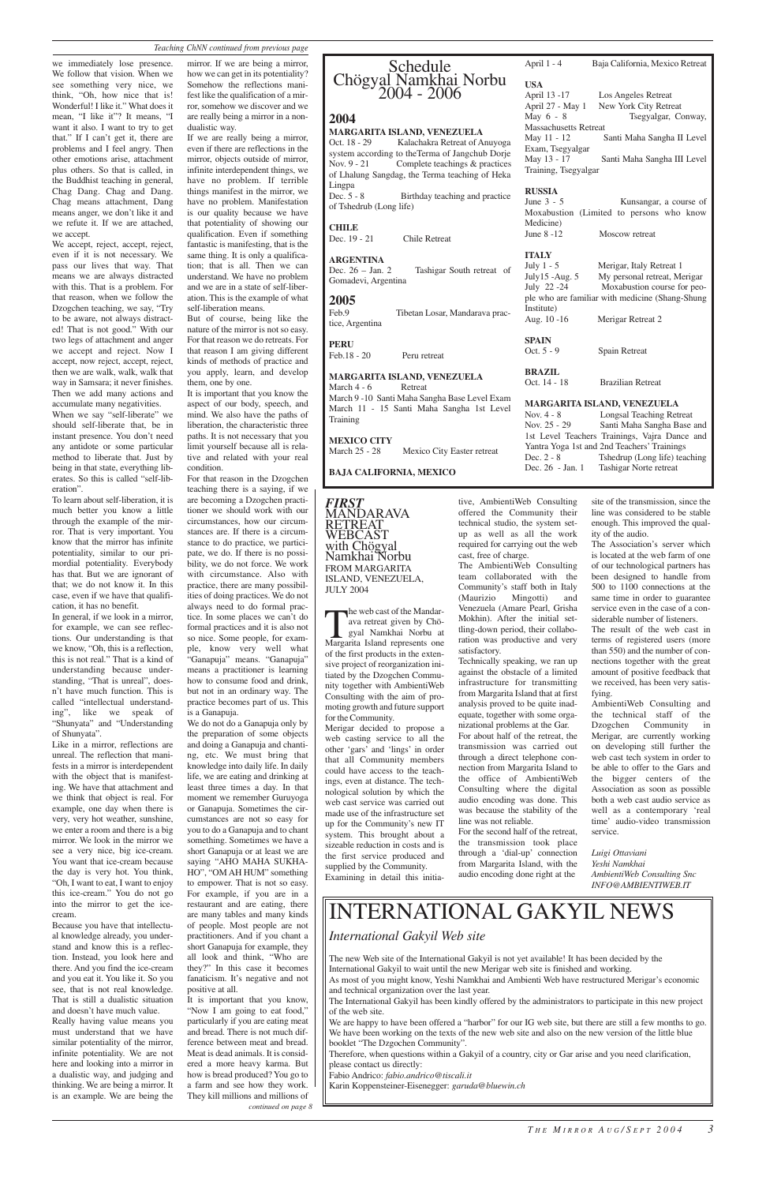*Teaching ChNN continued from previous page*

we immediately lose presence. We follow that vision. When we see something very nice, we think, "Oh, how nice that is! Wonderful! I like it." What does it mean, "I like it"? It means, "I want it also. I want to try to get that." If I can't get it, there are problems and I feel angry. Then other emotions arise, attachment plus others. So that is called, in the Buddhist teaching in general, Chag Dang. Chag and Dang. Chag means attachment, Dang means anger, we don't like it and we refute it. If we are attached, we accept.

We accept, reject, accept, reject, even if it is not necessary. We pass our lives that way. That means we are always distracted with this. That is a problem. For that reason, when we follow the Dzogchen teaching, we say, "Try to be aware, not always distracted! That is not good." With our two legs of attachment and anger we accept and reject. Now I accept, now reject, accept, reject, then we are walk, walk, walk that way in Samsara; it never finishes. Then we add many actions and accumulate many negativities.

When we say "self-liberate" we should self-liberate that, be in instant presence. You don't need any antidote or some particular method to liberate that. Just by being in that state, everything liberates. So this is called "self-liberation".

To learn about self-liberation, it is much better you know a little through the example of the mirror. That is very important. You know that the mirror has infinite potentiality, similar to our primordial potentiality. Everybody has that. But we are ignorant of that; we do not know it. In this case, even if we have that qualification, it has no benefit.

In general, if we look in a mirror, for example, we can see reflections. Our understanding is that we know, "Oh, this is a reflection, this is not real." That is a kind of understanding because understanding, "That is unreal", doesn't have much function. This is called "intellectual understanding", like we speak of "Shunyata" and "Understanding of Shunyata".

Like in a mirror, reflections are unreal. The reflection that manifests in a mirror is interdependent with the object that is manifesting. We have that attachment and we think that object is real. For example, one day when there is very, very hot weather, sunshine, we enter a room and there is a big mirror. We look in the mirror we see a very nice, big ice-cream. You want that ice-cream because the day is very hot. You think, "Oh, I want to eat, I want to enjoy this ice-cream." You do not go into the mirror to get the ice-cream.

Because you have that intellectual knowledge already, you understand and know this is a reflection. Instead, you look here and there. And you find the ice-cream and you eat it. You like it. So you see, that is not real knowledge. That is still a dualistic situation and doesn't have much value.

Really having value means you must understand that we have similar potentiality of the mirror, infinite potentiality. We are not here and looking into a mirror in a dualistic way, and judging and thinking. We are being a mirror. It is an example. We are being the mirror. If we are being a mirror, how we can get in its potentiality? Somehow the reflections manifest like the qualification of a mirror, somehow we discover and we are really being a mirror in a nondualistic way.

If we are really being a mirror, even if there are reflections in the mirror, objects outside of mirror, infinite interdependent things, we have no problem. If terrible things manifest in the mirror, we have no problem. Manifestation is our quality because we have that potentiality of showing our qualification. Even if something fantastic is manifesting, that is the same thing. It is only a qualification; that is all. Then we can understand. We have no problem and we are in a state of self-liberation. This is the example of what self-liberation means.

But of course, being like the nature of the mirror is not so easy. For that reason we do retreats. For that reason I am giving different kinds of methods of practice and you apply, learn, and develop them, one by one.

It is important that you know the aspect of our body, speech, and mind. We also have the paths of liberation, the characteristic three paths. It is not necessary that you limit yourself because all is relative and related with your real condition.

For that reason in the Dzogchen teaching there is a saying, if we are becoming a Dzogchen practitioner we should work with our circumstances, how our circumstances are. If there is a circumstance to do practice, we participate, we do. If there is no possibility, we do not force. We work with circumstance. Also with practice, there are many possibilities of doing practices. We do not always need to do formal practice. In some places we can't do formal practices and it is also not so nice. Some people, for example, know very well what "Ganapuja" means. "Ganapuja" means a practitioner is learning how to consume food and drink, but not in an ordinary way. The practice becomes part of us. This is a Ganapuja.

We do not do a Ganapuja only by the preparation of some objects and doing a Ganapuja and chanting, etc. We must bring that knowledge into daily life. In daily life, we are eating and drinking at least three times a day. In that moment we remember Guruyoga or Ganapuja. Sometimes the circumstances are not so easy for you to do a Ganapuja and to chant something. Sometimes we have a short Ganapuja or at least we are saying "AHO MAHA SUKHAHO", "OM AH HUM" something to empower. That is not so easy. For example, if you are in a restaurant and are eating, there are many tables and many kinds of people. Most people are not practitioners. And if you chant a short Ganapuja for example, they all look and think, "Who are they?" In this case it becomes fanaticism. It's negative and not positive at all.

It is important that you know, "Now I am going to eat food," particularly if you are eating meat and bread. There is not much difference between meat and bread. Meat is dead animals. It is considered a more heavy karma. But how is bread produced? You go to a farm and see how they work. They kill millions and millions of

*continued on page 8*

# Schedule Chögyal Namkhai Norbu 2004 - 2006

## 2004

**MARGARITA ISLAND, VENEZUELA**
Oct. 18 - 29 Kalachakra Retreat of Anuyoga system according to theTerma of Jangchub Dorje
Nov. 9 - 21 Complete teachings & practices of Lhalung Sangdag, the Terma teaching of Heka Lingpa
Dec. 5 - 8 Birthday teaching and practice of Tshedrub (Long life)

**CHILE**
Dec. 19 - 21 Chile Retreat

**ARGENTINA**
Dec. 26 – Jan. 2 Tashigar South retreat of Gomadevi, Argentina

## 2005

Feb.9 Tibetan Losar, Mandarava practice, Argentina

**PERU**
Feb.18 - 20 Peru retreat

**MARGARITA ISLAND, VENEZUELA**
March 4 - 6 Retreat
March 9 -10 Santi Maha Sangha Base Level Exam
March 11 - 15 Santi Maha Sangha 1st Level Training

**MEXICO CITY**
March 25 - 28 Mexico City Easter retreat

**BAJA CALIFORNIA, MEXICO**
April 1 - 4 Baja California, Mexico Retreat

**USA**
April 13 -17 Los Angeles Retreat
April 27 - May 1 New York City Retreat
May 6 - 8 Tsegyalgar, Conway, Massachusetts Retreat
May 11 - 12 Santi Maha Sangha II Level Exam, Tsegyalgar
May 13 - 17 Santi Maha Sangha III Level Training, Tsegyalgar

**RUSSIA**
June 3 - 5 Kunsangar, a course of Moxabustion (Limited to persons who know Medicine)
June 8 -12 Moscow retreat

**ITALY**
July 1 - 5 Merigar, Italy Retreat 1
July15 -Aug. 5 My personal retreat, Merigar
July 22 -24 Moxabustion course for people who are familiar with medicine (Shang-Shung Institute)
Aug. 10 -16 Merigar Retreat 2

**SPAIN**
Oct. 5 - 9 Spain Retreat

**BRAZIL**
Oct. 14 - 18 Brazilian Retreat

**MARGARITA ISLAND, VENEZUELA**
Nov. 4 - 8 Longsal Teaching Retreat
Nov. 25 - 29 Santi Maha Sangha Base and 1st Level Teachers Trainings, Vajra Dance and Yantra Yoga 1st and 2nd Teachers' Trainings
Dec. 2 - 8 Tshedrup (Long life) teaching
Dec. 26 - Jan. 1 Tashigar Norte retreat

# *FIRST* MANDARAVA RETREAT WEBCAST with Chögyal Namkhai Norbu

FROM MARGARITA ISLAND, VENEZUELA, JULY 2004

The web cast of the Mandarava retreat given by Chögyal Namkhai Norbu at Margarita Island represents one of the first products in the extensive project of reorganization initiated by the Dzogchen Community together with AmbientiWeb Consulting with the aim of promoting growth and future support for the Community.

Merigar decided to propose a web casting service to all the other 'gars' and 'lings' in order that all Community members could have access to the teachings, even at distance. The technological solution by which the web cast service was carried out made use of the infrastructure set up for the Community's new IT system. This brought about a sizeable reduction in costs and is the first service produced and supplied by the Community.

Examining in detail this initiative, AmbientiWeb Consulting offered the Community their technical studio, the system setup as well as all the work required for carrying out the web cast, free of charge.

The AmbientiWeb Consulting team collaborated with the Community's staff both in Italy (Maurizio Mingotti) and Venezuela (Amare Pearl, Grisha Mokhin). After the initial settling-down period, their collaboration was productive and very satisfactory.

Technically speaking, we ran up against the obstacle of a limited infrastructure for transmitting from Margarita Island that at first analysis proved to be quite inadequate, together with some organizational problems at the Gar.

For about half of the retreat, the transmission was carried out through a direct telephone connection from Margarita Island to the office of AmbientiWeb Consulting where the digital audio encoding was done. This was because the stability of the line was not reliable.

For the second half of the retreat, the transmission took place through a 'dial-up' connection from Margarita Island, with the audio encoding done right at the site of the transmission, since the line was considered to be stable enough. This improved the quality of the audio.

The Association's server which is located at the web farm of one of our technological partners has been designed to handle from 500 to 1100 connections at the same time in order to guarantee service even in the case of a considerable number of listeners.

The result of the web cast in terms of registered users (more than 550) and the number of connections together with the great amount of positive feedback that we received, has been very satisfying.

AmbientiWeb Consulting and the technical staff of the Dzogchen Community in Merigar, are currently working on developing still further the web cast tech system in order to be able to offer to the Gars and the bigger centers of the Association as soon as possible both a web cast audio service as well as a contemporary 'real time' audio-video transmission service.

*Luigi Ottaviani*
*Yeshi Namkhai*
*AmbientiWeb Consulting Snc*
*INFO@AMBIENTIWEB.IT*

# INTERNATIONAL GAKYIL NEWS

## *International Gakyil Web site*

The new Web site of the International Gakyil is not yet available! It has been decided by the International Gakyil to wait until the new Merigar web site is finished and working.

As most of you might know, Yeshi Namkhai and Ambienti Web have restructured Merigar's economic and technical organization over the last year.

The International Gakyil has been kindly offered by the administrators to participate in this new project of the web site.

We are happy to have been offered a "harbor" for our IG web site, but there are still a few months to go. We have been working on the texts of the new web site and also on the new version of the little blue booklet "The Dzogchen Community".

Therefore, when questions within a Gakyil of a country, city or Gar arise and you need clarification, please contact us directly:

Fabio Andrico: *fabio.andrico@tiscali.it*
Karin Koppensteiner-Eisenegger: *garuda@bluewin.ch*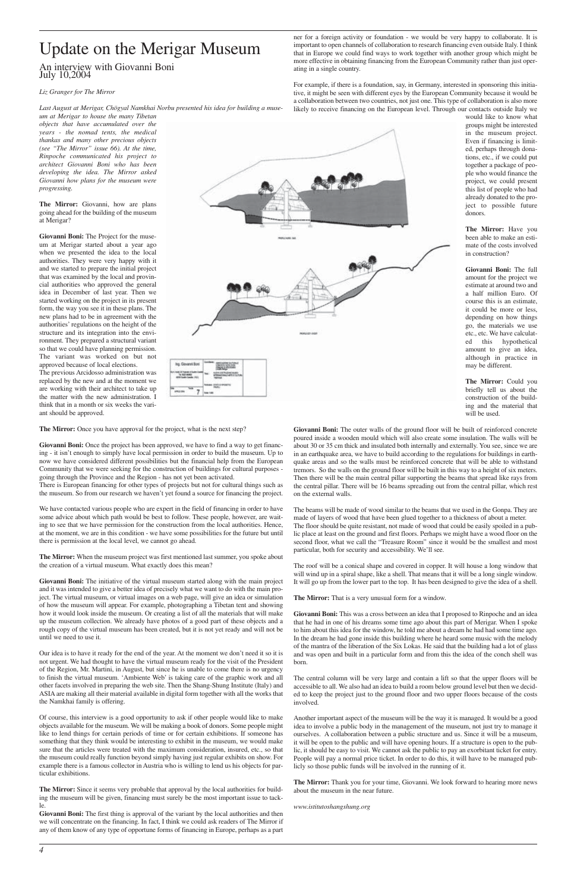# Update on the Merigar Museum

## An interview with Giovanni Boni
July 10,2004

*Liz Granger for The Mirror*

*Last August at Merigar, Chögyal Namkhai Norbu presented his idea for building a museum at Merigar to house the many Tibetan objects that have accumulated over the years - the nomad tents, the medical thankas and many other precious objects (see "The Mirror" issue 66). At the time, Rinpoche communicated his project to architect Giovanni Boni who has been developing the idea. The Mirror asked Giovanni how plans for the museum were progressing.*

**The Mirror:** Giovanni, how are plans going ahead for the building of the museum at Merigar?

**Giovanni Boni:** The Project for the museum at Merigar started about a year ago when we presented the idea to the local authorities. They were very happy with it and we started to prepare the initial project that was examined by the local and provincial authorities who approved the general idea in December of last year. Then we started working on the project in its present form, the way you see it in these plans. The new plans had to be in agreement with the authorities' regulations on the height of the structure and its integration into the environment. They prepared a structural variant so that we could have planning permission. The variant was worked on but not approved because of local elections.
The previous Arcidosso administration was replaced by the new and at the moment we are working with their architect to take up the matter with the new administration. I think that in a month or six weeks the variant should be approved.

**The Mirror:** Once you have approval for the project, what is the next step?

**Giovanni Boni:** Once the project has been approved, we have to find a way to get financing - it isn't enough to simply have local permission in order to build the museum. Up to now we have considered different possibilities but the financial help from the European Community that we were seeking for the construction of buildings for cultural purposes - going through the Province and the Region - has not yet been activated.
There is European financing for other types of projects but not for cultural things such as the museum. So from our research we haven't yet found a source for financing the project.

We have contacted various people who are expert in the field of financing in order to have some advice about which path would be best to follow. These people, however, are waiting to see that we have permission for the construction from the local authorities. Hence, at the moment, we are in this condition - we have some possibilities for the future but until there is permission at the local level, we cannot go ahead.

**The Mirror:** When the museum project was first mentioned last summer, you spoke about the creation of a virtual museum. What exactly does this mean?

**Giovanni Boni:** The initiative of the virtual museum started along with the main project and it was intended to give a better idea of precisely what we want to do with the main project. The virtual museum, or virtual images on a web page, will give an idea or simulation of how the museum will appear. For example, photographing a Tibetan tent and showing how it would look inside the museum. Or creating a list of all the materials that will make up the museum collection. We already have photos of a good part of these objects and a rough copy of the virtual museum has been created, but it is not yet ready and will not be until we need to use it.

Our idea is to have it ready for the end of the year. At the moment we don't need it so it is not urgent. We had thought to have the virtual museum ready for the visit of the President of the Region, Mr. Martini, in August, but since he is unable to come there is no urgency to finish the virtual museum. 'Ambiente Web' is taking care of the graphic work and all other facets involved in preparing the web site. Then the Shang-Shung Institute (Italy) and ASIA are making all their material available in digital form together with all the works that the Namkhai family is offering.

Of course, this interview is a good opportunity to ask if other people would like to make objects available for the museum. We will be making a book of donors. Some people might like to lend things for certain periods of time or for certain exhibitions. If someone has something that they think would be interesting to exhibit in the museum, we would make sure that the articles were treated with the maximum consideration, insured, etc., so that the museum could really function beyond simply having just regular exhibits on show. For example there is a famous collector in Austria who is willing to lend us his objects for particular exhibitions.

**The Mirror:** Since it seems very probable that approval by the local authorities for building the museum will be given, financing must surely be the most important issue to tackle.

**Giovanni Boni:** The first thing is approval of the variant by the local authorities and then we will concentrate on the financing. In fact, I think we could ask readers of The Mirror if any of them know of any type of opportune forms of financing in Europe, perhaps as a partner for a foreign activity or foundation - we would be very happy to collaborate. It is important to open channels of collaboration to research financing even outside Italy. I think that in Europe we could find ways to work together with another group which might be more effective in obtaining financing from the European Community rather than just operating in a single country.

For example, if there is a foundation, say, in Germany, interested in sponsoring this initiative, it might be seen with different eyes by the European Community because it would be a collaboration between two countries, not just one. This type of collaboration is also more likely to receive financing on the European level. Through our contacts outside Italy we would like to know what groups might be interested in the museum project. Even if financing is limited, perhaps through donations, etc., if we could put together a package of people who would finance the project, we could present this list of people who had already donated to the project to possible future donors.

**The Mirror:** Have you been able to make an estimate of the costs involved in construction?

**Giovanni Boni:** The full amount for the project we estimate at around two and a half million Euro. Of course this is an estimate, it could be more or less, depending on how things go, the materials we use etc., etc. We have calculated this hypothetical amount to give an idea, although in practice in may be different.

**The Mirror:** Could you briefly tell us about the construction of the building and the material that will be used.

**Giovanni Boni:** The outer walls of the ground floor will be built of reinforced concrete poured inside a wooden mould which will also create some insulation. The walls will be about 30 or 35 cm thick and insulated both internally and externally. You see, since we are in an earthquake area, we have to build according to the regulations for buildings in earthquake areas and so the walls must be reinforced concrete that will be able to withstand tremors. So the walls on the ground floor will be built in this way to a height of six meters. Then there will be the main central pillar supporting the beams that spread like rays from the central pillar. There will be 16 beams spreading out from the central pillar, which rest on the external walls.

The beams will be made of wood similar to the beams that we used in the Gonpa. They are made of layers of wood that have been glued together to a thickness of about a meter.
The floor should be quite resistant, not made of wood that could be easily spoiled in a public place at least on the ground and first floors. Perhaps we might have a wood floor on the second floor, what we call the "Treasure Room" since it would be the smallest and most particular, both for security and accessibility. We'll see.

The roof will be a conical shape and covered in copper. It will house a long window that will wind up in a spiral shape, like a shell. That means that it will be a long single window. It will go up from the lower part to the top. It has been designed to give the idea of a shell.

**The Mirror:** That is a very unusual form for a window.

**Giovanni Boni:** This was a cross between an idea that I proposed to Rinpoche and an idea that he had in one of his dreams some time ago about this part of Merigar. When I spoke to him about this idea for the window, he told me about a dream he had had some time ago. In the dream he had gone inside this building where he heard some music with the melody of the mantra of the liberation of the Six Lokas. He said that the building had a lot of glass and was open and built in a particular form and from this the idea of the conch shell was born.

The central column will be very large and contain a lift so that the upper floors will be accessible to all. We also had an idea to build a room below ground level but then we decided to keep the project just to the ground floor and two upper floors because of the costs involved.

Another important aspect of the museum will be the way it is managed. It would be a good idea to involve a public body in the management of the museum, not just try to manage it ourselves. A collaboration between a public structure and us. Since it will be a museum, it will be open to the public and will have opening hours. If a structure is open to the public, it should be easy to visit. We cannot ask the public to pay an exorbitant ticket for entry. People will pay a normal price ticket. In order to do this, it will have to be managed publicly so those public funds will be involved in the running of it.

**The Mirror:** Thank you for your time, Giovanni. We look forward to hearing more news about the museum in the near future.

*www.istitutoshangshung.org*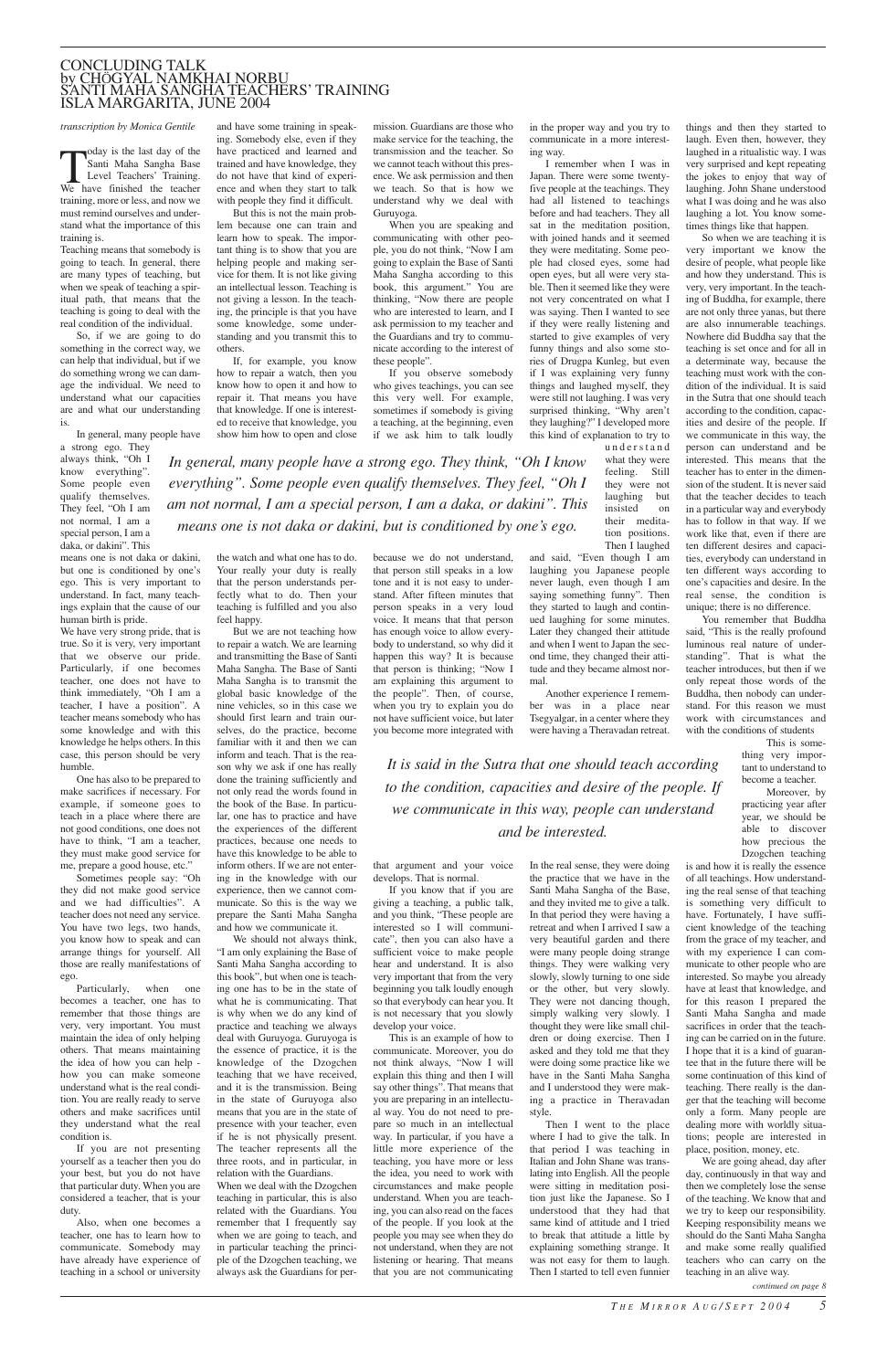# CONCLUDING TALK
## by CHÖGYAL NAMKHAI NORBU
## SANTI MAHA SANGHA TEACHERS' TRAINING
## ISLA MARGARITA, JUNE 2004

*transcription by Monica Gentile*

Today is the last day of the Santi Maha Sangha Base Level Teachers' Training. We have finished the teacher training, more or less, and now we must remind ourselves and understand what the importance of this training is.

Teaching means that somebody is going to teach. In general, there are many types of teaching, but when we speak of teaching a spiritual path, that means that the teaching is going to deal with the real condition of the individual.

So, if we are going to do something in the correct way, we can help that individual, but if we do something wrong we can damage the individual. We need to understand what our capacities are and what our understanding is.

In general, many people have a strong ego. They always think, "Oh I know everything". Some people even qualify themselves. They feel, "Oh I am not normal, I am a special person, I am a daka, or dakini". This means one is not daka or dakini, but one is conditioned by one's ego. This is very important to understand. In fact, many teachings explain that the cause of our human birth is pride.

We have very strong pride, that is true. So it is very, very important that we observe our pride. Particularly, if one becomes teacher, one does not have to think immediately, "Oh I am a teacher, I have a position". A teacher means somebody who has some knowledge and with this knowledge he helps others. In this case, this person should be very humble.

One has also to be prepared to make sacrifices if necessary. For example, if someone goes to teach in a place where there are not good conditions, one does not have to think, "I am a teacher, they must make good service for me, prepare a good house, etc."

Sometimes people say: "Oh they did not make good service and we had difficulties". A teacher does not need any service. You have two legs, two hands, you know how to speak and can arrange things for yourself. All those are really manifestations of ego.

Particularly, when one becomes a teacher, one has to remember that those things are very, very important. You must maintain the idea of only helping others. That means maintaining the idea of how you can help - how you can make someone understand what is the real condition. You are really ready to serve others and make sacrifices until they understand what the real condition is.

If you are not presenting yourself as a teacher then you do your best, but you do not have that particular duty. When you are considered a teacher, that is your duty.

Also, when one becomes a teacher, one has to learn how to communicate. Somebody may have already have experience of teaching in a school or university and have some training in speaking. Somebody else, even if they have practiced and learned and trained and have knowledge, they do not have that kind of experience and when they start to talk with people they find it difficult.

But this is not the main problem because one can train and learn how to speak. The important thing is to show that you are helping people and making service for them. It is not like giving an intellectual lesson. Teaching is not giving a lesson. In the teaching, the principle is that you have some knowledge, some understanding and you transmit this to others.

If, for example, you know how to repair a watch, then you know how to open it and how to repair it. That means you have that knowledge. If one is interested to receive that knowledge, you show him how to open and close the watch and what one has to do. Your really your duty is really that the person understands perfectly what to do. Then your teaching is fulfilled and you also feel happy.

But we are not teaching how to repair a watch. We are learning and transmitting the Base of Santi Maha Sangha. The Base of Santi Maha Sangha is to transmit the global basic knowledge of the nine vehicles, so in this case we should first learn and train ourselves, do the practice, become familiar with it and then we can inform and teach. That is the reason why we ask if one has really done the training sufficiently and not only read the words found in the book of the Base. In particular, one has to practice and have the experiences of the different practices, because one needs to have this knowledge to be able to inform others. If we are not entering in the knowledge with our experience, then we cannot communicate. So this is the way we prepare the Santi Maha Sangha and how we communicate it.

We should not always think, "I am only explaining the Base of Santi Maha Sangha according to this book", but when one is teaching one has to be in the state of what he is communicating. That is why when we do any kind of practice and teaching we always deal with Guruyoga. Guruyoga is the essence of practice, it is the knowledge of the Dzogchen teaching that we have received, and it is the transmission. Being in the state of Guruyoga also means that you are in the state of presence with your teacher, even if he is not physically present. The teacher represents all the three roots, and in particular, in relation with the Guardians.

When we deal with the Dzogchen teaching in particular, this is also related with the Guardians. You remember that I frequently say when we are going to teach, and in particular teaching the principle of the Dzogchen teaching, we always ask the Guardians for permission. Guardians are those who make service for the teaching, the transmission and the teacher. So we cannot teach without this presence. We ask permission and then we teach. So that is how we understand why we deal with Guruyoga.

When you are speaking and communicating with other people, you do not think, "Now I am going to explain the Base of Santi Maha Sangha according to this book, this argument." You are thinking, "Now there are people who are interested to learn, and I ask permission to my teacher and the Guardians and try to communicate according to the interest of these people".

If you observe somebody who gives teachings, you can see this very well. For example, sometimes if somebody is giving a teaching, at the beginning, even if we ask him to talk loudly because we do not understand, that person still speaks in a low tone and it is not easy to understand. After fifteen minutes that person speaks in a very loud voice. It means that that person has enough voice to allow everybody to understand, so why did it happen this way? It is because that person is thinking; "Now I am explaining this argument to the people". Then, of course, when you try to explain you do not have sufficient voice, but later you become more integrated with that argument and your voice develops. That is normal.

If you know that if you are giving a teaching, a public talk, and you think, "These people are interested so I will communicate", then you can also have a sufficient voice to make people hear and understand. It is also very important that from the very beginning you talk loudly enough so that everybody can hear you. It is not necessary that you slowly develop your voice.

This is an example of how to communicate. Moreover, you do not think always, "Now I will explain this thing and then I will say other things". That means that you are preparing in an intellectual way. You do not need to prepare so much in an intellectual way. In particular, if you have a little more experience of the teaching, you have more or less the idea, you need to work with circumstances and make people understand. When you are teaching, you can also read on the faces of the people. If you look at the people you may see when they do not understand, when they are not listening or hearing. That means that you are not communicating in the proper way and you try to communicate in a more interesting way.

I remember when I was in Japan. There were some twenty-five people at the teachings. They had all listened to teachings before and had teachers. They all sat in the meditation position, with joined hands and it seemed they were meditating. Some people had closed eyes, some had open eyes, but all were very stable. Then it seemed like they were not very concentrated on what I was saying. Then I wanted to see if they were really listening and started to give examples of very funny things and also some stories of Drugpa Kunleg, but even if I was explaining very funny things and laughed myself, they were still not laughing. I was very surprised thinking, "Why aren't they laughing?" I developed more this kind of explanation to try to understand what they were feeling. Still they were not laughing but insisted on their meditation positions. Then I laughed and said, "Even though I am laughing you Japanese people never laugh, even though I am saying something funny". Then they started to laugh and continued laughing for some minutes. Later they changed their attitude and when I went to Japan the second time, they changed their attitude and they became almost normal.

Another experience I remember was in a place near Tsegyalgar, in a center where they were having a Theravadan retreat. In the real sense, they were doing the practice that we have in the Santi Maha Sangha of the Base, and they invited me to give a talk. In that period they were having a retreat and when I arrived I saw a very beautiful garden and there were many people doing strange things. They were walking very slowly, slowly turning to one side or the other, but very slowly. They were not dancing though, simply walking very slowly. I thought they were like small children or doing exercise. Then I asked and they told me that they were doing some practice like we have in the Santi Maha Sangha and I understood they were making a practice in Theravadan style.

Then I went to the place where I had to give the talk. In that period I was teaching in Italian and John Shane was translating into English. All the people were sitting in meditation position just like the Japanese. So I understood that they had that same kind of attitude and I tried to break that attitude a little by explaining something strange. It was not easy for them to laugh. Then I started to tell even funnier things and then they started to laugh. Even then, however, they laughed in a ritualistic way. I was very surprised and kept repeating the jokes to enjoy that way of laughing. John Shane understood what I was doing and he was also laughing a lot. You know sometimes things like that happen.

So when we are teaching it is very important we know the desire of people, what people like and how they understand. This is very, very important. In the teaching of Buddha, for example, there are not only three yanas, but there are also innumerable teachings. Nowhere did Buddha say that the teaching is set once and for all in a determinate way, because the teaching must work with the condition of the individual. It is said in the Sutra that one should teach according to the condition, capacities and desire of the people. If we communicate in this way, the person can understand and be interested. This means that the teacher has to enter in the dimension of the student. It is never said that the teacher decides to teach in a particular way and everybody has to follow in that way. If we work like that, even if there are ten different desires and capacities, everybody can understand in ten different ways according to one's capacities and desire. In the real sense, the condition is unique; there is no difference.

You remember that Buddha said, "This is the really profound luminous real nature of understanding". That is what the teacher introduces, but then if we only repeat those words of the Buddha, then nobody can understand. For this reason we must work with circumstances and with the conditions of students

This is something very important to understand to become a teacher.

Moreover, by practicing year after year, we should be able to discover how precious the Dzogchen teaching is and how it is really the essence of all teachings. How understanding the real sense of that teaching is something very difficult to have. Fortunately, I have sufficient knowledge of the teaching from the grace of my teacher, and with my experience I can communicate to other people who are interested. So maybe you already have at least that knowledge, and for this reason I prepared the Santi Maha Sangha and made sacrifices in order that the teaching can be carried on in the future. I hope that it is a kind of guarantee that in the future there will be some continuation of this kind of teaching. There really is the danger that the teaching will become only a form. Many people are dealing more with worldly situations; people are interested in place, position, money, etc.

We are going ahead, day after day, continuously in that way and then we completely lose the sense of the teaching. We know that and we try to keep our responsibility. Keeping responsibility means we should do the Santi Maha Sangha and make some really qualified teachers who can carry on the teaching in an alive way.

*continued on page 8*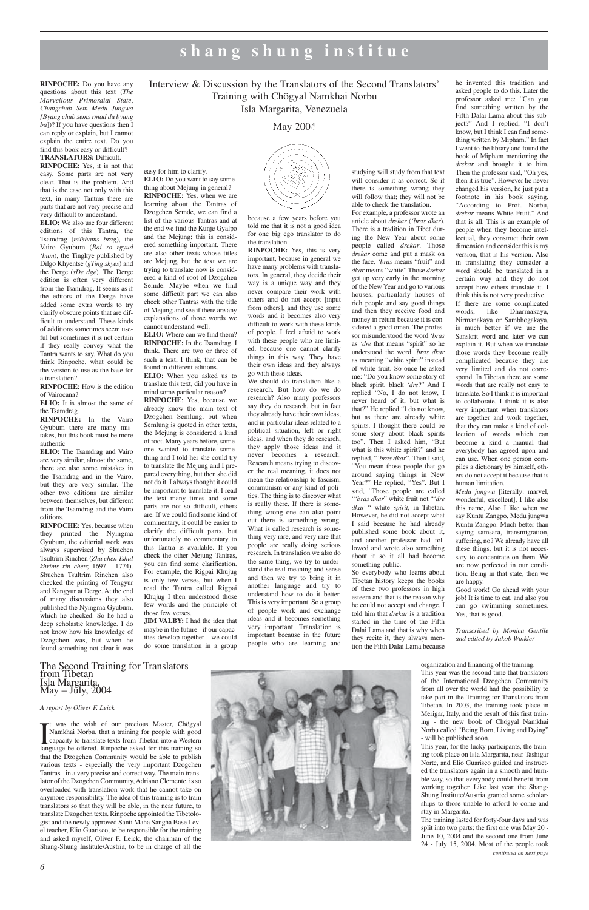# shang shung institue

## Interview & Discussion by the Translators of the Second Translators' Training with Chögyal Namkhai Norbu Isla Margarita, Venezuela

May 2004

**RINPOCHE:** Do you have any questions about this text (*The Marvellous Primordial State*, *Changchub Sem Medu Jungwa [Byang chub sems rmad du byung ba]*)? If you have questions then I can reply or explain, but I cannot explain the entire text. Do you find this book easy or difficult?

**TRANSLATORS:** Difficult.

**RINPOCHE:** Yes, it is not that easy. Some parts are not very clear. That is the problem. And that is the case not only with this text, in many Tantras there are parts that are not very precise and very difficult to understand.

**ELIO:** We also use four different editions of this Tantra, the Tsamdrag (*mTshams brag*), the Vairo Gyubum (*Bai ro rgyud 'bum*), the Tingkye published by Dilgo Khyentse (*gTing skyes*) and the Derge (*sDe dge*). The Derge edition is often very different from the Tsamdrag. It seems as if the editors of the Derge have added some extra words to try to clarify obscure points that are difficult to understand. These kinds of additions sometimes seem useful but sometimes it is not certain if they really convey what the Tantra wants to say. What do you think Rinpoche, what could be the version to use as the base for a translation?

**RINPOCHE:** How is the edition of Vairocana?

**ELIO:** It is almost the same of the Tsamdrag.

**RINPOCHE:** In the Vairo Gyubum there are many mistakes, but this book must be more authentic

**ELIO:** The Tsamdrag and Vairo are very similar, almost the same, there are also some mistakes in the Tsamdrag and in the Vairo, but they are very similar. The other two editions are similar between themselves, but different from the Tsamdrag and the Vairo editions.

**RINPOCHE:** Yes, because when they printed the Nyingma Gyubum, the editorial work was always supervised by Shuchen Tsultrim Rinchen (*Zhu chen Tshul khrims rin chen*; 1697 - 1774). Shuchen Tsultrim Rinchen also checked the printing of Tengyur and Kangyur at Derge. At the end of many discussions they also published the Nyingma Gyubum, which he checked. So he had a deep scholastic knowledge. I do not know how his knowledge of Dzogchen was, but when he found something not clear it was easy for him to clarify.

**ELIO:** Do you want to say something about Mejung in general?

**RINPOCHE:** Yes, when we are learning about the Tantras of Dzogchen Semde, we can find a list of the various Tantras and at the end we find the Kunje Gyalpo and the Mejung; this is considered something important. There are also other texts whose titles are Mejung, but the text we are trying to translate now is considered a kind of root of Dzogchen Semde. Maybe when we find some difficult part we can also check other Tantras with the title of Mejung and see if there are any explanations of those words we cannot understand well.

**ELIO:** Where can we find them?

**RINPOCHE:** In the Tsamdrag, I think. There are two or three of such a text, I think, that can be found in different editions.

**ELIO**: When you asked us to translate this text, did you have in mind some particular reason?

**RINPOCHE**: Yes, because we already know the main text of Dzogchen Semlung, but when Semlung is quoted in other texts, the Mejung is considered a kind of root. Many years before, someone wanted to translate something and I told her she could try to translate the Mejung and I prepared everything, but then she did not do it. I always thought it could be important to translate it. I read the text many times and some parts are not so difficult, others are. If we could find some kind of commentary, it could be easier to clarify the difficult parts, but unfortunately no commentary to this Tantra is available. If you check the other Mejung Tantras, you can find some clarification. For example, the Rigpai Khujug is only few verses, but when I read the Tantra called Rigpai Khujug I then understood those few words and the principle of those few verses.

**JIM VALBY:** I had the idea that maybe in the future - if our capacities develop together - we could do some translation in a group because a few years before you told me that it is not a good idea for one big ego translator to do the translation.

**RINPOCHE:** Yes, this is very important, because in general we have many problems with translators. In general, they decide their way is a unique way and they never compare their work with others and do not accept [input from others], and they use some words and it becomes also very difficult to work with these kinds of people. I feel afraid to work with these people who are limited, because one cannot clarify things in this way. They have their own ideas and they always go with these ideas.

We should do translation like a research. But how do we do research? Also many professors say they do research, but in fact they already have their own ideas, and in particular ideas related to a political situation, left or right ideas, and when they do research, they apply those ideas and it never becomes a research. Research means trying to discover the real meaning, it does not mean the relationship to fascism, communism or any kind of politics. The thing is to discover what is really there. If there is something wrong one can also point out there is something wrong. What is called research is something very rare, and very rare that people are really doing serious research. In translation we also do the same thing, we try to understand the real meaning and sense and then we try to bring it in another language and try to understand how to do it better. This is very important. So a group of people work and exchange ideas and it becomes something very important. Translation is important because in the future people who are learning and studying will study from that text will consider it as correct. So if there is something wrong they will follow that; they will not be able to check the translation.

For example, a professor wrote an article about *drekar* (*'bras dkar*). There is a tradition in Tibet during the New Year about some people called *drekar*. Those *drekar* come and put a mask on the face. *'bras* means "fruit" and *dkar* means "white" Those *drekar* get up very early in the morning of the New Year and go to various houses, particularly houses of rich people and say good things and then they receive food and money in return because it is considered a good omen. The professor misunderstood the word *'bras* as *'dre* that means "spirit" so he understood the word *'bras dkar* as meaning "white spirit" instead of white fruit. So once he asked me: "Do you know some story of black spirit, black *'dre*?" And I replied "No, I do not know, I never heard of it, but what is that?" He replied "I do not know, but as there are already white spirits, I thought there could be some story about black spirits too". Then I asked him, "But what is this white spirit?" and he replied, "*'bras dkar*". Then I said, "You mean those people that go around saying things in New Year?" He replied, "Yes". But I said, "Those people are called "*'bras dkar*" white fruit not "*'dre dkar* " white *spirit*, in Tibetan. However, he did not accept what I said because he had already published some book about it, and another professor had followed and wrote also something about it so it all had become something public.

So everybody who learns about Tibetan history keeps the books of these two professors in high esteem and that is the reason why he could not accept and change. I told him that *drekar* is a tradition started in the time of the Fifth Dalai Lama and that is why when they recite it, they always mention the Fifth Dalai Lama because he invented this tradition and asked people to do this. Later the professor asked me: "Can you find something written by the Fifth Dalai Lama about this subject?" And I replied, "I don't know, but I think I can find something written by Mipham." In fact I went to the library and found the book of Mipham mentioning the *drekar* and brought it to him. Then the professor said, "Oh yes, then it is true". However he never changed his version, he just put a footnote in his book saying, "According to Prof. Norbu, *drekar* means White Fruit." And that is all. This is an example of people when they become intellectual, they construct their own dimension and consider this is my version, that is his version. Also in translating they consider a word should be translated in a certain way and they do not accept how others translate it. I think this is not very productive.

If there are some complicated words, like Dharmakaya, Nirmanakaya or Sambhogakaya, is much better if we use the Sanskrit word and later we can explain it. But when we translate those words they become really complicated because they are very limited and do not correspond. In Tibetan there are some words that are really not easy to translate. So I think it is important to collaborate. I think it is also very important when translators are together and work together, that they can make a kind of collection of words which can become a kind a manual that everybody has agreed upon and can use. When one person compiles a dictionary by himself, others do not accept it because that is human limitation.

*Medu jungwa* [literally: marvel, wonderful, excellent], I like also this name, Also I like when we say Kuntu Zangpo, Medu jungwa Kuntu Zangpo. Much better than saying samsara, transmigration, suffering, no? We already have all these things, but it is not necessary to concentrate on them. We are now perfected in our condition. Being in that state, then we are happy.

Good work! Go ahead with your job! It is time to eat, and also you can go swimming sometimes. Yes, that is good.

*Transcribed by Monica Gentile and edited by Jakob Winkler*

## The Second Training for Translators from Tibetan Isla Margarita, May – July, 2004

*A report by Oliver F. Leick*

It was the wish of our precious Master, Chögyal Namkhai Norbu, that a training for people with good capacity to translate texts from Tibetan into a Western language be offered. Rinpoche asked for this training so that the Dzogchen Community would be able to publish various texts - especially the very important Dzogchen Tantras - in a very precise and correct way. The main translator of the Dzogchen Community, Adriano Clemente, is so overloaded with translation work that he cannot take on anymore responsibility. The idea of this training is to train translators so that they will be able, in the near future, to translate Dzogchen texts. Rinpoche appointed the Tibetologist and the newly approved Santi Maha Sangha Base Level teacher, Elio Guarisco, to be responsible for the training and asked myself, Oliver F. Leick, the chairman of the Shang-Shung Institute/Austria, to be in charge of all the organization and financing of the training.

This year was the second time that translators of the International Dzogchen Community from all over the world had the possibility to take part in the Training for Translators from Tibetan. In 2003, the training took place in Merigar, Italy, and the result of this first training - the new book of Chögyal Namkhai Norbu called "Being Born, Living and Dying" - will be published soon.

This year, for the lucky participants, the training took place on Isla Margarita, near Tashigar Norte, and Elio Guarisco guided and instructed the translators again in a smooth and humble way, so that everybody could benefit from working together. Like last year, the Shang-Shung Institute/Austria granted some scholarships to those unable to afford to come and stay in Margarita.

The training lasted for forty-four days and was split into two parts: the first one was May 20 - June 10, 2004 and the second one from June 24 - July 15, 2004. Most of the people took

*continued on next page*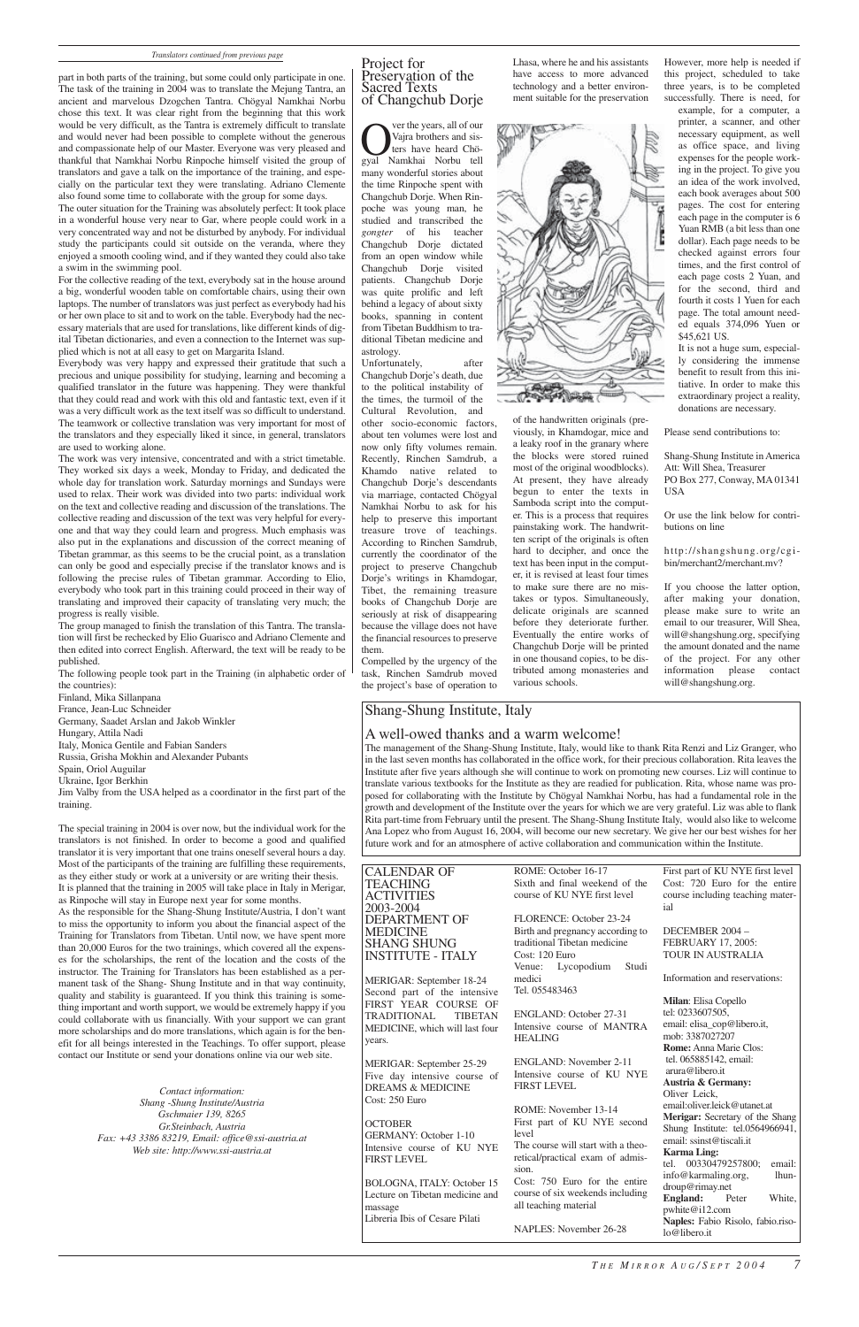*Translators continued from previous page*

part in both parts of the training, but some could only participate in one. The task of the training in 2004 was to translate the Mejung Tantra, an ancient and marvelous Dzogchen Tantra. Chögyal Namkhai Norbu chose this text. It was clear right from the beginning that this work would be very difficult, as the Tantra is extremely difficult to translate and would never had been possible to complete without the generous and compassionate help of our Master. Everyone was very pleased and thankful that Namkhai Norbu Rinpoche himself visited the group of translators and gave a talk on the importance of the training, and especially on the particular text they were translating. Adriano Clemente also found some time to collaborate with the group for some days.

The outer situation for the Training was absolutely perfect: It took place in a wonderful house very near to Gar, where people could work in a very concentrated way and not be disturbed by anybody. For individual study the participants could sit outside on the veranda, where they enjoyed a smooth cooling wind, and if they wanted they could also take a swim in the swimming pool.

For the collective reading of the text, everybody sat in the house around a big, wonderful wooden table on comfortable chairs, using their own laptops. The number of translators was just perfect as everybody had his or her own place to sit and to work on the table. Everybody had the necessary materials that are used for translations, like different kinds of digital Tibetan dictionaries, and even a connection to the Internet was supplied which is not at all easy to get on Margarita Island.

Everybody was very happy and expressed their gratitude that such a precious and unique possibility for studying, learning and becoming a qualified translator in the future was happening. They were thankful that they could read and work with this old and fantastic text, even if it was a very difficult work as the text itself was so difficult to understand. The teamwork or collective translation was very important for most of the translators and they especially liked it since, in general, translators are used to working alone.

The work was very intensive, concentrated and with a strict timetable. They worked six days a week, Monday to Friday, and dedicated the whole day for translation work. Saturday mornings and Sundays were used to relax. Their work was divided into two parts: individual work on the text and collective reading and discussion of the translations. The collective reading and discussion of the text was very helpful for everyone and that way they could learn and progress. Much emphasis was also put in the explanations and discussion of the correct meaning of Tibetan grammar, as this seems to be the crucial point, as a translation can only be good and especially precise if the translator knows and is following the precise rules of Tibetan grammar. According to Elio, everybody who took part in this training could proceed in their way of translating and improved their capacity of translating very much; the progress is really visible.

The group managed to finish the translation of this Tantra. The translation will first be rechecked by Elio Guarisco and Adriano Clemente and then edited into correct English. Afterward, the text will be ready to be published.

The following people took part in the Training (in alphabetic order of the countries):

Finland, Mika Sillanpana
France, Jean-Luc Schneider
Germany, Saadet Arslan and Jakob Winkler
Hungary, Attila Nadi
Italy, Monica Gentile and Fabian Sanders
Russia, Grisha Mokhin and Alexander Pubants
Spain, Oriol Auguilar
Ukraine, Igor Berkhin

Jim Valby from the USA helped as a coordinator in the first part of the training.

The special training in 2004 is over now, but the individual work for the translators is not finished. In order to become a good and qualified translator it is very important that one trains oneself several hours a day. Most of the participants of the training are fulfilling these requirements, as they either study or work at a university or are writing their thesis.

It is planned that the training in 2005 will take place in Italy in Merigar, as Rinpoche will stay in Europe next year for some months.

As the responsible for the Shang-Shung Institute/Austria, I don't want to miss the opportunity to inform you about the financial aspect of the Training for Translators from Tibetan. Until now, we have spent more than 20,000 Euros for the two trainings, which covered all the expenses for the scholarships, the rent of the location and the costs of the instructor. The Training for Translators has been established as a permanent task of the Shang- Shung Institute and in that way continuity, quality and stability is guaranteed. If you think this training is something important and worth support, we would be extremely happy if you could collaborate with us financially. With your support we can grant more scholarships and do more translations, which again is for the benefit for all beings interested in the Teachings. To offer support, please contact our Institute or send your donations online via our web site.

*Contact information:*
*Shang -Shung Institute/Austria*
*Gschmaier 139, 8265*
*Gr.Steinbach, Austria*
*Fax: +43 3386 83219, Email: office@ssi-austria.at*
*Web site: http://www.ssi-austria.at*

## Project for Preservation of the Sacred Texts of Changchub Dorje

Over the years, all of our Vajra brothers and sisters have heard Chögyal Namkhai Norbu tell many wonderful stories about the time Rinpoche spent with Changchub Dorje. When Rinpoche was young man, he studied and transcribed the *gongter* of his teacher Changchub Dorje dictated from an open window while Changchub Dorje visited patients. Changchub Dorje was quite prolific and left behind a legacy of about sixty books, spanning in content from Tibetan Buddhism to traditional Tibetan medicine and astrology.

Unfortunately, after Changchub Dorje's death, due to the political instability of the times, the turmoil of the Cultural Revolution, and other socio-economic factors, about ten volumes were lost and now only fifty volumes remain. Recently, Rinchen Samdrub, a Khamdo native related to Changchub Dorje's descendants via marriage, contacted Chögyal Namkhai Norbu to ask for his help to preserve this important treasure trove of teachings. According to Rinchen Samdrub, currently the coordinator of the project to preserve Changchub Dorje's writings in Khamdogar, Tibet, the remaining treasure books of Changchub Dorje are seriously at risk of disappearing because the village does not have the financial resources to preserve them.

Compelled by the urgency of the task, Rinchen Samdrub moved the project's base of operation to Lhasa, where he and his assistants have access to more advanced technology and a better environment suitable for the preservation of the handwritten originals (previously, in Khamdogar, mice and a leaky roof in the granary where the blocks were stored ruined most of the original woodblocks). At present, they have already begun to enter the texts in Samboda script into the computer. This is a process that requires painstaking work. The handwritten script of the originals is often hard to decipher, and once the text has been input in the computer, it is revised at least four times to make sure there are no mistakes or typos. Simultaneously, delicate originals are scanned before they deteriorate further. Eventually the entire works of Changchub Dorje will be printed in one thousand copies, to be distributed among monasteries and various schools.

However, more help is needed if this project, scheduled to take three years, is to be completed successfully. There is need, for example, for a computer, a printer, a scanner, and other necessary equipment, as well as office space, and living expenses for the people working in the project. To give you an idea of the work involved, each book averages about 500 pages. The cost for entering each page in the computer is 6 Yuan RMB (a bit less than one dollar). Each page needs to be checked against errors four times, and the first control of each page costs 2 Yuan, and for the second, third and fourth it costs 1 Yuen for each page. The total amount needed equals 374,096 Yuen or $45,621 US.

It is not a huge sum, especially considering the immense benefit to result from this initiative. In order to make this extraordinary project a reality, donations are necessary.

Please send contributions to:

Shang-Shung Institute in America
Att: Will Shea, Treasurer
PO Box 277, Conway, MA 01341
USA

Or use the link below for contributions on line

http://shangshung.org/cgi-bin/merchant2/merchant.mv?

If you choose the latter option, after making your donation, please make sure to write an email to our treasurer, Will Shea, will@shangshung.org, specifying the amount donated and the name of the project. For any other information please contact will@shangshung.org.

## Shang-Shung Institute, Italy

### A well-owed thanks and a warm welcome!

The management of the Shang-Shung Institute, Italy, would like to thank Rita Renzi and Liz Granger, who in the last seven months has collaborated in the office work, for their precious collaboration. Rita leaves the Institute after five years although she will continue to work on promoting new courses. Liz will continue to translate various textbooks for the Institute as they are readied for publication. Rita, whose name was proposed for collaborating with the Institute by Chögyal Namkhai Norbu, has had a fundamental role in the growth and development of the Institute over the years for which we are very grateful. Liz was able to flank Rita part-time from February until the present. The Shang-Shung Institute Italy, would also like to welcome Ana Lopez who from August 16, 2004, will become our new secretary. We give her our best wishes for her future work and for an atmosphere of active collaboration and communication within the Institute.

## CALENDAR OF TEACHING ACTIVITIES 2003-2004 DEPARTMENT OF MEDICINE SHANG SHUNG INSTITUTE - ITALY

MERIGAR: September 18-24
Second part of the intensive FIRST YEAR COURSE OF TRADITIONAL TIBETAN MEDICINE, which will last four years.

MERIGAR: September 25-29
Five day intensive course of DREAMS & MEDICINE
Cost: 250 Euro

OCTOBER
GERMANY: October 1-10
Intensive course of KU NYE FIRST LEVEL

BOLOGNA, ITALY: October 15
Lecture on Tibetan medicine and massage
Libreria Ibis of Cesare Pilati

ROME: October 16-17
Sixth and final weekend of the course of KU NYE first level

FLORENCE: October 23-24
Birth and pregnancy according to traditional Tibetan medicine
Cost: 120 Euro
Venue: Lycopodium Studi medici
Tel. 055483463

ENGLAND: October 27-31
Intensive course of MANTRA HEALING

ENGLAND: November 2-11
Intensive course of KU NYE FIRST LEVEL

ROME: November 13-14
First part of KU NYE second level
The course will start with a theoretical/practical exam of admission.
Cost: 750 Euro for the entire course of six weekends including all teaching material

NAPLES: November 26-28
First part of KU NYE first level
Cost: 720 Euro for the entire course including teaching material

DECEMBER 2004 – FEBRUARY 17, 2005:
TOUR IN AUSTRALIA

Information and reservations:

**Milan**: Elisa Copello
tel: 0233607505,
email: elisa_cop@libero.it,
mob: 3387027207
**Rome:** Anna Marie Clos:
tel. 065885142, email: arura@libero.it
**Austria & Germany:**
Oliver Leick,
email:oliver.leick@utanet.at
**Merigar:** Secretary of the Shang Shung Institute: tel.0564966941, email: ssinst@tiscali.it
**Karma Ling:**
tel. 00330479257800; email: info@karmaling.org, lhundroup@rimay.net
**England:** Peter White, pwhite@i12.com
**Naples:** Fabio Risolo, fabio.risolo@libero.it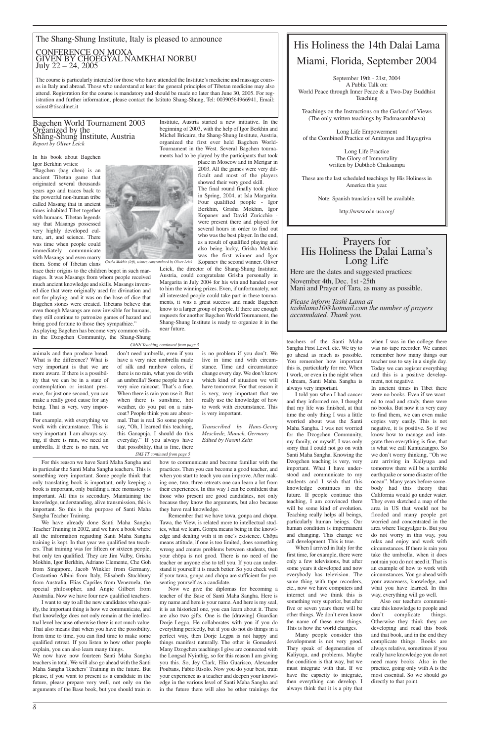The Shang-Shung Institute, Italy is pleased to announce

## CONFERENCE ON MOXA GIVEN BY CHOEGYAL NAMKHAI NORBU July 22 – 24, 2005

The course is particularly intended for those who have attended the Institute's medicine and massage courses in Italy and abroad. Those who understand at least the general principles of Tibetan medicine may also attend. Registration for the course is mandatory and should be made no later than June 30, 2005. For registration and further information, please contact the Istituto Shang-Shung, Tel: 00390564966941, Email: ssinst@tiscalinet.it

## Bagchen World Tournament 2003 Organized by the Shang-Shung Institute, Austria

*Report by Oliver Leick*

In his book about Bagchen Igor Berkhin writes:

"Bagchen (bag chen) is an ancient Tibetan game that originated several thousands years ago and traces back to the powerful non-human tribe called Masang that in ancient times inhabited Tibet together with humans. Tibetan legends say that Masangs possessed very highly developed culture, art, and science. There was time when people could immediately communicate with Masangs and even marry them. Some of Tibetan clans trace their origins to the children begot in such marriages. It was Masangs from whom people received much ancient knowledge and skills. Masangs invented dice that were originally used for divination and not for playing, and it was on the base of dice that Bagchen stones were created. Tibetans believe that even though Masangs are now invisible for humans, they still continue to patronize games of hazard and bring good fortune to those they sympathize."

As playing Bagchen has become very common within the Dzogchen Community, the Shang-Shung Institute, Austria started a new initiative. In the beginning of 2003, with the help of Igor Berkhin and Michel Bricaire, the Shang-Shung Institute, Austria, organized the first ever held Bagchen World-Tournament in the West. Several Bagchen tournaments had to be played by the participants that took place in Moscow and in Merigar in 2003. All the games were very difficult and most of the players showed their very good skill.

*Grisha Mokhin (left), winner, congratulated by Oliver Leick*

The final round finally took place in Spring, 2004, at Isla Margarita. Four qualified people - Igor Berkhin, Grisha Mokhin, Igor Kopanev and David Zuricchio - were present there and played for several hours in order to find out who was the best player. In the end, as a result of qualified playing and also being lucky, Grisha Mokhin was the first winner and Igor Kopanev the second winner. Oliver Leick, the director of the Shang-Shung Institute, Austria, could congratulate Grisha personally in Margarita in July 2004 for his win and handed over to him the winning prizes. Even, if unfortunately, not all interested people could take part in these tournaments, it was a great success and made Bagchen know to a larger group of people. If there are enough requests for another Bagchen World Tournament, the Shang-Shung Institute is ready to organize it in the near future.

## His Holiness the 14th Dalai Lama Miami, Florida, September 2004

September 19th - 21st, 2004
A Public Talk on:
World Peace through Inner Peace & a Two-Day Buddhist Teaching

Teachings on the Instructions on the Garland of Views
(The only written teachings by Padmasambhava)

Long Life Empowerment
of the Combined Practice of Amitayus and Hayagriva

Long Life Practice
The Glory of Immortality
written by Dubthob Chaksampa

These are the last scheduled teachings by His Holiness in America this year.

Note: Spanish translation will be available.

http://www.odn-usa.org/

## Prayers for His Holiness the Dalai Lama's Long Life

Here are the dates and suggested practices:
November 4th, Dec. 1st -25th
Mani and Prayer of Tara, as many as possible.

*Please inform Tashi Lama at tashilama10@hotmail.com the number of prayers accumulated. Thank you.*

*ChNN Teaching continued from page 3*

animals and then produce bread. What is the difference? What is very important is that we are more aware. If there is a possibility that we can be in a state of contemplation or instant presence, for just one second, you can make a really good cause for any being. That is very, very important.

For example, with everything we work with circumstance. This is very important. I am always saying, if there is rain, we need an umbrella. If there is no rain, we don't need umbrella, even if you have a very nice umbrella made of silk and rainbow colors, if there is no rain, what you do with an umbrella? Some people have a very nice raincoat. That's a fine. When there is rain you use it. But when there is sunshine, hot weather, do you put on a raincoat? People think you are abnormal. That is real. So some people say, "Oh, I learned this teaching, this Ganapuja. I should do this everyday." If you always have that possibility, that is fine, there is no problem if you don't. We live in time and with circumstance. Time and circumstance change every day. We don't know which kind of situation we will have tomorrow. For that reason it is very, very important that we really use the knowledge of how to work with circumstance. This is very important.

*Transcribed by Hans-Georg Meschede, Munich, Germany*
*Edited by Naomi Zeitz*

*SMS TT continued from page 5*

For this reason we have Santi Maha Sangha and in particular the Santi Maha Sangha teachers. This is something very important. Some people think that only translating book is important, only keeping a book is important, only building a nice monastery is important. All this is secondary. Maintaining the knowledge, understanding, alive transmission, this is important. So this is the purpose of Santi Maha Sangha Teacher Training.

We have already done Santi Maha Sangha Teacher Training in 2002, and we have a book where all the information regarding Santi Maha Sangha training is kept. In that year we qualified ten teachers. That training was for fifteen or sixteen people, but only ten qualified. They are Jim Valby, Grisha Mokhin, Igor Berkhin, Adriano Clemente, Che Goh from Singapore, Jacob Winkler from Germany, Costantino Albini from Italy, Elisabeth Stuchbury from Australia, Elias Capriles from Venezuela, the special philosopher, and Angie Gilbert from Australia. Now we have four new qualified teachers.

I want to say to all the new candidates who qualify, the important thing is how we communicate, and that knowledge does not only remain at the intellectual level because otherwise there is not much value. That also means that when you have the possibility, from time to time, you can find time to make some qualified retreat. If you listen to how other people explain, you can also learn many things.

We now have now fourteen Santi Maha Sangha teachers in total. We will also go ahead with the Santi Maha Sangha Teachers' Training in the future. But please, if you want to present as a candidate in the future, please prepare very well, not only on the arguments of the Base book, but you should train in how to communicate and become familiar with the practices. Then you can become a good teacher, and when you start to teach you can improve. After making one, two, three retreats one can learn a lot from their experiences. In this way I can be confident that those who present are good candidates, not only because they know the arguments, but also because they have real knowledge.

Remember that we have tawa, gonpa and chöpa. Tawa, the View, is related more to intellectual studies, what we learn. Gonpa means being in the knowledge and dealing with it in one's existence. Chöpa means attitude, if one is too limited, does something wrong and creates problems between students, then your chöpa is not good. There is no need of the teacher or anyone else to tell you. If you can understand it yourself it is much better. So you check well if your tawa, gonpa and chöpa are sufficient for presenting yourself as a candidate.

Now we give the diplomas for becoming a teacher of the Base of Santi Maha Sangha. Here is my name and here is your name. And here is my seal, it is an historical one, you can learn about it. There are also two gifts. One is the [drawing] Guardian Dorje Legpa. He collaborates with you if you do everything perfectly, but if you do not do things in a perfect way, then Dorje Legpa is not happy and things manifest naturally. The other is Gomadevi. Many Dzogchen teachings I give are connected with the Longsal Nyinthig, so for this reason I am giving you this. So, Jey Clark, Elio Guarisco, Alexander Poubans, Fabio Risolo. Now you do your best, train your experience as a teacher and deepen your knowledge in the various level of Santi Maha Sangha and in the future there will also be other trainings for teachers of the Santi Maha Sangha First Level, etc. We try to go ahead as much as possible. You remember how important this is, particularly for me. When I work, or even in the night when I dream, Santi Maha Sangha is always very important.

I told you when I had cancer and they informed me, I thought that my life was finished, at that time the only thing I was a little worried about was the Santi Maha Sangha. I was not worried for the Dzogchen Community, my family, or myself, I was only sorry that I could not go on with Santi Maha Sangha. Knowing the Dzogchen teaching is very, very important. What I have understood and communicate to my students and I wish that this knowledge continues in the future. If people continue this teaching, I am convinced there will be some kind of evolution. Teaching really helps all beings, particularly human beings. Our human condition is impermanent and changing. This change we call development. This is true.

When I arrived in Italy for the first time, for example, there were only a few televisions, but after some years it developed and now everybody has television. The same thing with tape recorders, etc., now we have computers and internet and we think this is something very superior, but after five or seven years there will be other things. We don't even know the name of these new things. This is how the world changes.

Many people consider this development is not very good. They speak of degeneration of Kaliyuga, and problems. Maybe the condition is that way, but we must integrate with that. If we have the capacity to integrate, then everything can develop. I always think that it is a pity that when I was in the college there was no tape recorder. We cannot remember how many things our teacher use to say in a single day. Today we can register everything and this is a positive development, not negative.

In ancient times in Tibet there were no books. Even if we wanted to read and study, there were no books. But now it is very easy to find them, we can even make copies very easily. This is not negative, it is positive. So if we know how to manage and integrate then everything is fine, that is what we call Kuntuzangpo. So we don't worry thinking, "Oh we are arriving in Kaliyuga and tomorrow there will be a terrible earthquake or some disaster of the ocean". Many years before somebody had this theory that California would go under water. They even sketched a map of the area in US that would not be flooded and many people got worried and concentrated in the area where Tsegyalgar is. But you do not worry in this way, you relax and enjoy and work with circumstances. If there is rain you take the umbrella, when it does not rain you do not need it. That is an example of how to work with circumstances. You go ahead with your awareness, knowledge, and what you have learned. In this way, everything will go well.

Also our teachers communicate this knowledge to people and don't complicate things. Otherwise they think they are developing and read this book and that book, and in the end they complicate things. Books are always relative, sometimes if you really have knowledge you do not need many books. Also in the practice, going only with A is the most essential. So we should go directly to that point.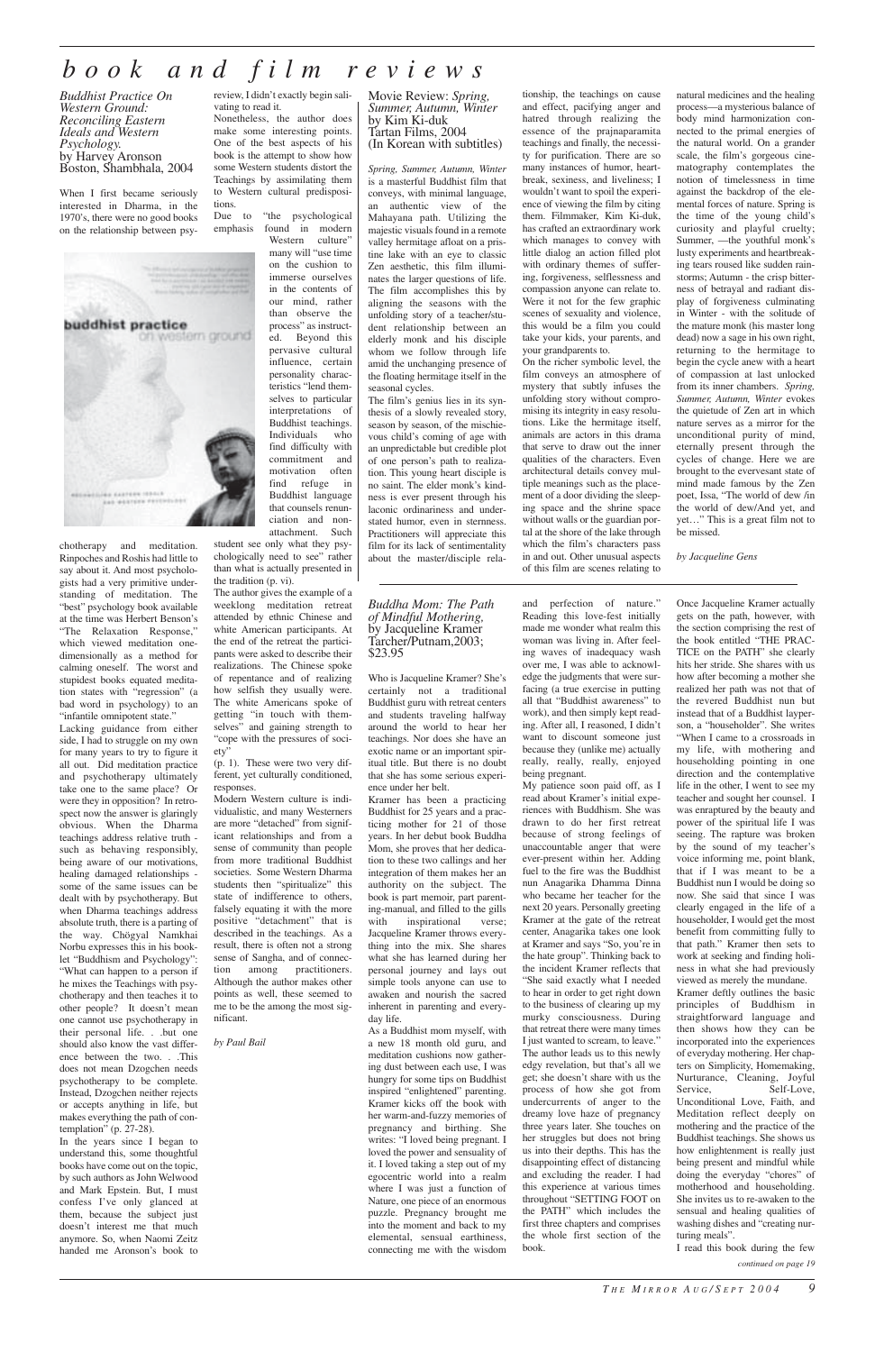# book and film reviews

## *Buddhist Practice On Western Ground: Reconciling Eastern Ideals and Western Psychology.*
by Harvey Aronson
Boston, Shambhala, 2004

When I first became seriously interested in Dharma, in the 1970's, there were no good books on the relationship between psychotherapy and meditation. Rinpoches and Roshis had little to say about it. And most psychologists had a very primitive understanding of meditation. The "best" psychology book available at the time was Herbert Benson's "The Relaxation Response," which viewed meditation one-dimensionally as a method for calming oneself. The worst and stupidest books equated meditation states with "regression" (a bad word in psychology) to an "infantile omnipotent state."

Lacking guidance from either side, I had to struggle on my own for many years to try to figure it all out. Did meditation practice and psychotherapy ultimately take one to the same place? Or were they in opposition? In retrospect now the answer is glaringly obvious. When the Dharma teachings address relative truth - such as behaving responsibly, being aware of our motivations, healing damaged relationships - some of the same issues can be dealt with by psychotherapy. But when Dharma teachings address absolute truth, there is a parting of the way. Chögyal Namkhai Norbu expresses this in his booklet "Buddhism and Psychology": "What can happen to a person if he mixes the Teachings with psychotherapy and then teaches it to other people? It doesn't mean one cannot use psychotherapy in their personal life. . .but one should also know the vast difference between the two. . .This does not mean Dzogchen needs psychotherapy to be complete. Instead, Dzogchen neither rejects or accepts anything in life, but makes everything the path of contemplation" (p. 27-28).

In the years since I began to understand this, some thoughtful books have come out on the topic, by such authors as John Welwood and Mark Epstein. But, I must confess I've only glanced at them, because the subject just doesn't interest me that much anymore. So, when Naomi Zeitz handed me Aronson's book to review, I didn't exactly begin salivating to read it.

Nonetheless, the author does make some interesting points. One of the best aspects of his book is the attempt to show how some Western students distort the Teachings by assimilating them to Western cultural predispositions.

Due to "the psychological emphasis found in modern Western culture" many will "use time on the cushion to immerse ourselves in the contents of our mind, rather than observe the process" as instructed. Beyond this pervasive cultural influence, certain personality characteristics "lend themselves to particular interpretations of Buddhist teachings. Individuals who find difficulty with commitment and motivation often find refuge in Buddhist language that counsels renunciation and non-attachment. Such student see only what they psychologically need to see" rather than what is actually presented in the tradition (p. vi).

The author gives the example of a weeklong meditation retreat attended by ethnic Chinese and white American participants. At the end of the retreat the participants were asked to describe their realizations. The Chinese spoke of repentance and of realizing how selfish they usually were. The white Americans spoke of getting "in touch with themselves" and gaining strength to "cope with the pressures of society"

(p. 1). These were two very different, yet culturally conditioned, responses.

Modern Western culture is individualistic, and many Westerners are more "detached" from significant relationships and from a sense of community than people from more traditional Buddhist societies. Some Western Dharma students then "spiritualize" this state of indifference to others, falsely equating it with the more positive "detachment" that is described in the teachings. As a result, there is often not a strong sense of Sangha, and of connection among practitioners. Although the author makes other points as well, these seemed to me to be the among the most significant.

*by Paul Bail*

## Movie Review: *Spring, Summer, Autumn, Winter*
by Kim Ki-duk
Tartan Films, 2004
(In Korean with subtitles)

*Spring, Summer, Autumn, Winter* is a masterful Buddhist film that conveys, with minimal language, an authentic view of the Mahayana path. Utilizing the majestic visuals found in a remote valley hermitage afloat on a pristine lake with an eye to classic Zen aesthetic, this film illuminates the larger questions of life. The film accomplishes this by aligning the seasons with the unfolding story of a teacher/student relationship between an elderly monk and his disciple whom we follow through life amid the unchanging presence of the floating hermitage itself in the seasonal cycles.

The film's genius lies in its synthesis of a slowly revealed story, season by season, of the mischievous child's coming of age with an unpredictable but credible plot of one person's path to realization. This young heart disciple is no saint. The elder monk's kindness is ever present through his laconic ordinariness and understated humor, even in sternness. Practitioners will appreciate this film for its lack of sentimentality about the master/disciple relationship, the teachings on cause and effect, pacifying anger and hatred through realizing the essence of the prajnaparamita teachings and finally, the necessity for purification. There are so many instances of humor, heartbreak, sexiness, and liveliness; I wouldn't want to spoil the experience of viewing the film by citing them. Filmmaker, Kim Ki-duk, has crafted an extraordinary work which manages to convey with little dialog an action filled plot with ordinary themes of suffering, forgiveness, selflessness and compassion anyone can relate to. Were it not for the few graphic scenes of sexuality and violence, this would be a film you could take your kids, your parents, and your grandparents to.

On the richer symbolic level, the film conveys an atmosphere of mystery that subtly infuses the unfolding story without compromising its integrity in easy resolutions. Like the hermitage itself, animals are actors in this drama that serve to draw out the inner qualities of the characters. Even architectural details convey multiple meanings such as the placement of a door dividing the sleeping space and the shrine space without walls or the guardian portal at the shore of the lake through which the film's characters pass in and out. Other unusual aspects of this film are scenes relating to natural medicines and the healing process—a mysterious balance of body mind harmonization connected to the primal energies of the natural world. On a grander scale, the film's gorgeous cinematography contemplates the notion of timelessness in time against the backdrop of the elemental forces of nature. Spring is the time of the young child's curiosity and playful cruelty; Summer, —the youthful monk's lusty experiments and heartbreaking tears roused like sudden rainstorms; Autumn - the crisp bitterness of betrayal and radiant display of forgiveness culminating in Winter - with the solitude of the mature monk (his master long dead) now a sage in his own right, returning to the hermitage to begin the cycle anew with a heart of compassion at last unlocked from its inner chambers. *Spring, Summer, Autumn, Winter* evokes the quietude of Zen art in which nature serves as a mirror for the unconditional purity of mind, eternally present through the cycles of change. Here we are brought to the evervesant state of mind made famous by the Zen poet, Issa, "The world of dew /in the world of dew/And yet, and yet…" This is a great film not to be missed.

*by Jacqueline Gens*

## *Buddha Mom: The Path of Mindful Mothering,*
by Jacqueline Kramer
Tarcher/Putnam,2003;
$23.95

Who is Jacqueline Kramer? She's certainly not a traditional Buddhist guru with retreat centers and students traveling halfway around the world to hear her teachings. Nor does she have an exotic name or an important spiritual title. But there is no doubt that she has some serious experience under her belt.

Kramer has been a practicing Buddhist for 25 years and a practicing mother for 21 of those years. In her debut book Buddha Mom, she proves that her dedication to these two callings and her integration of them makes her an authority on the subject. The book is part memoir, part parenting-manual, and filled to the gills with inspirational verse; Jacqueline Kramer throws everything into the mix. She shares what she has learned during her personal journey and lays out simple tools anyone can use to awaken and nourish the sacred inherent in parenting and everyday life.

As a Buddhist mom myself, with a new 18 month old guru, and meditation cushions now gathering dust between each use, I was hungry for some tips on Buddhist inspired "enlightened" parenting. Kramer kicks off the book with her warm-and-fuzzy memories of pregnancy and birthing. She writes: "I loved being pregnant. I loved the power and sensuality of it. I loved taking a step out of my egocentric world into a realm where I was just a function of Nature, one piece of an enormous puzzle. Pregnancy brought me into the moment and back to my elemental, sensual earthiness, connecting me with the wisdom and perfection of nature." Reading this love-fest initially made me wonder what realm this woman was living in. After feeling waves of inadequacy wash over me, I was able to acknowledge the judgments that were surfacing (a true exercise in putting all that "Buddhist awareness" to work), and then simply kept reading. After all, I reasoned, I didn't want to discount someone just because they (unlike me) actually really, really, really, enjoyed being pregnant.

My patience soon paid off, as I read about Kramer's initial experiences with Buddhism. She was drawn to do her first retreat because of strong feelings of unaccountable anger that were ever-present within her. Adding fuel to the fire was the Buddhist nun Anagarika Dhamma Dinna who became her teacher for the next 20 years. Personally greeting Kramer at the gate of the retreat center, Anagarika takes one look at Kramer and says "So, you're in the hate group". Thinking back to the incident Kramer reflects that "She said exactly what I needed to hear in order to get right down to the business of clearing up my murky consciousness. During that retreat there were many times I just wanted to scream, to leave." The author leads us to this newly edgy revelation, but that's all we get; she doesn't share with us the process of how she got from undercurrents of anger to the dreamy love haze of pregnancy three years later. She touches on her struggles but does not bring us into their depths. This has the disappointing effect of distancing and excluding the reader. I had this experience at various times throughout "SETTING FOOT on the PATH" which includes the first three chapters and comprises the whole first section of the book.

Once Jacqueline Kramer actually gets on the path, however, with the section comprising the rest of the book entitled "THE PRACTICE on the PATH" she clearly hits her stride. She shares with us how after becoming a mother she realized her path was not that of the revered Buddhist nun but instead that of a Buddhist layperson, a "householder". She writes "When I came to a crossroads in my life, with mothering and householding pointing in one direction and the contemplative life in the other, I went to see my teacher and sought her counsel. I was enraptured by the beauty and power of the spiritual life I was seeing. The rapture was broken by the sound of my teacher's voice informing me, point blank, that if I was meant to be a Buddhist nun I would be doing so now. She said that since I was clearly engaged in the life of a householder, I would get the most benefit from committing fully to that path." Kramer then sets to work at seeking and finding holiness in what she had previously viewed as merely the mundane.

Kramer deftly outlines the basic principles of Buddhism in straightforward language and then shows how they can be incorporated into the experiences of everyday mothering. Her chapters on Simplicity, Homemaking, Nurturance, Cleaning, Joyful Service, Self-Love, Unconditional Love, Faith, and Meditation reflect deeply on mothering and the practice of the Buddhist teachings. She shows us how enlightenment is really just being present and mindful while doing the everyday "chores" of motherhood and householding. She invites us to re-awaken to the sensual and healing qualities of washing dishes and "creating nurturing meals".

I read this book during the few

*continued on page 19*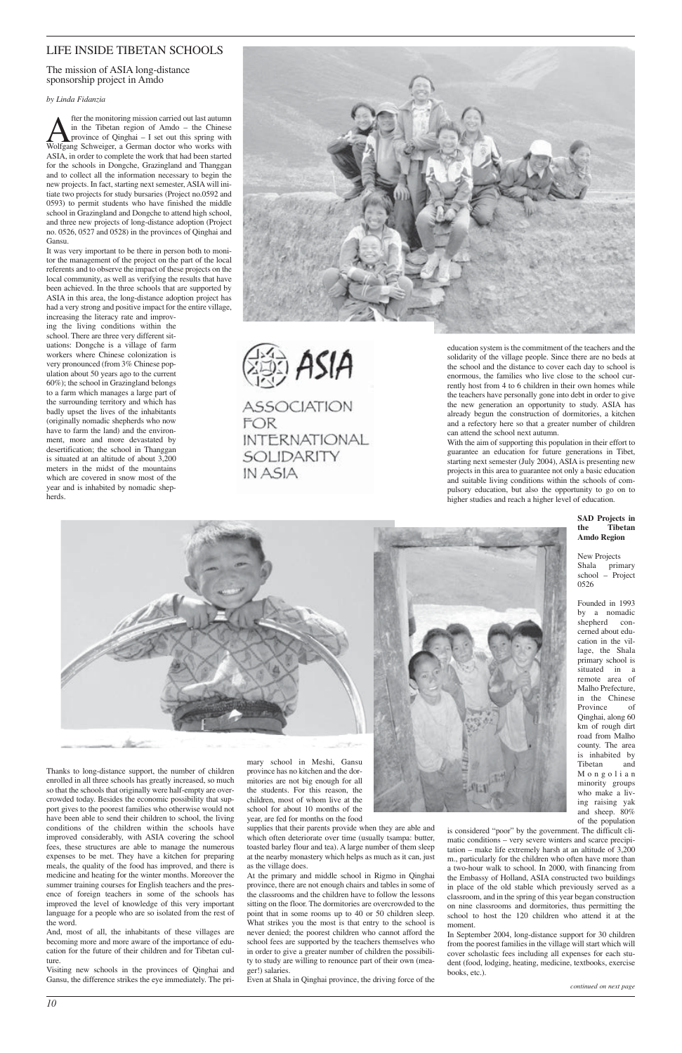# LIFE INSIDE TIBETAN SCHOOLS

## The mission of ASIA long-distance sponsorship project in Amdo

*by Linda Fidanzia*

After the monitoring mission carried out last autumn in the Tibetan region of Amdo – the Chinese province of Qinghai – I set out this spring with Wolfgang Schweiger, a German doctor who works with ASIA, in order to complete the work that had been started for the schools in Dongche, Grazingland and Thanggan and to collect all the information necessary to begin the new projects. In fact, starting next semester, ASIA will initiate two projects for study bursaries (Project no.0592 and 0593) to permit students who have finished the middle school in Grazingland and Dongche to attend high school, and three new projects of long-distance adoption (Project no. 0526, 0527 and 0528) in the provinces of Qinghai and Gansu.

It was very important to be there in person both to monitor the management of the project on the part of the local referents and to observe the impact of these projects on the local community, as well as verifying the results that have been achieved. In the three schools that are supported by ASIA in this area, the long-distance adoption project has had a very strong and positive impact for the entire village, increasing the literacy rate and improving the living conditions within the school. There are three very different situations: Dongche is a village of farm workers where Chinese colonization is very pronounced (from 3% Chinese population about 50 years ago to the current 60%); the school in Grazingland belongs to a farm which manages a large part of the surrounding territory and which has badly upset the lives of the inhabitants (originally nomadic shepherds who now have to farm the land) and the environment, more and more devastated by desertification; the school in Thanggan is situated at an altitude of about 3,200 meters in the midst of the mountains which are covered in snow most of the year and is inhabited by nomadic shepherds.

ASIA
ASSOCIATION FOR INTERNATIONAL SOLIDARITY IN ASIA

Thanks to long-distance support, the number of children enrolled in all three schools has greatly increased, so much so that the schools that originally were half-empty are overcrowded today. Besides the economic possibility that support gives to the poorest families who otherwise would not have been able to send their children to school, the living conditions of the children within the schools have improved considerably, with ASIA covering the school fees, these structures are able to manage the numerous expenses to be met. They have a kitchen for preparing meals, the quality of the food has improved, and there is medicine and heating for the winter months. Moreover the summer training courses for English teachers and the presence of foreign teachers in some of the schools has improved the level of knowledge of this very important language for a people who are so isolated from the rest of the world.

And, most of all, the inhabitants of these villages are becoming more and more aware of the importance of education for the future of their children and for Tibetan culture.

Visiting new schools in the provinces of Qinghai and Gansu, the difference strikes the eye immediately. The primary school in Meshi, Gansu province has no kitchen and the dormitories are not big enough for all the students. For this reason, the children, most of whom live at the school for about 10 months of the year, are fed for months on the food supplies that their parents provide when they are able and which often deteriorate over time (usually tsampa: butter, toasted barley flour and tea). A large number of them sleep at the nearby monastery which helps as much as it can, just as the village does.

At the primary and middle school in Rigmo in Qinghai province, there are not enough chairs and tables in some of the classrooms and the children have to follow the lessons sitting on the floor. The dormitories are overcrowded to the point that in some rooms up to 40 or 50 children sleep. What strikes you the most is that entry to the school is never denied; the poorest children who cannot afford the school fees are supported by the teachers themselves who in order to give a greater number of children the possibility to study are willing to renounce part of their own (meager!) salaries.

Even at Shala in Qinghai province, the driving force of the education system is the commitment of the teachers and the solidarity of the village people. Since there are no beds at the school and the distance to cover each day to school is enormous, the families who live close to the school currently host from 4 to 6 children in their own homes while the teachers have personally gone into debt in order to give the new generation an opportunity to study. ASIA has already begun the construction of dormitories, a kitchen and a refectory here so that a greater number of children can attend the school next autumn.

With the aim of supporting this population in their effort to guarantee an education for future generations in Tibet, starting next semester (July 2004), ASIA is presenting new projects in this area to guarantee not only a basic education and suitable living conditions within the schools of compulsory education, but also the opportunity to go on to higher studies and reach a higher level of education.

### SAD Projects in the Tibetan Amdo Region

New Projects
Shala primary school – Project 0526

Founded in 1993 by a nomadic shepherd concerned about education in the village, the Shala primary school is situated in a remote area of Malho Prefecture, in the Chinese Province of Qinghai, along 60 km of rough dirt road from Malho county. The area is inhabited by Tibetan and Mongolian minority groups who make a living raising yak and sheep. 80% of the population is considered "poor" by the government. The difficult climatic conditions – very severe winters and scarce precipitation – make life extremely harsh at an altitude of 3,200 m., particularly for the children who often have more than a two-hour walk to school. In 2000, with financing from the Embassy of Holland, ASIA constructed two buildings in place of the old stable which previously served as a classroom, and in the spring of this year began construction on nine classrooms and dormitories, thus permitting the school to host the 120 children who attend it at the moment.

In September 2004, long-distance support for 30 children from the poorest families in the village will start which will cover scholastic fees including all expenses for each student (food, lodging, heating, medicine, textbooks, exercise books, etc.).

*continued on next page*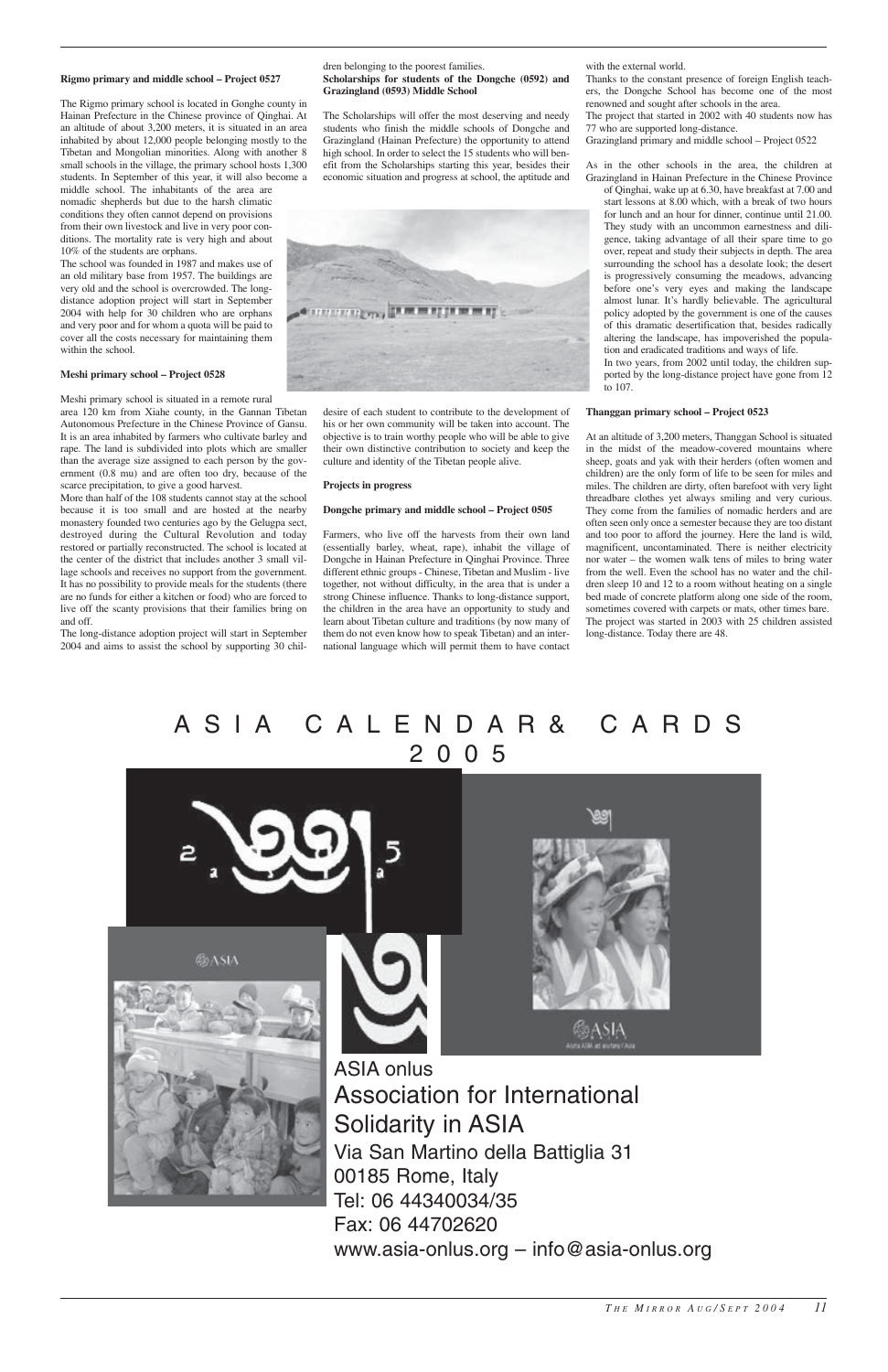**Rigmo primary and middle school – Project 0527**

The Rigmo primary school is located in Gonghe county in Hainan Prefecture in the Chinese province of Qinghai. At an altitude of about 3,200 meters, it is situated in an area inhabited by about 12,000 people belonging mostly to the Tibetan and Mongolian minorities. Along with another 8 small schools in the village, the primary school hosts 1,300 students. In September of this year, it will also become a middle school. The inhabitants of the area are nomadic shepherds but due to the harsh climatic conditions they often cannot depend on provisions from their own livestock and live in very poor conditions. The mortality rate is very high and about 10% of the students are orphans.

The school was founded in 1987 and makes use of an old military base from 1957. The buildings are very old and the school is overcrowded. The long-distance adoption project will start in September 2004 with help for 30 children who are orphans and very poor and for whom a quota will be paid to cover all the costs necessary for maintaining them within the school.

**Meshi primary school – Project 0528**

Meshi primary school is situated in a remote rural area 120 km from Xiahe county, in the Gannan Tibetan Autonomous Prefecture in the Chinese Province of Gansu. It is an area inhabited by farmers who cultivate barley and rape. The land is subdivided into plots which are smaller than the average size assigned to each person by the government (0.8 mu) and are often too dry, because of the scarce precipitation, to give a good harvest.

More than half of the 108 students cannot stay at the school because it is too small and are hosted at the nearby monastery founded two centuries ago by the Gelugpa sect, destroyed during the Cultural Revolution and today restored or partially reconstructed. The school is located at the center of the district that includes another 3 small village schools and receives no support from the government. It has no possibility to provide meals for the students (there are no funds for either a kitchen or food) who are forced to live off the scanty provisions that their families bring on and off.

The long-distance adoption project will start in September 2004 and aims to assist the school by supporting 30 children belonging to the poorest families.

**Scholarships for students of the Dongche (0592) and Grazingland (0593) Middle School**

The Scholarships will offer the most deserving and needy students who finish the middle schools of Dongche and Grazingland (Hainan Prefecture) the opportunity to attend high school. In order to select the 15 students who will benefit from the Scholarships starting this year, besides their economic situation and progress at school, the aptitude and desire of each student to contribute to the development of his or her own community will be taken into account. The objective is to train worthy people who will be able to give their own distinctive contribution to society and keep the culture and identity of the Tibetan people alive.

**Projects in progress**

**Dongche primary and middle school – Project 0505**

Farmers, who live off the harvests from their own land (essentially barley, wheat, rape), inhabit the village of Dongche in Hainan Prefecture in Qinghai Province. Three different ethnic groups - Chinese, Tibetan and Muslim - live together, not without difficulty, in the area that is under a strong Chinese influence. Thanks to long-distance support, the children in the area have an opportunity to study and learn about Tibetan culture and traditions (by now many of them do not even know how to speak Tibetan) and an international language which will permit them to have contact with the external world.

Thanks to the constant presence of foreign English teachers, the Dongche School has become one of the most renowned and sought after schools in the area.

The project that started in 2002 with 40 students now has 77 who are supported long-distance.

Grazingland primary and middle school – Project 0522

As in the other schools in the area, the children at Grazingland in Hainan Prefecture in the Chinese Province of Qinghai, wake up at 6.30, have breakfast at 7.00 and start lessons at 8.00 which, with a break of two hours for lunch and an hour for dinner, continue until 21.00. They study with an uncommon earnestness and diligence, taking advantage of all their spare time to go over, repeat and study their subjects in depth. The area surrounding the school has a desolate look; the desert is progressively consuming the meadows, advancing before one's very eyes and making the landscape almost lunar. It's hardly believable. The agricultural policy adopted by the government is one of the causes of this dramatic desertification that, besides radically altering the landscape, has impoverished the population and eradicated traditions and ways of life.

In two years, from 2002 until today, the children supported by the long-distance project have gone from 12 to 107.

**Thanggan primary school – Project 0523**

At an altitude of 3,200 meters, Thanggan School is situated in the midst of the meadow-covered mountains where sheep, goats and yak with their herders (often women and children) are the only form of life to be seen for miles and miles. The children are dirty, often barefoot with very light threadbare clothes yet always smiling and very curious. They come from the families of nomadic herders and are often seen only once a semester because they are too distant and too poor to afford the journey. Here the land is wild, magnificent, uncontaminated. There is neither electricity nor water – the women walk tens of miles to bring water from the well. Even the school has no water and the children sleep 10 and 12 to a room without heating on a single bed made of concrete platform along one side of the room, sometimes covered with carpets or mats, other times bare. The project was started in 2003 with 25 children assisted long-distance. Today there are 48.

# ASIA CALENDAR & CARDS 2005

ASIA onlus
Association for International Solidarity in ASIA
Via San Martino della Battiglia 31
00185 Rome, Italy
Tel: 06 44340034/35
Fax: 06 44702620
www.asia-onlus.org – info@asia-onlus.org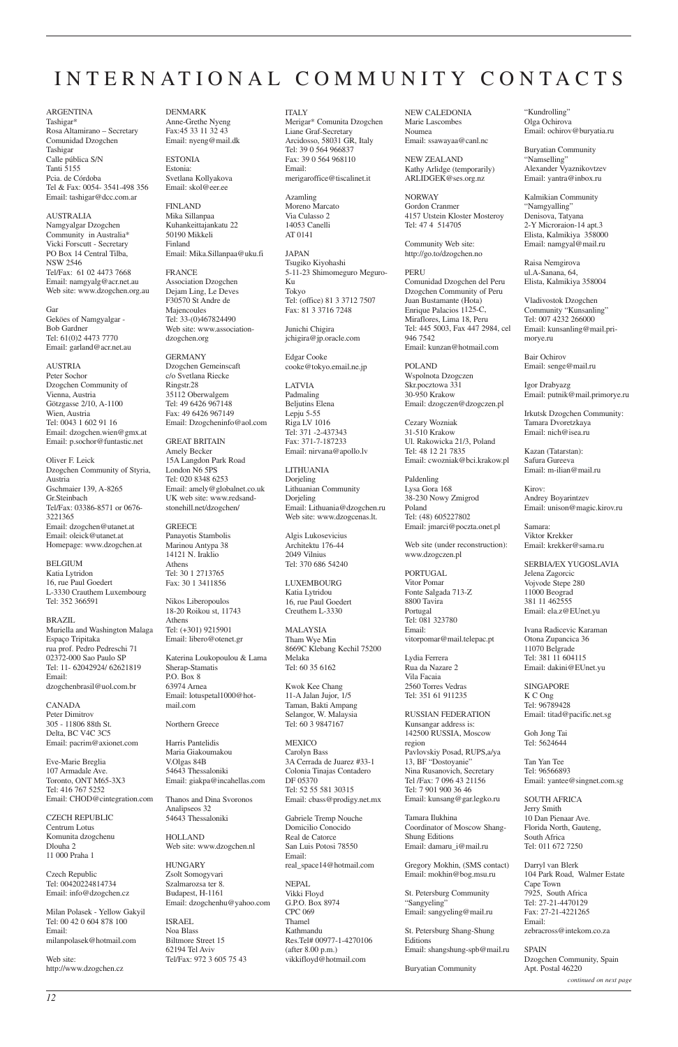# INTERNATIONAL COMMUNITY CONTACTS

ARGENTINA
Tashigar*
Rosa Altamirano – Secretary
Comunidad Dzogchen
Tashigar
Calle pública S/N
Tanti 5155
Pcia. de Córdoba
Tel & Fax: 0054- 3541-498 356
Email: tashigar@dcc.com.ar

AUSTRALIA
Namgyalgar Dzogchen
Community in Australia*
Vicki Forscutt - Secretary
PO Box 14 Central Tilba,
NSW 2546
Tel/Fax: 61 02 4473 7668
Email: namgyalg@acr.net.au
Web site: www.dzogchen.org.au

Gar
Geköes of Namgyalgar -
Bob Gardner
Tel: 61(0)2 4473 7770
Email: garland@acr.net.au

AUSTRIA
Peter Sochor
Dzogchen Community of
Vienna, Austria
Götzgasse 2/10, A-1100
Wien, Austria
Tel: 0043 1 602 91 16
Email: dzogchen.wien@gmx.at
Email: p.sochor@funtastic.net

Oliver F. Leick
Dzogchen Community of Styria,
Austria
Gschmaier 139, A-8265
Gr.Steinbach
Tel/Fax: 03386-8571 or 0676-
3221365
Email: dzogchen@utanet.at
Email: oleick@utanet.at
Homepage: www.dzogchen.at

BELGIUM
Katia Lytridon
16, rue Paul Goedert
L-3330 Crauthem Luxembourg
Tel: 352 366591

BRAZIL
Muriella and Washington Malaga
Espaço Tripitaka
rua prof. Pedro Pedreschi 71
02372-000 Sao Paulo SP
Tel: 11- 62042924/ 62621819
Email:
dzogchenbrasil@uol.com.br

CANADA
Peter Dimitrov
305 - 11806 88th St.
Delta, BC V4C 3C5
Email: pacrim@axionet.com

Eve-Marie Breglia
107 Armadale Ave.
Toronto, ONT M65-3X3
Tel: 416 767 5252
Email: CHOD@cintegration.com

CZECH REPUBLIC
Centrum Lotus
Komunita dzogchenu
Dlouha 2
11 000 Praha 1

Czech Republic
Tel: 00420224814734
Email: info@dzogchen.cz

Milan Polasek - Yellow Gakyil
Tel: 00 42 0 604 878 100
Email:
milanpolasek@hotmail.com

Web site:
http://www.dzogchen.cz

DENMARK
Anne-Grethe Nyeng
Fax:45 33 11 32 43
Email: nyeng@mail.dk

ESTONIA
Estonia:
Svetlana Kollyakova
Email: skol@eer.ee

FINLAND
Mika Sillanpaa
Kuhankeittajankatu 22
50190 Mikkeli
Finland
Email: Mika.Sillanpaa@uku.fi

FRANCE
Association Dzogchen
Dejam Ling, Le Deves
F30570 St Andre de
Majencoules
Tel: 33-(0)467824490
Web site: www.association-
dzogchen.org

GERMANY
Dzogchen Gemeinscaft
c/o Svetlana Riecke
Ringstr.28
35112 Oberwalgem
Tel: 49 6426 967148
Fax: 49 6426 967149
Email: Dzogcheninfo@aol.com

GREAT BRITAIN
Amely Becker
15A Langdon Park Road
London N6 5PS
Tel: 020 8348 6253
Email: amely@globalnet.co.uk
UK web site: www.redsand-
stonehill.net/dzogchen/

GREECE
Panayotis Stambolis
Marinou Antypa 38
14121 N. Iraklio
Athens
Tel: 30 1 2713765
Fax: 30 1 3411856

Nikos Liberopoulos
18-20 Roikou st, 11743
Athens
Tel: (+301) 9215901
Email: libero@otenet.gr

Katerina Loukopoulou & Lama
Sherap-Stamatis
P.O. Box 8
63974 Arnea
Email: lotuspetal1000@hot-
mail.com

Northern Greece

Harris Pantelidis
Maria Giakoumakou
V.Olgas 84B
54643 Thessaloniki
Email: giakpa@incahellas.com

Thanos and Dina Svoronos
Analipseos 32
54643 Thessaloniki

HOLLAND
Web site: www.dzogchen.nl

HUNGARY
Zsolt Somogyvari
Szalmarozsa ter 8.
Budapest, H-1161
Email: dzogchenhu@yahoo.com

ISRAEL
Noa Blass
Biltmore Street 15
62194 Tel Aviv
Tel/Fax: 972 3 605 75 43

ITALY
Merigar* Comunita Dzogchen
Liane Graf-Secretary
Arcidosso, 58031 GR, Italy
Tel: 39 0 564 966837
Fax: 39 0 564 968110
Email:
merigaroffice@tiscalinet.it

Azamling
Moreno Marcato
Via Culasso 2
14053 Canelli
AT 0141

JAPAN
Tsugiko Kiyohashi
5-11-23 Shimomeguro Meguro-
Ku
Tokyo
Tel: (office) 81 3 3712 7507
Fax: 81 3 3716 7248

Junichi Chigira
jchigira@jp.oracle.com

Edgar Cooke
cooke@tokyo.email.ne.jp

LATVIA
Padmaling
Beljutins Elena
Lepju 5-55
Riga LV 1016
Tel: 371 -2-437343
Fax: 371-7-187233
Email: nirvana@apollo.lv

LITHUANIA
Dorjeling
Lithuanian Community
Dorjeling
Email: Lithuania@dzogchen.ru
Web site: www.dzogcenas.lt.

Algis Lukosevicius
Architektu 176-44
2049 Vilnius
Tel: 370 686 54240

LUXEMBOURG
Katia Lytridou
16, rue Paul Goedert
Creuthem L-3330

MALAYSIA
Tham Wye Min
8669C Klebang Kechil 75200
Melaka
Tel: 60 35 6162

Kwok Kee Chang
11-A Jalan Jujor, 1/5
Taman, Bakti Ampang
Selangor, W. Malaysia
Tel: 60 3 9847167

MEXICO
Carolyn Bass
3A Cerrada de Juarez #33-1
Colonia Tinajas Contadero
DF 05370
Tel: 52 55 581 30315
Email: cbass@prodigy.net.mx

Gabriele Tremp Nouche
Domicilio Conocido
Real de Catorce
San Luis Potosi 78550
Email:
real_space14@hotmail.com

NEPAL
Vikki Floyd
G.P.O. Box 8974
CPC 069
Thamel
Kathmandu
Res.Tel# 00977-1-4270106
(after 8.00 p.m.)
vikkifloyd@hotmail.com

NEW CALEDONIA
Marie Lascombes
Noumea
Email: ssawayaa@canl.nc

NEW ZEALAND
Kathy Arlidge (temporarily)
ARLIDGEK@ses.org.nz

NORWAY
Gordon Cranmer
4157 Utstein Kloster Mosteroy
Tel: 47 4 514705

Community Web site:
http://go.to/dzogchen.no

PERU
Comunidad Dzogchen del Peru
Dzogchen Community of Peru
Juan Bustamante (Hota)
Enrique Palacios 1125-C,
Miraflores, Lima 18, Peru
Tel: 445 5003, Fax 447 2984, cel
946 7542
Email: kunzan@hotmail.com

POLAND
Wspolnota Dzogczen
Skr.pocztowa 331
30-950 Krakow
Email: dzogczen@dzogczen.pl

Cezary Wozniak
31-510 Krakow
Ul. Rakowicka 21/3, Poland
Tel: 48 12 21 7835
Email: cwozniak@bci.krakow.pl

Paldenling
Lysa Gora 168
38-230 Nowy Zmigrod
Poland
Tel: (48) 605227802
Email: jmarci@poczta.onet.pl

Web site (under reconstruction):
www.dzogczen.pl

PORTUGAL
Vitor Pomar
Fonte Salgada 713-Z
8800 Tavira
Portugal
Tel: 081 323780
Email:
vitorpomar@mail.telepac.pt

Lydia Ferrera
Rua da Nazare 2
Vila Facaia
2560 Torres Vedras
Tel: 351 61 911235

RUSSIAN FEDERATION
Kunsangar address is:
142500 RUSSIA, Moscow
region
Pavlovskiy Posad, RUPS,a/ya
13, BF "Dostoyanie"
Nina Rusanovich, Secretary
Tel /Fax: 7 096 43 21156
Tel: 7 901 900 36 46
Email: kunsang@gar.legko.ru

Tamara Ilukhina
Coordinator of Moscow Shang-
Shung Editions
Email: damaru_i@mail.ru

Gregory Mokhin, (SMS contact)
Email: mokhin@bog.msu.ru

St. Petersburg Community
"Sangyeling"
Email: sangyeling@mail.ru

St. Petersburg Shang-Shung
Editions
Email: shangshung-spb@mail.ru

Buryatian Community
"Kundrolling"
Olga Ochirova
Email: ochirov@buryatia.ru

Buryatian Community
"Namselling"
Alexander Vyaznikovtzev
Email: yantra@inbox.ru

Kalmikian Community
"Namgyalling"
Denisova, Tatyana
2-Y Microraion-14 apt.3
Elista, Kalmikiya 358000
Email: namgyal@mail.ru

Raisa Nemgirova
ul.A-Sanana, 64,
Elista, Kalmikiya 358004

Vladivostok Dzogchen
Community "Kunsanling"
Tel: 007 4232 266000
Email: kunsanling@mail.pri-
morye.ru

Bair Ochirov
Email: senge@mail.ru

Igor Drabyazg
Email: putnik@mail.primorye.ru

Irkutsk Dzogchen Community:
Tamara Dvoretzkaya
Email: nich@isea.ru

Kazan (Tatarstan):
Safura Gureeva
Email: m-ilian@mail.ru

Kirov:
Andrey Boyarintzev
Email: unison@magic.kirov.ru

Samara:
Viktor Krekker
Email: krekker@sama.ru

SERBIA/EX YUGOSLAVIA
Jelena Zagorcic
Vojvode Stepe 280
11000 Beograd
381 11 462555
Email: ela.z@EUnet.yu

Ivana Radicevic Karaman
Otona Zupancica 36
11070 Belgrade
Tel: 381 11 604115
Email: dakini@EUnet.yu

SINGAPORE
K C Ong
Tel: 96789428
Email: titad@pacific.net.sg

Goh Jong Tai
Tel: 5624644

Tan Yan Tee
Tel: 96566893
Email: yantee@singnet.com.sg

SOUTH AFRICA
Jerry Smith
10 Dan Pienaar Ave.
Florida North, Gauteng,
South Africa
Tel: 011 672 7250

Darryl van Blerk
104 Park Road, Walmer Estate
Cape Town
7925, South Africa
Tel: 27-21-4470129
Fax: 27-21-4221265
Email:
zebracross@intekom.co.za

SPAIN
Dzogchen Community, Spain
Apt. Postal 46220

*continued on next page*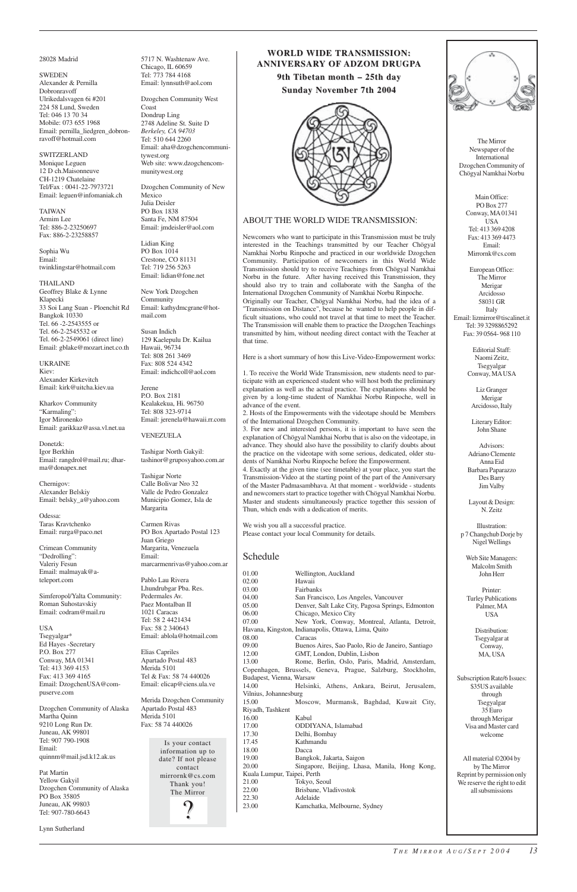28028 Madrid

SWEDEN
Alexander & Pernilla Dobronravoff
Ulrikedalsvagen 6i #201
224 58 Lund, Sweden
Tel: 046 13 70 34
Mobile: 073 655 1968
Email: pernilla_liedgren_dobronravoff@hotmail.com

SWITZERLAND
Monique Leguen
12 D ch.Maisonneuve
CH-1219 Chatelaine
Tel/Fax : 0041-22-7973721
Email: leguen@infomaniak.ch

TAIWAN
Armim Lee
Tel: 886-2-23250697
Fax: 886-2-23258857

Sophia Wu
Email: twinklingstar@hotmail.com

THAILAND
Geoffrey Blake & Lynne Klapecki
33 Soi Lang Suan - Ploenchit Rd
Bangkok 10330
Tel. 66 -2-2543555 or
Tel. 66-2-2545532 or
Tel. 66-2-2549061 (direct line)
Email: gblake@mozart.inet.co.th

UKRAINE
Kiev:
Alexander Kirkevitch
Email: kirk@uitcha.kiev.ua

Kharkov Community "Karmaling":
Igor Mironenko
Email: garikkaz@assa.vl.net.ua

Donetzk:
Igor Berkhin
Email: rangdrol@mail.ru; dharma@donapex.net

Chernigov:
Alexander Belskiy
Email: belsky_a@yahoo.com

Odessa:
Taras Kravtchenko
Email: rurga@paco.net

Crimean Community "Dedrolling":
Valeriy Fesun
Email: malmayak@a-teleport.com

Simferopol/Yalta Community:
Roman Suhostavskiy
Email: codram@mail.ru

USA
Tsegyalgar*
Ed Hayes -Secretary
P.O. Box 277
Conway, MA 01341
Tel: 413 369 4153
Fax: 413 369 4165
Email: DzogchenUSA@compuserve.com

Dzogchen Community of Alaska
Martha Quinn
9210 Long Run Dr.
Juneau, AK 99801
Tel: 907 790-1908
Email: quinnm@mail.jsd.k12.ak.us

Pat Martin
Yellow Gakyil
Dzogchen Community of Alaska
PO Box 35805
Juneau, AK 99803
Tel: 907-780-6643

Lynn Sutherland
5717 N. Washtenaw Ave.
Chicago, IL 60659
Tel: 773 784 4168
Email: lynnsuth@aol.com

Dzogchen Community West Coast
Dondrup Ling
2748 Adeline St. Suite D
*Berkeley, CA 94703*
Tel: 510 644 2260
Email: aha@dzogchencommunitywest.org
Web site: www.dzogchencommunitywest.org

Dzogchen Community of New Mexico
Julia Deisler
PO Box 1838
Santa Fe, NM 87504
Email: jmdeisler@aol.com

Lidian King
PO Box 1014
Crestone, CO 81131
Tel: 719 256 5263
Email: lidian@fone.net

New York Dzogchen Community
Email: kathydmcgrane@hotmail.com

Susan Indich
129 Kaelepulu Dr. Kailua
Hawaii, 96734
Tel: 808 261 3469
Fax: 808 524 4342
Email: indichcoll@aol.com

Jerene
P.O. Box 2181
Kealakekua, Hi. 96750
Tel: 808 323-9714
Email: jerenela@hawaii.rr.com

VENEZUELA

Tashigar North Gakyil:
tashinor@gruposyahoo.com.ar

Tashigar Norte
Calle Bolivar Nro 32
Valle de Pedro Gonzalez
Municipio Gomez, Isla de Margarita

Carmen Rivas
PO Box Apartado Postal 123
Juan Griego
Margarita, Venezuela
Email: marcarmenrivas@yahoo.com.ar

Pablo Lau Rivera
Lhundrubgar Pba. Res.
Pedermales Av.
Paez Montalban II
1021 Caracas
Tel: 58 2 4421434
Fax: 58 2 340643
Email: ablola@hotmail.com

Elias Capriles
Apartado Postal 483
Merida 5101
Tel & Fax: 58 74 440026
Email: elicap@ciens.ula.ve

Merida Dzogchen Community
Apartado Postal 483
Merida 5101
Fax: 58 74 440026

Is your contact information up to date? If not please contact mirrornk@cs.com Thank you! The Mirror

?

## WORLD WIDE TRANSMISSION: ANNIVERSARY OF ADZOM DRUGPA

**9th Tibetan month – 25th day**

**Sunday November 7th 2004**

### ABOUT THE WORLD WIDE TRANSMISSION:

Newcomers who want to participate in this Transmission must be truly interested in the Teachings transmitted by our Teacher Chögyal Namkhai Norbu Rinpoche and practiced in our worldwide Dzogchen Community. Participation of newcomers in this World Wide Transmission should try to receive Teachings from Chögyal Namkhai Norbu in the future. After having received this Transmission, they should also try to train and collaborate with the Sangha of the International Dzogchen Community of Namkhai Norbu Rinpoche.
Originally our Teacher, Chögyal Namkhai Norbu, had the idea of a "Transmission on Distance", because he wanted to help people in difficult situations, who could not travel at that time to meet the Teacher. The Transmission will enable them to practice the Dzogchen Teachings transmitted by him, without needing direct contact with the Teacher at that time.

Here is a short summary of how this Live-Video-Empowerment works:

1. To receive the World Wide Transmission, new students need to participate with an experienced student who will host both the preliminary explanation as well as the actual practice. The explanations should be given by a long-time student of Namkhai Norbu Rinpoche, well in advance of the event.
2. Hosts of the Empowerments with the videotape should be Members of the International Dzogchen Community.
3. For new and interested persons, it is important to have seen the explanation of Chögyal Namkhai Norbu that is also on the videotape, in advance. They should also have the possibility to clarify doubts about the practice on the videotape with some serious, dedicated, older students of Namkhai Norbu Rinpoche before the Empowerment.
4. Exactly at the given time (see timetable) at your place, you start the Transmission-Video at the starting point of the part of the Anniversary of the Master Padmasambhava. At that moment - worldwide - students and newcomers start to practice together with Chögyal Namkhai Norbu. Master and students simultaneously practice together this session of Thun, which ends with a dedication of merits.

We wish you all a successful practice.
Please contact your local Community for details.

### Schedule

| | |
|---|---|
| 01.00 | Wellington, Auckland |
| 02.00 | Hawaii |
| 03.00 | Fairbanks |
| 04.00 | San Francisco, Los Angeles, Vancouver |
| 05.00 | Denver, Salt Lake City, Pagosa Springs, Edmonton |
| 06.00 | Chicago, Mexico City |
| 07.00 | New York, Conway, Montreal, Atlanta, Detroit, Havana, Kingston, Indianapolis, Ottawa, Lima, Quito |
| 08.00 | Caracas |
| 09.00 | Buenos Aires, Sao Paolo, Rio de Janeiro, Santiago |
| 12.00 | GMT, London, Dublin, Lisbon |
| 13.00 | Rome, Berlin, Oslo, Paris, Madrid, Amsterdam, Copenhagen, Brussels, Geneva, Prague, Salzburg, Stockholm, Budapest, Vienna, Warsaw |
| 14.00 | Helsinki, Athens, Ankara, Beirut, Jerusalem, Vilnius, Johannesburg |
| 15.00 | Moscow, Murmansk, Baghdad, Kuwait City, Riyadh, Tashkent |
| 16.00 | Kabul |
| 17.00 | ODDIYANA, Islamabad |
| 17.30 | Delhi, Bombay |
| 17.45 | Kathmandu |
| 18.00 | Dacca |
| 19.00 | Bangkok, Jakarta, Saigon |
| 20.00 | Singapore, Beijing, Lhasa, Manila, Hong Kong, Kuala Lumpur, Taipei, Perth |
| 21.00 | Tokyo, Seoul |
| 22.00 | Brisbane, Vladivostok |
| 22.30 | Adelaide |
| 23.00 | Kamchatka, Melbourne, Sydney |

The Mirror
Newspaper of the International Dzogchen Community of Chögyal Namkhai Norbu

Main Office:
PO Box 277
Conway, MA 01341
USA
Tel: 413 369 4208
Fax: 413 369 4473
Email: Mirrornk@cs.com

European Office:
The Mirror
Merigar
Arcidosso
58031 GR
Italy
Email: lizmirror@tiscalinet.it
Tel: 39 3298865292
Fax: 39 0564- 968 110

Editorial Staff:
Naomi Zeitz, Tsegyalgar
Conway, MA USA

Liz Granger
Merigar
Arcidosso, Italy

Literary Editor:
John Shane

Advisors:
Adriano Clemente
Anna Eid
Barbara Paparazzo
Des Barry
Jim Valby

Layout & Design:
N. Zeitz

Illustration:
p 7 Changchub Dorje by Nigel Wellings

Web Site Managers:
Malcolm Smith
John Herr

Printer:
Turley Publications
Palmer, MA
USA

Distribution:
Tsegyalgar at Conway, MA, USA

Subscription Rate/6 Issues:
$35US available through Tsegyalgar
35 Euro through Merigar
Visa and Master card welcome

All material ©2004 by by The Mirror
Reprint by permission only
We reserve the right to edit all subsmissions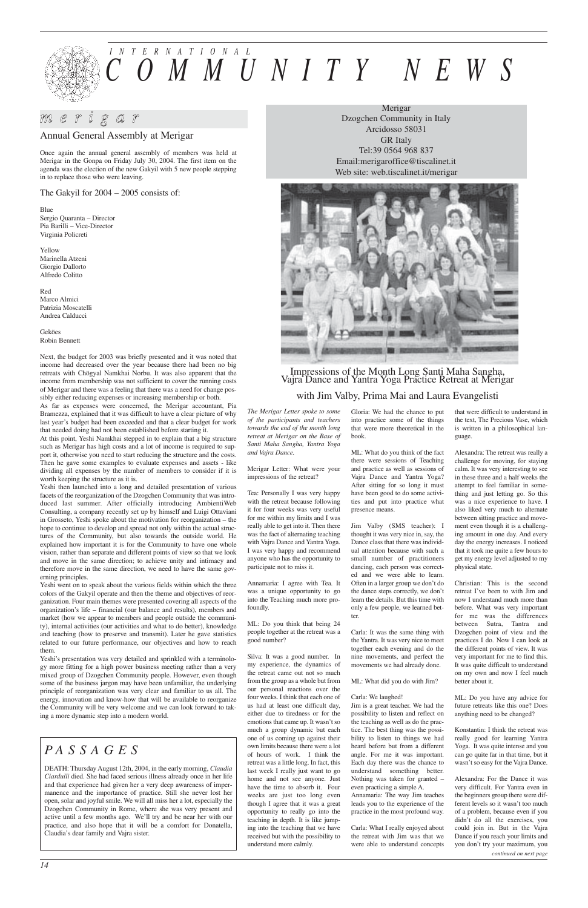# INTERNATIONAL COMMUNITY NEWS

## merigar

### Annual General Assembly at Merigar

Once again the annual general assembly of members was held at Merigar in the Gonpa on Friday July 30, 2004. The first item on the agenda was the election of the new Gakyil with 5 new people stepping in to replace those who were leaving.

The Gakyil for 2004 – 2005 consists of:

Blue
Sergio Quaranta – Director
Pia Barilli – Vice-Director
Virginia Policreti

Yellow
Marinella Atzeni
Giorgio Dallorto
Alfredo Colitto

Red
Marco Almici
Patrizia Moscatelli
Andrea Calducci

Geköes
Robin Bennett

Next, the budget for 2003 was briefly presented and it was noted that income had decreased over the year because there had been no big retreats with Chögyal Namkhai Norbu. It was also apparent that the income from membership was not sufficient to cover the running costs of Merigar and there was a feeling that there was a need for change possibly either reducing expenses or increasing membership or both.

As far as expenses were concerned, the Merigar accountant, Pia Bramezza, explained that it was difficult to have a clear picture of why last year's budget had been exceeded and that a clear budget for work that needed doing had not been established before starting it.

At this point, Yeshi Namkhai stepped in to explain that a big structure such as Merigar has high costs and a lot of income is required to support it, otherwise you need to start reducing the structure and the costs. Then he gave some examples to evaluate expenses and assets - like dividing all expenses by the number of members to consider if it is worth keeping the structure as it is.

Yeshi then launched into a long and detailed presentation of various facets of the reorganization of the Dzogchen Community that was introduced last summer. After officially introducing AmbientiWeb Consulting, a company recently set up by himself and Luigi Ottaviani in Grosseto, Yeshi spoke about the motivation for reorganization – the hope to continue to develop and spread not only within the actual structures of the Community, but also towards the outside world. He explained how important it is for the Community to have one whole vision, rather than separate and different points of view so that we look and move in the same direction; to achieve unity and intimacy and therefore move in the same direction, we need to have the same governing principles.

Yeshi went on to speak about the various fields within which the three colors of the Gakyil operate and then the theme and objectives of reorganization. Four main themes were presented covering all aspects of the organization's life – financial (our balance and results), members and market (how we appear to members and people outside the community), internal activities (our activities and what to do better), knowledge and teaching (how to preserve and transmit). Later he gave statistics related to our future performance, our objectives and how to reach them.

Yeshi's presentation was very detailed and sprinkled with a terminology more fitting for a high power business meeting rather than a very mixed group of Dzogchen Community people. However, even though some of the business jargon may have been unfamiliar, the underlying principle of reorganization was very clear and familiar to us all. The energy, innovation and know-how that will be available to reorganize the Community will be very welcome and we can look forward to taking a more dynamic step into a modern world.

## PASSAGES

DEATH: Thursday August 12th, 2004, in the early morning, *Claudia Ciardulli* died. She had faced serious illness already once in her life and that experience had given her a very deep awareness of impermanence and the importance of practice. Still she never lost her open, solar and joyful smile. We will all miss her a lot, especially the Dzogchen Community in Rome, where she was very present and active until a few months ago. We'll try and be near her with our practice, and also hope that it will be a comfort for Donatella, Claudia's dear family and Vajra sister.

Merigar
Dzogchen Community in Italy
Arcidosso 58031
GR Italy
Tel:39 0564 968 837
Email:merigaroffice@tiscalinet.it
Web site: web.tiscalinet.it/merigar

### Impressions of the Month Long Santi Maha Sangha, Vajra Dance and Yantra Yoga Practice Retreat at Merigar

### with Jim Valby, Prima Mai and Laura Evangelisti

*The Merigar Letter spoke to some of the participants and teachers towards the end of the month long retreat at Merigar on the Base of Santi Maha Sangha, Yantra Yoga and Vajra Dance.*

Merigar Letter: What were your impressions of the retreat?

Tea: Personally I was very happy with the retreat because following it for four weeks was very useful for me within my limits and I was really able to get into it. Then there was the fact of alternating teaching with Vajra Dance and Yantra Yoga. I was very happy and recommend anyone who has the opportunity to participate not to miss it.

Annamaria: I agree with Tea. It was a unique opportunity to go into the Teaching much more profoundly.

ML: Do you think that being 24 people together at the retreat was a good number?

Silva: It was a good number. In my experience, the dynamics of the retreat came out not so much from the group as a whole but from our personal reactions over the four weeks. I think that each one of us had at least one difficult day, either due to tiredness or for the emotions that came up. It wasn't so much a group dynamic but each one of us coming up against their own limits because there were a lot of hours of work. I think the retreat was a little long. In fact, this last week I really just want to go home and not see anyone. Just have the time to absorb it. Four weeks are just too long even though I agree that it was a great opportunity to really go into the teaching in depth. It is like jumping into the teaching that we have received but with the possibility to understand more calmly.

Gloria: We had the chance to put into practice some of the things that were more theoretical in the book.

ML: What do you think of the fact there were sessions of Teaching and practice as well as sessions of Vajra Dance and Yantra Yoga? After sitting for so long it must have been good to do some activities and put into practice what presence means.

Jim Valby (SMS teacher): I thought it was very nice in, say, the Dance class that there was individual attention because with such a small number of practitioners dancing, each person was corrected and we were able to learn. Often in a larger group we don't do the dance steps correctly, we don't learn the details. But this time with only a few people, we learned better.

Carla: It was the same thing with the Yantra. It was very nice to meet together each evening and do the nine movements, and perfect the movements we had already done.

ML: What did you do with Jim?

Carla: We laughed!
Jim is a great teacher. We had the possibility to listen and reflect on the teaching as well as do the practice. The best thing was the possibility to listen to things we had heard before but from a different angle. For me it was important. Each day there was the chance to understand something better. Nothing was taken for granted – even practicing a simple A.

Annamaria: The way Jim teaches leads you to the experience of the practice in the most profound way.

Carla: What I really enjoyed about the retreat with Jim was that we were able to understand concepts that were difficult to understand in the text, The Precious Vase, which is written in a philosophical language.

Alexandra: The retreat was really a challenge for moving, for staying calm. It was very interesting to see in these three and a half weeks the attempt to feel familiar in something and just letting go. So this was a nice experience to have. I also liked very much to alternate between sitting practice and movement even though it is a challenging amount in one day. And every day the energy increases. I noticed that it took me quite a few hours to get my energy level adjusted to my physical state.

Christian: This is the second retreat I've been to with Jim and now I understand much more than before. What was very important for me was the differences between Sutra, Tantra and Dzogchen point of view and the practices I do. Now I can look at the different points of view. It was very important for me to find this. It was quite difficult to understand on my own and now I feel much better about it.

ML: Do you have any advice for future retreats like this one? Does anything need to be changed?

Konstantin: I think the retreat was really good for learning Yantra Yoga. It was quite intense and you can go quite far in that time, but it wasn't so easy for the Vajra Dance.

Alexandra: For the Dance it was very difficult. For Yantra even in the beginners group there were different levels so it wasn't too much of a problem, because even if you didn't do all the exercises, you could join in. But in the Vajra Dance if you reach your limits and you don't try your maximum, you

*continued on next page*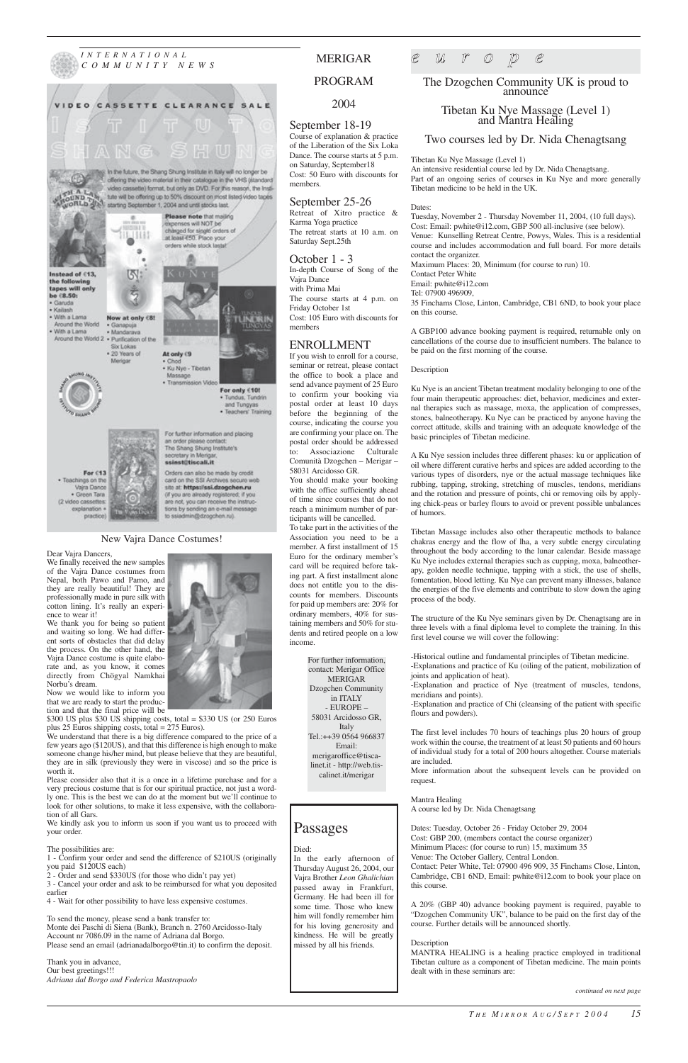INTERNATIONAL COMMUNITY NEWS

## VIDEO CASSETTE CLEARANCE SALE

## ISTITUTO SHANG SHUNG

In the future, the Shang Shung Institute in Italy will no longer be offering the video material in their catalogue in the VHS (standard video cassette) format, but only as DVD. For this reason, the Institute will be offering up to 50% discount on most listed video tapes starting September 1, 2004 and until stocks last.

Please note that mailing expenses will NOT be charged for single orders of at least €50. Place your orders while stock lasts!

**Instead of €13, the following tapes will only be €8.50:**
- Garuda
- Kailash
- With a Lama Around the World
- With a Lama Around the World 2

**Now at only €8!**
- Ganapuja
- Mandarava
- Purification of the Six Lokas
- 20 Years of Merigar

**At only €9**
- Chod
- Ku Nye - Tibetan Massage
- Transmission Video

**For only €10!**
- Tundus, Tundrin and Tungyas
- Teachers' Training

**For €13**
- Teachings on the Vajra Dance
- Green Tara (2 video cassettes: explanation + practice)

For further information and placing an order please contact: The Shang Shung Institute's secretary in Merigar, ssinst@tiscali.it

Orders can also be made by credit card on the SSI Archives secure web site at: https//ssi.dzogchen.ru (if you are already registered, if you are not, you can receive the instructions by sending an e-mail message to ssiadmin@dzogchen.ru).

## New Vajra Dance Costumes!

Dear Vajra Dancers,

We finally received the new samples of the Vajra Dance costumes from Nepal, both Pawo and Pamo, and they are really beautiful! They are professionally made in pure silk with cotton lining. It's really an experience to wear it!

We thank you for being so patient and waiting so long. We had different sorts of obstacles that did delay the process. On the other hand, the Vajra Dance costume is quite elaborate and, as you know, it comes directly from Chögyal Namkhai Norbu's dream.

Now we would like to inform you that we are ready to start the production and that the final price will be $300 US plus $30 US shipping costs, total = $330 US (or 250 Euros plus 25 Euros shipping costs, total = 275 Euros).

We understand that there is a big difference compared to the price of a few years ago ($120US), and that this difference is high enough to make someone change his/her mind, but please believe that they are beautiful, they are in silk (previously they were in viscose) and so the price is worth it.

Please consider also that it is a once in a lifetime purchase and for a very precious costume that is for our spiritual practice, not just a wordly one. This is the best we can do at the moment but we'll continue to look for other solutions, to make it less expensive, with the collaboration of all Gars.

We kindly ask you to inform us soon if you want us to proceed with your order.

The possibilities are:

1 - Confirm your order and send the difference of $210US (originally you paid $120US each)
2 - Order and send $330US (for those who didn't pay yet)
3 - Cancel your order and ask to be reimbursed for what you deposited earlier
4 - Wait for other possibility to have less expensive costumes.

To send the money, please send a bank transfer to:
Monte dei Paschi di Siena (Bank), Branch n. 2760 Arcidosso-Italy
Account nr 7086.09 in the name of Adriana dal Borgo.
Please send an email (adrianadalborgo@tin.it) to confirm the deposit.

Thank you in advance,
Our best greetings!!!
*Adriana dal Borgo and Federica Mastropaolo*

# MERIGAR PROGRAM 2004

## September 18-19

Course of explanation & practice of the Liberation of the Six Loka Dance. The course starts at 5 p.m. on Saturday, September18
Cost: 50 Euro with discounts for members.

## September 25-26

Retreat of Xitro practice & Karma Yoga practice
The retreat starts at 10 a.m. on Saturday Sept.25th

## October 1 - 3

In-depth Course of Song of the Vajra Dance
with Prima Mai
The course starts at 4 p.m. on Friday October 1st
Cost: 105 Euro with discounts for members

## ENROLLMENT

If you wish to enroll for a course, seminar or retreat, please contact the office to book a place and send advance payment of 25 Euro to confirm your booking via postal order at least 10 days before the beginning of the course, indicating the course you are confirming your place on. The postal order should be addressed to: Associazione Culturale Comunità Dzogchen – Merigar – 58031 Arcidosso GR.

You should make your booking with the office sufficiently ahead of time since courses that do not reach a minimum number of participants will be cancelled.

To take part in the activities of the Association you need to be a member. A first installment of 15 Euro for the ordinary member's card will be required before taking part. A first installment alone does not entitle you to the discounts for members. Discounts for paid up members are: 20% for ordinary members, 40% for sustaining members and 50% for students and retired people on a low income.

For further information, contact: Merigar Office
MERIGAR
Dzogchen Community in ITALY
- EUROPE –
58031 Arcidosso GR, Italy
Tel.:++39 0564 966837
Email: merigaroffice@tiscalinet.it - http://web.tiscalinet.it/merigar

# Passages

Died:
In the early afternoon of Thursday August 26, 2004, our Vajra Brother *Leon Ghalichian* passed away in Frankfurt, Germany. He had been ill for some time. Those who knew him will fondly remember him for his loving generosity and kindness. He will be greatly missed by all his friends.

# europe

## The Dzogchen Community UK is proud to announce

## Tibetan Ku Nye Massage (Level 1) and Mantra Healing

## Two courses led by Dr. Nida Chenagtsang

Tibetan Ku Nye Massage (Level 1)
An intensive residential course led by Dr. Nida Chenagtsang.
Part of an ongoing series of courses in Ku Nye and more generally Tibetan medicine to be held in the UK.

Dates:
Tuesday, November 2 - Thursday November 11, 2004, (10 full days).
Cost: Email: pwhite@i12.com, GBP 500 all-inclusive (see below).
Venue: Kunselling Retreat Centre, Powys, Wales. This is a residential course and includes accommodation and full board. For more details contact the organizer.
Maximum Places: 20, Minimum (for course to run) 10.
Contact Peter White
Email: pwhite@i12.com
Tel: 07900 496909,
35 Finchams Close, Linton, Cambridge, CB1 6ND, to book your place on this course.

A GBP100 advance booking payment is required, returnable only on cancellations of the course due to insufficient numbers. The balance to be paid on the first morning of the course.

Description

Ku Nye is an ancient Tibetan treatment modality belonging to one of the four main therapeutic approaches: diet, behavior, medicines and external therapies such as massage, moxa, the application of compresses, stones, balneotherapy. Ku Nye can be practiced by anyone having the correct attitude, skills and training with an adequate knowledge of the basic principles of Tibetan medicine.

A Ku Nye session includes three different phases: ku or application of oil where different curative herbs and spices are added according to the various types of disorders, nye or the actual massage techniques like rubbing, tapping, stroking, stretching of muscles, tendons, meridians and the rotation and pressure of points, chi or removing oils by applying chick-peas or barley flours to avoid or prevent possible unbalances of humors.

Tibetan Massage includes also other therapeutic methods to balance chakras energy and the flow of lha, a very subtle energy circulating throughout the body according to the lunar calendar. Beside massage Ku Nye includes external therapies such as cupping, moxa, balneotherapy, golden needle technique, tapping with a stick, the use of shells, fomentation, blood letting. Ku Nye can prevent many illnesses, balance the energies of the five elements and contribute to slow down the aging process of the body.

The structure of the Ku Nye seminars given by Dr. Chenagtsang are in three levels with a final diploma level to complete the training. In this first level course we will cover the following:

-Historical outline and fundamental principles of Tibetan medicine.
-Explanations and practice of Ku (oiling of the patient, mobilization of joints and application of heat).
-Explanation and practice of Nye (treatment of muscles, tendons, meridians and points).
-Explanation and practice of Chi (cleansing of the patient with specific flours and powders).

The first level includes 70 hours of teachings plus 20 hours of group work within the course, the treatment of at least 50 patients and 60 hours of individual study for a total of 200 hours altogether. Course materials are included.
More information about the subsequent levels can be provided on request.

Mantra Healing
A course led by Dr. Nida Chenagtsang

Dates: Tuesday, October 26 - Friday October 29, 2004
Cost: GBP 200, (members contact the course organizer)
Minimum Places: (for course to run) 15, maximum 35
Venue: The October Gallery, Central London.
Contact: Peter White, Tel: 07900 496 909, 35 Finchams Close, Linton, Cambridge, CB1 6ND, Email: pwhite@i12.com to book your place on this course.

A 20% (GBP 40) advance booking payment is required, payable to "Dzogchen Community UK", balance to be paid on the first day of the course. Further details will be announced shortly.

Description
MANTRA HEALING is a healing practice employed in traditional Tibetan culture as a component of Tibetan medicine. The main points dealt with in these seminars are:

*continued on next page*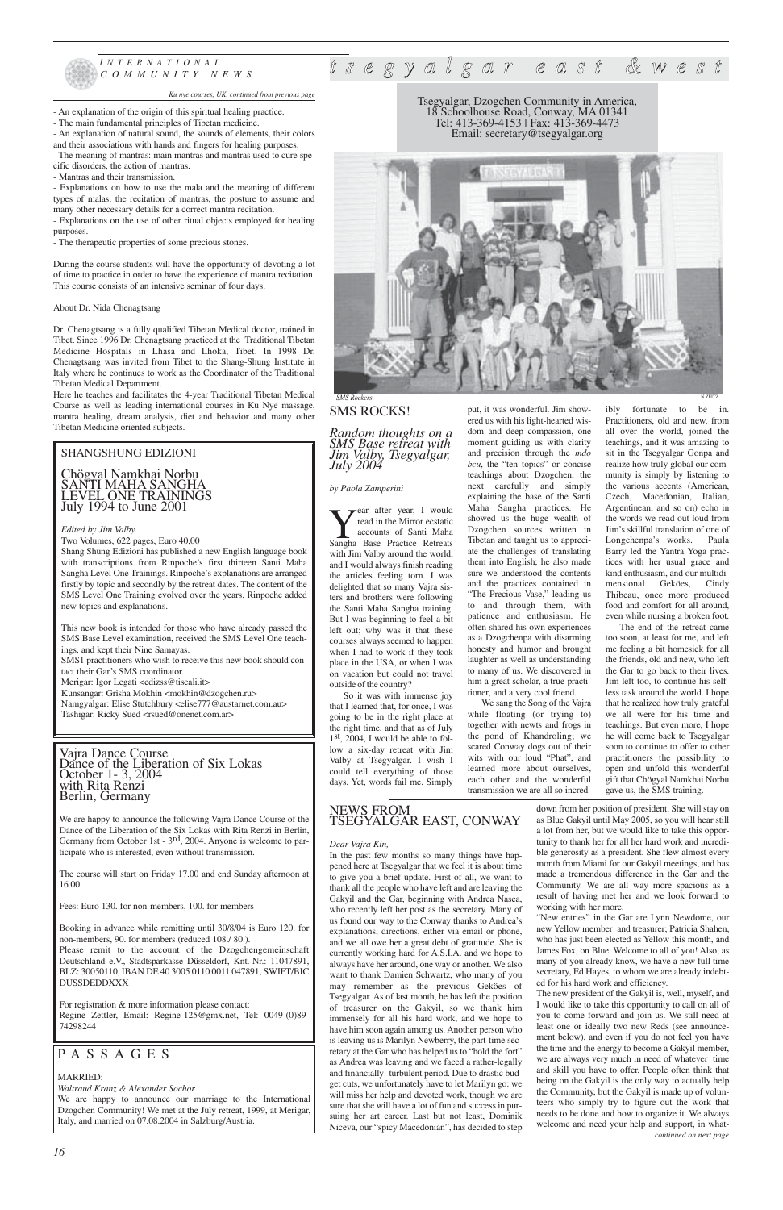*Ku nye courses, UK, continued from previous page*

- An explanation of the origin of this spiritual healing practice.
- The main fundamental principles of Tibetan medicine.
- An explanation of natural sound, the sounds of elements, their colors and their associations with hands and fingers for healing purposes.
- The meaning of mantras: main mantras and mantras used to cure specific disorders, the action of mantras.
- Mantras and their transmission.
- Explanations on how to use the mala and the meaning of different types of malas, the recitation of mantras, the posture to assume and many other necessary details for a correct mantra recitation.
- Explanations on the use of other ritual objects employed for healing purposes.
- The therapeutic properties of some precious stones.

During the course students will have the opportunity of devoting a lot of time to practice in order to have the experience of mantra recitation. This course consists of an intensive seminar of four days.

About Dr. Nida Chenagtsang

Dr. Chenagtsang is a fully qualified Tibetan Medical doctor, trained in Tibet. Since 1996 Dr. Chenagtsang practiced at the Traditional Tibetan Medicine Hospitals in Lhasa and Lhoka, Tibet. In 1998 Dr. Chenagtsang was invited from Tibet to the Shang-Shung Institute in Italy where he continues to work as the Coordinator of the Traditional Tibetan Medical Department.

Here he teaches and facilitates the 4-year Traditional Tibetan Medical Course as well as leading international courses in Ku Nye massage, mantra healing, dream analysis, diet and behavior and many other Tibetan Medicine oriented subjects.

## SHANGSHUNG EDIZIONI

## Chögyal Namkhai Norbu SANTI MAHA SANGHA LEVEL ONE TRAININGS July 1994 to June 2001

*Edited by Jim Valby*

Two Volumes, 622 pages, Euro 40,00

Shang Shung Edizioni has published a new English language book with transcriptions from Rinpoche's first thirteen Santi Maha Sangha Level One Trainings. Rinpoche's explanations are arranged firstly by topic and secondly by the retreat dates. The content of the SMS Level One Training evolved over the years. Rinpoche added new topics and explanations.

This new book is intended for those who have already passed the SMS Base Level examination, received the SMS Level One teachings, and kept their Nine Samayas.

SMS1 practitioners who wish to receive this new book should contact their Gar's SMS coordinator.

Merigar: Igor Legati <edizss@tiscali.it>
Kunsangar: Grisha Mokhin <mokhin@dzogchen.ru>
Namgyalgar: Elise Stutchbury <elise777@austarnet.com.au>
Tashigar: Ricky Sued <rsued@onenet.com.ar>

## Vajra Dance Course Dance of the Liberation of Six Lokas October 1- 3, 2004 with Rita Renzi Berlin, Germany

We are happy to announce the following Vajra Dance Course of the Dance of the Liberation of the Six Lokas with Rita Renzi in Berlin, Germany from October 1st - 3rd, 2004. Anyone is welcome to participate who is interested, even without transmission.

The course will start on Friday 17.00 and end Sunday afternoon at 16.00.

Fees: Euro 130. for non-members, 100. for members

Booking in advance while remitting until 30/8/04 is Euro 120. for non-members, 90. for members (reduced 108./ 80.).

Please remit to the account of the Dzogchengemeinschaft Deutschland e.V., Stadtsparkasse Düsseldorf, Knt.-Nr.: 11047891, BLZ: 30050110, IBAN DE 40 3005 0110 0011 047891, SWIFT/BIC DUSSDEDDXXX

For registration & more information please contact:
Regine Zettler, Email: Regine-125@gmx.net, Tel: 0049-(0)89-74298244

## PASSAGES

MARRIED:

*Waltraud Kranz & Alexander Sochor*

We are happy to announce our marriage to the International Dzogchen Community! We met at the July retreat, 1999, at Merigar, Italy, and married on 07.08.2004 in Salzburg/Austria.

# tsegyalgar east & west

Tsegyalgar, Dzogchen Community in America,
18 Schoolhouse Road, Conway, MA 01341
Tel: 413-369-4153 | Fax: 413-369-4473
Email: secretary@tsegyalgar.org

*SMS Rockers* N ZEITZ

## SMS ROCKS!

### *Random thoughts on a SMS Base retreat with Jim Valby, Tsegyalgar, July 2004*

*by Paola Zamperini*

Year after year, I would read in the Mirror ecstatic accounts of Santi Maha Sangha Base Practice Retreats with Jim Valby around the world, and I would always finish reading the articles feeling torn. I was delighted that so many Vajra sisters and brothers were following the Santi Maha Sangha training. But I was beginning to feel a bit left out; why was it that these courses always seemed to happen when I had to work if they took place in the USA, or when I was on vacation but could not travel outside of the country?

So it was with immense joy that I learned that, for once, I was going to be in the right place at the right time, and that as of July 1st, 2004, I would be able to follow a six-day retreat with Jim Valby at Tsegyalgar. I wish I could tell everything of those days. Yet, words fail me. Simply put, it was wonderful. Jim showered us with his light-hearted wisdom and deep compassion, one moment guiding us with clarity and precision through the *mdo bcu*, the "ten topics" or concise teachings about Dzogchen, the next carefully and simply explaining the base of the Santi Maha Sangha practices. He showed us the huge wealth of Dzogchen sources written in Tibetan and taught us to appreciate the challenges of translating them into English; he also made sure we understood the contents and the practices contained in "The Precious Vase," leading us to and through them, with patience and enthusiasm. He often shared his own experiences as a Dzogchenpa with disarming honesty and humor and brought laughter as well as understanding to many of us. We discovered in him a great scholar, a true practitioner, and a very cool friend.

We sang the Song of the Vajra while floating (or trying to) together with newts and frogs in the pond of Khandroling; we scared Conway dogs out of their wits with our loud "Phat", and learned more about ourselves, each other and the wonderful transmission we are all so incredibly fortunate to be in. Practitioners, old and new, from all over the world, joined the teachings, and it was amazing to sit in the Tsegyalgar Gonpa and realize how truly global our community is simply by listening to the various accents (American, Czech, Macedonian, Italian, Argentinean, and so on) echo in the words we read out loud from Jim's skillful translation of one of Longchenpa's works. Paula Barry led the Yantra Yoga practices with her usual grace and kind enthusiasm, and our multidimensional Geköes, Cindy Thibeau, once more produced food and comfort for all around, even while nursing a broken foot.

The end of the retreat came too soon, at least for me, and left me feeling a bit homesick for all the friends, old and new, who left the Gar to go back to their lives. Jim left too, to continue his selfless task around the world. I hope that he realized how truly grateful we all were for his time and teachings. But even more, I hope he will come back to Tsegyalgar soon to continue to offer to other practitioners the possibility to open and unfold this wonderful gift that Chögyal Namkhai Norbu gave us, the SMS training.

## NEWS FROM TSEGYALGAR EAST, CONWAY

*Dear Vajra Kin,*

In the past few months so many things have happened here at Tsegyalgar that we feel it is about time to give you a brief update. First of all, we want to thank all the people who have left and are leaving the Gakyil and the Gar, beginning with Andrea Nasca, who recently left her post as the secretary. Many of us found our way to the Conway thanks to Andrea's explanations, directions, either via email or phone, and we all owe her a great debt of gratitude. She is currently working hard for A.S.I.A. and we hope to always have her around, one way or another. We also want to thank Damien Schwartz, who many of you may remember as the previous Geköes of Tsegyalgar. As of last month, he has left the position of treasurer on the Gakyil, so we thank him immensely for all his hard work, and we hope to have him soon again among us. Another person who is leaving us is Marilyn Newberry, the part-time secretary at the Gar who has helped us to "hold the fort" as Andrea was leaving and we faced a rather-legally and financially- turbulent period. Due to drastic budget cuts, we unfortunately have to let Marilyn go: we will miss her help and devoted work, though we are sure that she will have a lot of fun and success in pursuing her art career. Last but not least, Dominik Niceva, our "spicy Macedonian", has decided to step down from her position of president. She will stay on as Blue Gakyil until May 2005, so you will hear still a lot from her, but we would like to take this opportunity to thank her for all her hard work and incredible generosity as a president. She flew almost every month from Miami for our Gakyil meetings, and has made a tremendous difference in the Gar and the Community. We are all way more spacious as a result of having met her and we look forward to working with her more.

"New entries" in the Gar are Lynn Newdome, our new Yellow member and treasurer; Patricia Shahen, who has just been elected as Yellow this month, and James Fox, on Blue. Welcome to all of you! Also, as many of you already know, we have a new full time secretary, Ed Hayes, to whom we are already indebted for his hard work and efficiency.

The new president of the Gakyil is, well, myself, and I would like to take this opportunity to call on all of you to come forward and join us. We still need at least one or ideally two new Reds (see announcement below), and even if you do not feel you have the time and the energy to become a Gakyil member, we are always very much in need of whatever time and skill you have to offer. People often think that being on the Gakyil is the only way to actually help the Community, but the Gakyil is made up of volunteers who simply try to figure out the work that needs to be done and how to organize it. We always welcome and need your help and support, in what-

*continued on next page*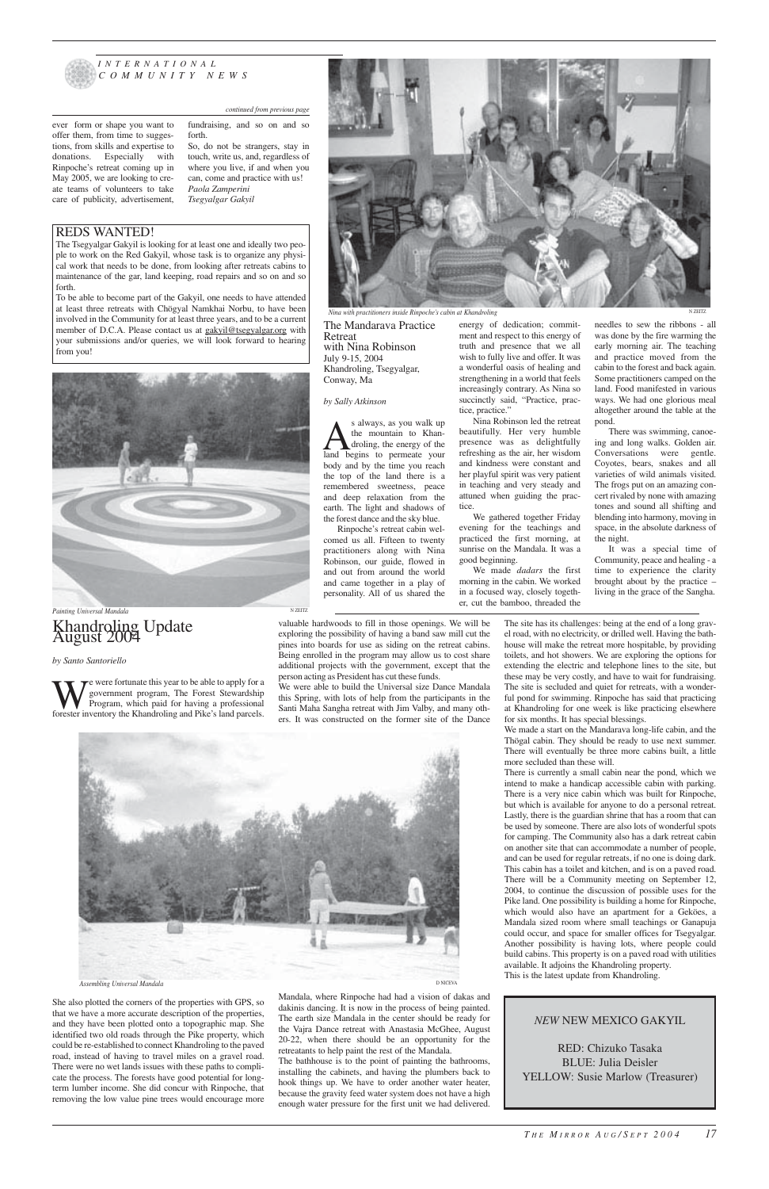*continued from previous page*

ever form or shape you want to offer them, from time to suggestions, from skills and expertise to donations. Especially with Rinpoche's retreat coming up in May 2005, we are looking to create teams of volunteers to take care of publicity, advertisement, fundraising, and so on and so forth.

So, do not be strangers, stay in touch, write us, and, regardless of where you live, if and when you can, come and practice with us!

*Paola Zamperini*
*Tsegyalgar Gakyil*

## REDS WANTED!

The Tsegyalgar Gakyil is looking for at least one and ideally two people to work on the Red Gakyil, whose task is to organize any physical work that needs to be done, from looking after retreats cabins to maintenance of the gar, land keeping, road repairs and so on and so forth.

To be able to become part of the Gakyil, one needs to have attended at least three retreats with Chögyal Namkhai Norbu, to have been involved in the Community for at least three years, and to be a current member of D.C.A. Please contact us at gakyil@tsegyalgar.org with your submissions and/or queries, we will look forward to hearing from you!

*Painting Universal Mandala* N ZEITZ

*Nina with practitioners inside Rinpoche's cabin at Khandroling* N ZEITZ

## The Mandarava Practice Retreat with Nina Robinson

July 9-15, 2004
Khandroling, Tsegyalgar, Conway, Ma

*by Sally Atkinson*

As always, as you walk up the mountain to Khandroling, the energy of the land begins to permeate your body and by the time you reach the top of the land there is a remembered sweetness, peace and deep relaxation from the earth. The light and shadows of the forest dance and the sky blue.

Rinpoche's retreat cabin welcomed us all. Fifteen to twenty practitioners along with Nina Robinson, our guide, flowed in and out from around the world and came together in a play of personality. All of us shared the energy of dedication; commitment and respect to this energy of truth and presence that we all wish to fully live and offer. It was a wonderful oasis of healing and strengthening in a world that feels increasingly contrary. As Nina so succinctly said, "Practice, practice, practice."

Nina Robinson led the retreat beautifully. Her very humble presence was as delightfully refreshing as the air, her wisdom and kindness were constant and her playful spirit was very patient in teaching and very steady and attuned when guiding the practice.

We gathered together Friday evening for the teachings and practiced the first morning, at sunrise on the Mandala. It was a good beginning.

We made *dadars* the first morning in the cabin. We worked in a focused way, closely together, cut the bamboo, threaded the needles to sew the ribbons - all was done by the fire warming the early morning air. The teaching and practice moved from the cabin to the forest and back again. Some practitioners camped on the land. Food manifested in various ways. We had one glorious meal altogether around the table at the pond.

There was swimming, canoeing and long walks. Golden air. Conversations were gentle. Coyotes, bears, snakes and all varieties of wild animals visited. The frogs put on an amazing concert rivaled by none with amazing tones and sound all shifting and blending into harmony, moving in space, in the absolute darkness of the night.

It was a special time of Community, peace and healing - a time to experience the clarity brought about by the practice – living in the grace of the Sangha.

# Khandroling Update August 2004

*by Santo Santoriello*

We were fortunate this year to be able to apply for a government program, The Forest Stewardship Program, which paid for having a professional forester inventory the Khandroling and Pike's land parcels. She also plotted the corners of the properties with GPS, so that we have a more accurate description of the properties, and they have been plotted onto a topographic map. She identified two old roads through the Pike property, which could be re-established to connect Khandroling to the paved road, instead of having to travel miles on a gravel road. There were no wet lands issues with these paths to complicate the process. The forests have good potential for long-term lumber income. She did concur with Rinpoche, that removing the low value pine trees would encourage more valuable hardwoods to fill in those openings. We will be exploring the possibility of having a band saw mill cut the pines into boards for use as siding on the retreat cabins. Being enrolled in the program may allow us to cost share additional projects with the government, except that the person acting as President has cut these funds.

We were able to build the Universal size Dance Mandala this Spring, with lots of help from the participants in the Santi Maha Sangha retreat with Jim Valby, and many others. It was constructed on the former site of the Dance Mandala, where Rinpoche had had a vision of dakas and dakinis dancing. It is now in the process of being painted. The earth size Mandala in the center should be ready for the Vajra Dance retreat with Anastasia McGhee, August 20-22, when there should be an opportunity for the retreatants to help paint the rest of the Mandala.

*Assembling Universal Mandala* D NICEVA

The bathhouse is to the point of painting the bathrooms, installing the cabinets, and having the plumbers back to hook things up. We have to order another water heater, because the gravity feed water system does not have a high enough water pressure for the first unit we had delivered.

The site has its challenges: being at the end of a long gravel road, with no electricity, or drilled well. Having the bathhouse will make the retreat more hospitable, by providing toilets, and hot showers. We are exploring the options for extending the electric and telephone lines to the site, but these may be very costly, and have to wait for fundraising. The site is secluded and quiet for retreats, with a wonderful pond for swimming. Rinpoche has said that practicing at Khandroling for one week is like practicing elsewhere for six months. It has special blessings.

We made a start on the Mandarava long-life cabin, and the Thögal cabin. They should be ready to use next summer. There will eventually be three more cabins built, a little more secluded than these will.

There is currently a small cabin near the pond, which we intend to make a handicap accessible cabin with parking. There is a very nice cabin which was built for Rinpoche, but which is available for anyone to do a personal retreat. Lastly, there is the guardian shrine that has a room that can be used by someone. There are also lots of wonderful spots for camping. The Community also has a dark retreat cabin on another site that can accommodate a number of people, and can be used for regular retreats, if no one is doing dark. This cabin has a toilet and kitchen, and is on a paved road. There will be a Community meeting on September 12, 2004, to continue the discussion of possible uses for the Pike land. One possibility is building a home for Rinpoche, which would also have an apartment for a Geköes, a Mandala sized room where small teachings or Ganapuja could occur, and space for smaller offices for Tsegyalgar. Another possibility is having lots, where people could build cabins. This property is on a paved road with utilities available. It adjoins the Khandroling property.

This is the latest update from Khandroling.

*NEW* NEW MEXICO GAKYIL

RED: Chizuko Tasaka
BLUE: Julia Deisler
YELLOW: Susie Marlow (Treasurer)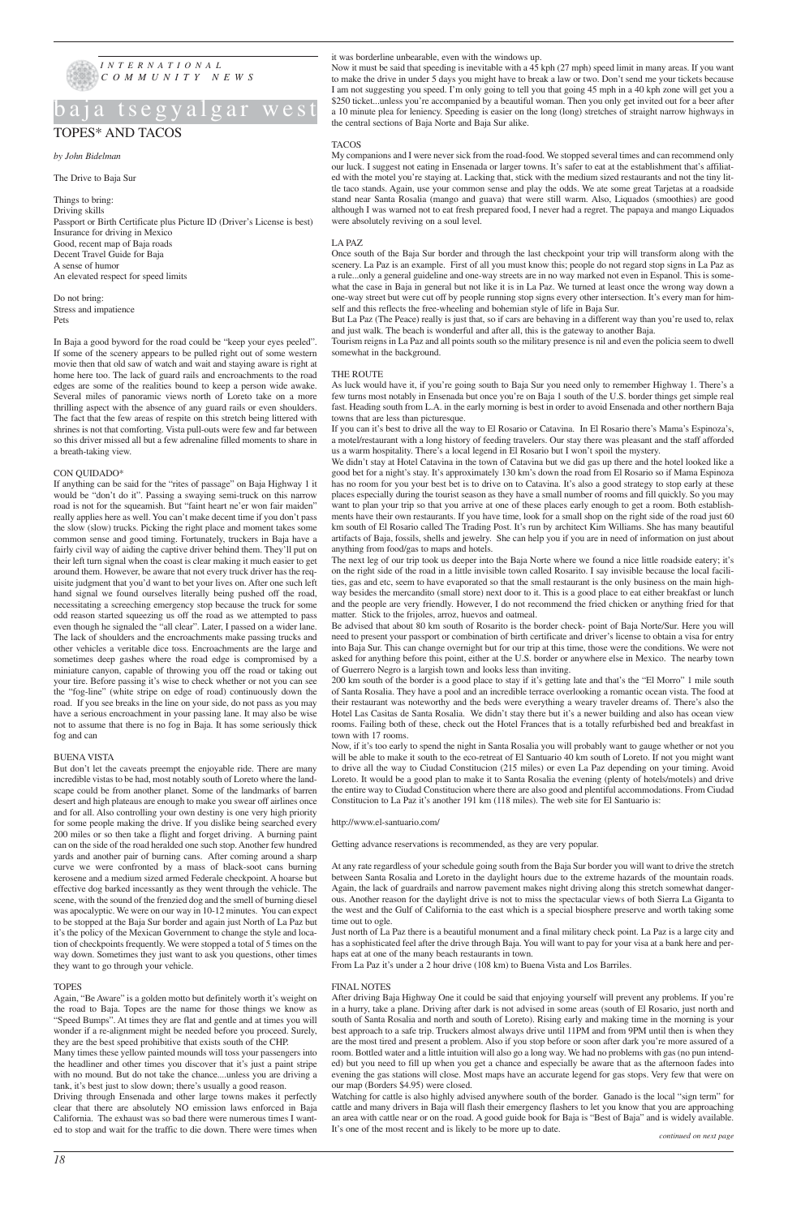*INTERNATIONAL COMMUNITY NEWS*

# baja tsegyalgar west

## TOPES* AND TACOS

*by John Bidelman*

The Drive to Baja Sur

Things to bring:
Driving skills
Passport or Birth Certificate plus Picture ID (Driver's License is best)
Insurance for driving in Mexico
Good, recent map of Baja roads
Decent Travel Guide for Baja
A sense of humor
An elevated respect for speed limits

Do not bring:
Stress and impatience
Pets

In Baja a good byword for the road could be "keep your eyes peeled". If some of the scenery appears to be pulled right out of some western movie then that old saw of watch and wait and staying aware is right at home here too. The lack of guard rails and encroachments to the road edges are some of the realities bound to keep a person wide awake. Several miles of panoramic views north of Loreto take on a more thrilling aspect with the absence of any guard rails or even shoulders. The fact that the few areas of respite on this stretch being littered with shrines is not that comforting. Vista pull-outs were few and far between so this driver missed all but a few adrenaline filled moments to share in a breath-taking view.

### CON QUIDADO*

If anything can be said for the "rites of passage" on Baja Highway 1 it would be "don't do it". Passing a swaying semi-truck on this narrow road is not for the squeamish. But "faint heart ne'er won fair maiden" really applies here as well. You can't make decent time if you don't pass the slow (slow) trucks. Picking the right place and moment takes some common sense and good timing. Fortunately, truckers in Baja have a fairly civil way of aiding the captive driver behind them. They'll put on their left turn signal when the coast is clear making it much easier to get around them. However, be aware that not every truck driver has the requisite judgment that you'd want to bet your lives on. After one such left hand signal we found ourselves literally being pushed off the road, necessitating a screeching emergency stop because the truck for some odd reason started squeezing us off the road as we attempted to pass even though he signaled the "all clear". Later, I passed on a wider lane. The lack of shoulders and the encroachments make passing trucks and other vehicles a veritable dice toss. Encroachments are the large and sometimes deep gashes where the road edge is compromised by a miniature canyon, capable of throwing you off the road or taking out your tire. Before passing it's wise to check whether or not you can see the "fog-line" (white stripe on edge of road) continuously down the road. If you see breaks in the line on your side, do not pass as you may have a serious encroachment in your passing lane. It may also be wise not to assume that there is no fog in Baja. It has some seriously thick fog and can

### BUENA VISTA

But don't let the caveats preempt the enjoyable ride. There are many incredible vistas to be had, most notably south of Loreto where the landscape could be from another planet. Some of the landmarks of barren desert and high plateaus are enough to make you swear off airlines once and for all. Also controlling your own destiny is one very high priority for some people making the drive. If you dislike being searched every 200 miles or so then take a flight and forget driving. A burning paint can on the side of the road heralded one such stop. Another few hundred yards and another pair of burning cans. After coming around a sharp curve we were confronted by a mass of black-soot cans burning kerosene and a medium sized armed Federale checkpoint. A hoarse but effective dog barked incessantly as they went through the vehicle. The scene, with the sound of the frenzied dog and the smell of burning diesel was apocalyptic. We were on our way in 10-12 minutes. You can expect to be stopped at the Baja Sur border and again just North of La Paz but it's the policy of the Mexican Government to change the style and location of checkpoints frequently. We were stopped a total of 5 times on the way down. Sometimes they just want to ask you questions, other times they want to go through your vehicle.

### TOPES

Again, "Be Aware" is a golden motto but definitely worth it's weight on the road to Baja. Topes are the name for those things we know as "Speed Bumps". At times they are flat and gentle and at times you will wonder if a re-alignment might be needed before you proceed. Surely, they are the best speed prohibitive that exists south of the CHP.

Many times these yellow painted mounds will toss your passengers into the headliner and other times you discover that it's just a paint stripe with no mound. But do not take the chance....unless you are driving a tank, it's best just to slow down; there's usually a good reason.

Driving through Ensenada and other large towns makes it perfectly clear that there are absolutely NO emission laws enforced in Baja California. The exhaust was so bad there were numerous times I wanted to stop and wait for the traffic to die down. There were times when it was borderline unbearable, even with the windows up.

Now it must be said that speeding is inevitable with a 45 kph (27 mph) speed limit in many areas. If you want to make the drive in under 5 days you might have to break a law or two. Don't send me your tickets because I am not suggesting you speed. I'm only going to tell you that going 45 mph in a 40 kph zone will get you a $250 ticket...unless you're accompanied by a beautiful woman. Then you only get invited out for a beer after a 10 minute plea for leniency. Speeding is easier on the long (long) stretches of straight narrow highways in the central sections of Baja Norte and Baja Sur alike.

### TACOS

My companions and I were never sick from the road-food. We stopped several times and can recommend only our luck. I suggest not eating in Ensenada or larger towns. It's safer to eat at the establishment that's affiliated with the motel you're staying at. Lacking that, stick with the medium sized restaurants and not the tiny little taco stands. Again, use your common sense and play the odds. We ate some great Tarjetas at a roadside stand near Santa Rosalia (mango and guava) that were still warm. Also, Liquados (smoothies) are good although I was warned not to eat fresh prepared food, I never had a regret. The papaya and mango Liquados were absolutely reviving on a soul level.

### LA PAZ

Once south of the Baja Sur border and through the last checkpoint your trip will transform along with the scenery. La Paz is an example. First of all you must know this; people do not regard stop signs in La Paz as a rule...only a general guideline and one-way streets are in no way marked not even in Espanol. This is somewhat the case in Baja in general but not like it is in La Paz. We turned at least once the wrong way down a one-way street but were cut off by people running stop signs every other intersection. It's every man for himself and this reflects the free-wheeling and bohemian style of life in Baja Sur.

But La Paz (The Peace) really is just that, so if cars are behaving in a different way than you're used to, relax and just walk. The beach is wonderful and after all, this is the gateway to another Baja.

Tourism reigns in La Paz and all points south so the military presence is nil and even the policia seem to dwell somewhat in the background.

### THE ROUTE

As luck would have it, if you're going south to Baja Sur you need only to remember Highway 1. There's a few turns most notably in Ensenada but once you're on Baja 1 south of the U.S. border things get simple real fast. Heading south from L.A. in the early morning is best in order to avoid Ensenada and other northern Baja towns that are less than picturesque.

If you can it's best to drive all the way to El Rosario or Catavina. In El Rosario there's Mama's Espinoza's, a motel/restaurant with a long history of feeding travelers. Our stay there was pleasant and the staff afforded us a warm hospitality. There's a local legend in El Rosario but I won't spoil the mystery.

We didn't stay at Hotel Catavina in the town of Catavina but we did gas up there and the hotel looked like a good bet for a night's stay. It's approximately 130 km's down the road from El Rosario so if Mama Espinoza has no room for you your best bet is to drive on to Catavina. It's also a good strategy to stop early at these places especially during the tourist season as they have a small number of rooms and fill quickly. So you may want to plan your trip so that you arrive at one of these places early enough to get a room. Both establishments have their own restaurants. If you have time, look for a small shop on the right side of the road just 60 km south of El Rosario called The Trading Post. It's run by architect Kim Williams. She has many beautiful artifacts of Baja, fossils, shells and jewelry. She can help you if you are in need of information on just about anything from food/gas to maps and hotels.

The next leg of our trip took us deeper into the Baja Norte where we found a nice little roadside eatery; it's on the right side of the road in a little invisible town called Rosarito. I say invisible because the local facilities, gas and etc, seem to have evaporated so that the small restaurant is the only business on the main highway besides the mercandito (small store) next door to it. This is a good place to eat either breakfast or lunch and the people are very friendly. However, I do not recommend the fried chicken or anything fried for that matter. Stick to the frijoles, arroz, huevos and oatmeal.

Be advised that about 80 km south of Rosarito is the border check- point of Baja Norte/Sur. Here you will need to present your passport or combination of birth certificate and driver's license to obtain a visa for entry into Baja Sur. This can change overnight but for our trip at this time, those were the conditions. We were not asked for anything before this point, either at the U.S. border or anywhere else in Mexico. The nearby town of Guerrero Negro is a largish town and looks less than inviting.

200 km south of the border is a good place to stay if it's getting late and that's the "El Morro" 1 mile south of Santa Rosalia. They have a pool and an incredible terrace overlooking a romantic ocean vista. The food at their restaurant was noteworthy and the beds were everything a weary traveler dreams of. There's also the Hotel Las Casitas de Santa Rosalia. We didn't stay there but it's a newer building and also has ocean view rooms. Failing both of these, check out the Hotel Frances that is a totally refurbished bed and breakfast in town with 17 rooms.

Now, if it's too early to spend the night in Santa Rosalia you will probably want to gauge whether or not you will be able to make it south to the eco-retreat of El Santuario 40 km south of Loreto. If not you might want to drive all the way to Ciudad Constitucion (215 miles) or even La Paz depending on your timing. Avoid Loreto. It would be a good plan to make it to Santa Rosalia the evening (plenty of hotels/motels) and drive the entire way to Ciudad Constitucion where there are also good and plentiful accommodations. From Ciudad Constitucion to La Paz it's another 191 km (118 miles). The web site for El Santuario is:

http://www.el-santuario.com/

Getting advance reservations is recommended, as they are very popular.

At any rate regardless of your schedule going south from the Baja Sur border you will want to drive the stretch between Santa Rosalia and Loreto in the daylight hours due to the extreme hazards of the mountain roads. Again, the lack of guardrails and narrow pavement makes night driving along this stretch somewhat dangerous. Another reason for the daylight drive is not to miss the spectacular views of both Sierra La Giganta to the west and the Gulf of California to the east which is a special biosphere preserve and worth taking some time out to ogle.

Just north of La Paz there is a beautiful monument and a final military check point. La Paz is a large city and has a sophisticated feel after the drive through Baja. You will want to pay for your visa at a bank here and perhaps eat at one of the many beach restaurants in town.

From La Paz it's under a 2 hour drive (108 km) to Buena Vista and Los Barriles.

### FINAL NOTES

After driving Baja Highway One it could be said that enjoying yourself will prevent any problems. If you're in a hurry, take a plane. Driving after dark is not advised in some areas (south of El Rosario, just north and south of Santa Rosalia and north and south of Loreto). Rising early and making time in the morning is your best approach to a safe trip. Truckers almost always drive until 11PM and from 9PM until then is when they are the most tired and present a problem. Also if you stop before or soon after dark you're more assured of a room. Bottled water and a little intuition will also go a long way. We had no problems with gas (no pun intended) but you need to fill up when you get a chance and especially be aware that as the afternoon fades into evening the gas stations will close. Most maps have an accurate legend for gas stops. Very few that were on our map (Borders $4.95) were closed.

Watching for cattle is also highly advised anywhere south of the border. Ganado is the local "sign term" for cattle and many drivers in Baja will flash their emergency flashers to let you know that you are approaching an area with cattle near or on the road. A good guide book for Baja is "Best of Baja" and is widely available. It's one of the most recent and is likely to be more up to date.

*continued on next page*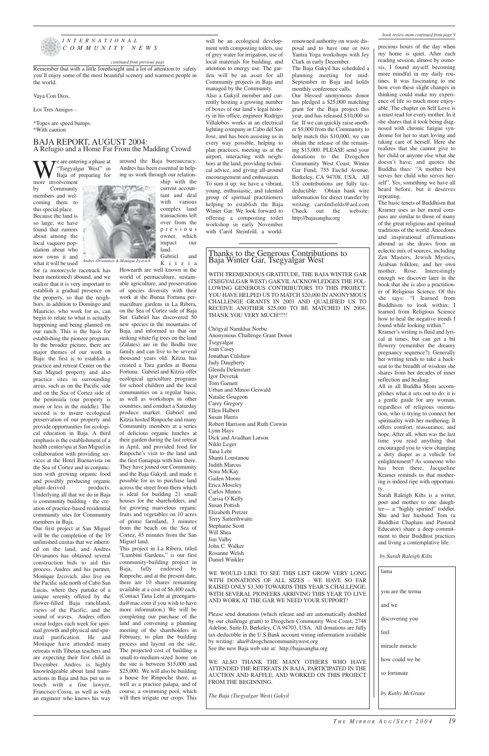*continued from previous page*

Remember that with a little forethought and a lot of attention to safety you'll enjoy some of the most beautiful scenery and warmest people in the world.

Vaya Con Dios,

Los Tres Amigos -

*Topes are speed bumps.
*With caution

## BAJA REPORT, AUGUST 2004:
### A Refugio and a Home Far From the Madding Crowd

We are entering a phase at "Tsegyalgar West" in Baja of preparing for more involvement by Community members and welcoming them to this special place. Because the land is so large, we have found that rumors about among the local vaquero population about who now owns it and what it will be used for (a motorcycle racetrack has been mentioned) abound, and we realize that it is very important to establish a gradual presence on the property, so that the neighbors, in addition to Domingo and Mauricio, who work for us, can begin to relate to what is actually happening and being planned on our ranch. This is the basis for establishing the pioneer program. In the broader picture, there are major themes of our work in Baja: the first is to establish a practice and retreat Center on the San Miguel property and also practice sites in surrounding areas, such as on the Pacific side and on the Sea of Cortez side of the peninsula (our property is more or less in the middle). The second is to insure ecological preservation of our property and provide opportunities for ecological education in Baja. A third emphasis is the establishment of a health center/spa at San Miguel in collaboration with providing services at the Hotel Buenavista on the Sea of Cortez and in conjunction with growing organic food and possibly producing organic plant-derived products. Underlying all that we do in Baja is community building - the creation of practice-based residential community sites for Community members in Baja.

Our first project at San Miguel will be the completion of the 19 unfinished casitas that we inherited on the land, and Andres Orvananos has obtained several construction bids to aid this process. Andres and his partner, Monique Izcovich, also live on the Pacific side north of Cabo San Lucas, where they partake of a unique serenity offered by the flower-filled Baja ranchland, views of the Pacific, and the sound of waves. Andres offers sweat lodges each week for spiritual growth and physical and spiritual purification. He and Monique have attended many retreats with Tibetan teachers and are expecting their first child in December. Andres is highly knowledgeable about land transactions in Baja and has put us in touch with a fine lawyer, Francisco Cossu, as well as with an engineer who knows his way around the Baja bureaucracy. Andres has been essential in helping us work through our relationship with the current accountant and deal with various complex land transactions left over from the previous owner, which impact our land.

*Andres Orvananos & Monique Izcovich*

Gabriel and Kitzia Howearth are well known in the world of permaculture, sustainable agriculture, and preservation of species diversity with their work at the Buena Fortuna permaculture gardens in La Ribera, on the Sea of Cortez side of Baja Sur. Gabriel has discovered 50 new species in the mountains of Baja, and informed us that our striking white fig trees on the land (Zalates) are in the Bodhi tree family and can live to be several thousand years old. Kitzia has created a Tara garden at Buena Fortuna. Gabriel and Kitzia offer ecological agriculture programs for school children and the local communities on a regular basis, as well as workshops in other countries, and conduct a Saturday produce market. Gabriel and Kitzia hosted Rinpoche and many Community members at a series of delicious organic lunches at their garden during the last retreat in April, and provided food for Rinpoche's visit to the land and the first Ganapuja with him there. They have joined our Community and the Baja Gakyil, and made it possible for us to purchase land across the street from them which is ideal for building 21 small houses for the shareholders, and for growing marvelous organic fruits and vegetables on 10 acres of prime farmland, 3 minutes from the beach on the Sea of Cortez, 45 minutes from the San Miguel land.

This project in La Ribera, titled "Lumbini Gardens," is our first community-building project in Baja, fully endorsed by Rinpoche, and at the present date, there are 10 shares remaining available at a cost of $6,400 each. (Contact Tana Lehr at greengaruda@mac.com if you wish to have more information.) We will be completing our purchase of the land and convening a planning meeting of the shareholders in February, to plan the building process and layout on the site. The projected cost of building a small-to-medium-sized home on the site is between $15,000 and $25,000. We will also be building a house for Rinpoche there, as well as a practice palapa, and of course, a swimming pool, which will then irrigate our crops. This will be an ecological development with composting toilets, use of grey water for irrigation, use of local materials for building, and attention to energy use. The garden will be an asset for all Community projects in Baja and managed by the Community.

Also a Gakyil member and currently hosting a growing number of boxes of our land's legal history in his office, engineer Rodrigo Villalobos works at an electrical lighting company in Cabo del San Jose, and has been assisting us in every way possible, helping to plan practices, meeting us at the airport, interacting with neighbors at the land, providing technical advice, and giving all-around encouragement and enthusiasm.

To sum it up: we have a vibrant, young, enthusiastic, and talented group of spiritual practitioners helping to establish the Baja Winter Gar. We look forward to offering a composting toilet workshop in early November with Carol Steinfeld, a world-renowned authority on waste disposal and to have one or two Yantra Yoga workshops with Jey Clark in early December.

The Baja Gakyil has scheduled a planning meeting for mid-September in Baja and holds monthly conference calls.

Our blessed anonymous donor has pledged a $25,000 matching grant for the Baja project this year, and has released $10,000 so far. If we can quickly raise another $5,000 from the Community to help match this $10,000, we can obtain the release of the remaining $15,000. PLEASE send your donations to the Dzogchen Community West Coast, Winter Gar Fund, 755 Euclid Avenue, Berkeley, CA 94708, USA. All US contributions are fully tax-deductible. Obtain bank wire information for direct transfer by writing: carolmfields@aol.com Check out the website: http://bajasangha.org

## Thanks to the Generous Contributions to Baja Winter Gar, Tsegyalgar West

WITH TREMENDOUS GRATITUDE, THE BAJA WINTER GAR (TSEGYALGAR WEST) GAKYIL ACKNOWLEDGES THE FOLLOWING GENEROUS CONTRIBUTORS TO THIS PROJECT. YOU HAVE HELPED US TO MATCH $20,000 IN ANONYMOUS CHALLENGE GRANTS IN 2003 AND QUALIFIED US TO RECEIVE ANOTHER $25,000 TO BE MATCHED IN 2004. THANK YOU VERY MUCH!!!!!

Chögyal Namkhai Norbu
Anonymous Challenge Grant Donor
Tsegyalgar
Joan Casey
Jonathan Culshaw
Judy Daugherty
Glenda Delenstarr
Igor Devetak
Tom Garnett
Urban and Minoo Geiwald
Natalie Gougeon
Carey Gregory
Ellen Halbert
Susan Harris
Robert Harrison and Ruth Corwin
Lynn Hays
Dick and Avadhan Larson
Nikki Leger
Tana Lehr
Shanti Loustanou
Judith Marcus
Nora McKay
Gailen Moore
Erica Moseley
Carlos Munos
Carisa O'Kelly
Susan Pottish
Elizabeth Pretzer
Terry Satterthwaite
Stephanie Scott
Will Shea
Jim Valby
John C. Walker
Rosanne Welsh
Daniel Winkler

WE WOULD LIKE TO SEE THIS LIST GROW VERY LONG WITH DONATIONS OF ALL SIZES - WE HAVE SO FAR RAISED ONLY $3,300 TOWARDS THIS YEAR'S CHALLENGE. WITH SEVERAL PIONEERS ARRIVING THIS YEAR TO LIVE AND WORK AT THE GAR WE NEED YOUR SUPPORT!

Please send donations (which release and are automatically doubled by our challenge grant) to Dzogchen Community West Coast, 2748 Adeline, Suite D, Berkeley, CA 94703, USA. All donations are fully tax-deductible in the U.S.Bank account wiring information available by writing: aha@dzogchencommunitywest.org
See the new Baja web site at: http://bajasangha.org

WE ALSO THANK THE MANY OTHERS WHO HAVE ATTENDED THE RETREATS IN BAJA, PARTICIPATED IN THE AUCTION AND RAFFLE, AND WORKED ON THIS PROJECT FROM THE BEGINNING.

*The Baja (Tsegyalgar West) Gakyil*

*book review mom continued from page 9*

precious hours of the day when my home is quiet. After each reading session, almost by osmosis, I found myself becoming more mindful in my daily routines. It was fascinating to me how even these slight changes in thinking could make my experience of life so much more enjoyable. The chapter on Self Love is a must read for every mother. In it she shares that it took being diagnosed with chronic fatigue syndrome for her to start loving and taking care of herself. Here she realizes that she cannot give to her child or anyone else what she doesn't have, and quotes the Buddha thus: "A mother best serves her child who serves herself". Yes, something we have all heard before, but it deserves repeating.

The basic tenets of Buddhism that Kramer uses as her moral compass are similar to those of many of the great religious and spiritual traditions of the world. Anecdotes and inspirational affirmations abound as she draws from an eclectic mix of sources, including Zen Masters, Jewish Mystics, Arabian folklore, and her own mother, Rose. Interestingly enough we discover later in the book that she is also a practitioner of Religious Science. Of this she says: "I learned from Buddhism to look within; I learned from Religious Science how to heal the negative trends I found while looking within."

Kramer's writing is fluid and lyrical at times, but can get a bit flowery (remember the dreamy pregnancy sequence?). Generally her writing tends to take a backseat to the breadth of wisdom she shares from her decades of inner reflection and healing.

All in all Buddha Mom accomplishes what it sets out to do: it is a gentle guide for any woman, regardless of religious orientation, who is trying to connect her spirituality with her mothering. It offers comfort, reassurance, and hope. After all, when was the last time you read anything that encouraged you to view changing a dirty diaper as a vehicle for enlightenment? As someone who has been there, Jacqueline Kramer reminds us that mothering is indeed ripe with opportunity.

Sarah Raleigh Kilts is a writer, poet and mother to one daughter— a "highly spirited" toddler. She and her husband Tom (a Buddhist Chaplain and Pastoral Educator) share a deep commitment to their Buddhist practices and living a contemplative life.

*by Sarah Raleigh Kilts*

lama

you are the terma

and we

discovering you

feel

miracle miracle

how could we be

so fortunate

*by Kathy McGrane*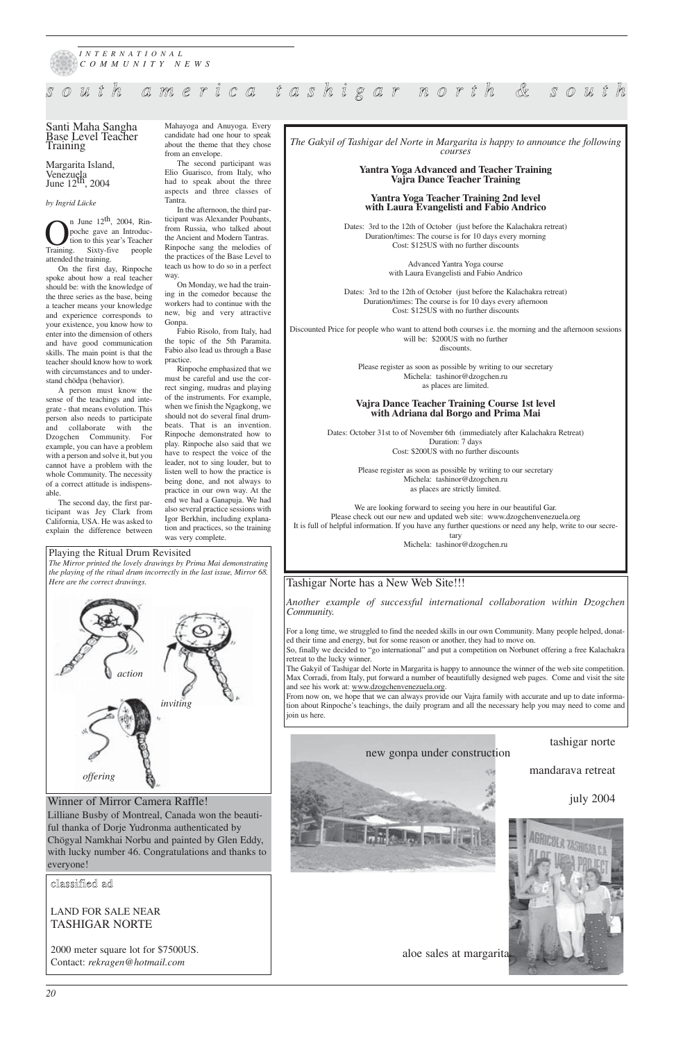# south america tashigar north & south

## Santi Maha Sangha Base Level Teacher Training

Margarita Island, Venezuela
June 12th, 2004

*by Ingrid Lücke*

On June 12th, 2004, Rinpoche gave an Introduction to this year's Teacher Training. Sixty-five people attended the training.

On the first day, Rinpoche spoke about how a real teacher should be: with the knowledge of the three series as the base, being a teacher means your knowledge and experience corresponds to your existence, you know how to enter into the dimension of others and have good communication skills. The main point is that the teacher should know how to work with circumstances and to understand chödpa (behavior).

A person must know the sense of the teachings and integrate - that means evolution. This person also needs to participate and collaborate with the Dzogchen Community. For example, you can have a problem with a person and solve it, but you cannot have a problem with the whole Community. The necessity of a correct attitude is indispensable.

The second day, the first participant was Jey Clark from California, USA. He was asked to explain the difference between Mahayoga and Anuyoga. Every candidate had one hour to speak about the theme that they chose from an envelope.

The second participant was Elio Guarisco, from Italy, who had to speak about the three aspects and three classes of Tantra.

In the afternoon, the third participant was Alexander Poubants, from Russia, who talked about the Ancient and Modern Tantras. Rinpoche sang the melodies of the practices of the Base Level to teach us how to do so in a perfect way.

On Monday, we had the training in the comedor because the workers had to continue with the new, big and very attractive Gonpa.

Fabio Risolo, from Italy, had the topic of the 5th Paramita. Fabio also lead us through a Base practice.

Rinpoche emphasized that we must be careful and use the correct singing, mudras and playing of the instruments. For example, when we finish the Ngagkong, we should not do several final drumbeats. That is an invention. Rinpoche demonstrated how to play. Rinpoche also said that we have to respect the voice of the leader, not to sing louder, but to listen well to how the practice is being done, and not always to practice in our own way. At the end we had a Ganapuja. We had also several practice sessions with Igor Berkhin, including explanation and practices, so the training was very complete.

---

*The Gakyil of Tashigar del Norte in Margarita is happy to announce the following courses*

**Yantra Yoga Advanced and Teacher Training**
**Vajra Dance Teacher Training**

**Yantra Yoga Teacher Training 2nd level with Laura Evangelisti and Fabio Andrico**

Dates: 3rd to the 12th of October (just before the Kalachakra retreat)
Duration/times: The course is for 10 days every morning
Cost: $125US with no further discounts

Advanced Yantra Yoga course
with Laura Evangelisti and Fabio Andrico

Dates: 3rd to the 12th of October (just before the Kalachakra retreat)
Duration/times: The course is for 10 days every afternoon
Cost: $125US with no further discounts

Discounted Price for people who want to attend both courses i.e. the morning and the afternoon sessions will be: $200US with no further discounts.

Please register as soon as possible by writing to our secretary
Michela: tashinor@dzogchen.ru
as places are limited.

**Vajra Dance Teacher Training Course 1st level with Adriana dal Borgo and Prima Mai**

Dates: October 31st to of November 6th (immediately after Kalachakra Retreat)
Duration: 7 days
Cost: $200US with no further discounts

Please register as soon as possible by writing to our secretary
Michela: tashinor@dzogchen.ru
as places are strictly limited.

We are looking forward to seeing you here in our beautiful Gar.
Please check out our new and updated web site: www.dzogchenvenezuela.org
It is full of helpful information. If you have any further questions or need any help, write to our secretary
Michela: tashinor@dzogchen.ru

---

## Playing the Ritual Drum Revisited

*The Mirror printed the lovely drawings by Prima Mai demonstrating the playing of the ritual drum incorrectly in the last issue, Mirror 68. Here are the correct drawings.*

action

inviting

offering

---

## Tashigar Norte has a New Web Site!!!

*Another example of successful international collaboration within Dzogchen Community.*

For a long time, we struggled to find the needed skills in our own Community. Many people helped, donated their time and energy, but for some reason or another, they had to move on.

So, finally we decided to "go international" and put a competition on Norbunet offering a free Kalachakra retreat to the lucky winner.

The Gakyil of Tashigar del Norte in Margarita is happy to announce the winner of the web site competition. Max Corradi, from Italy, put forward a number of beautifully designed web pages. Come and visit the site and see his work at: www.dzogchenvenezuela.org.

From now on, we hope that we can always provide our Vajra family with accurate and up to date information about Rinpoche's teachings, the daily program and all the necessary help you may need to come and join us here.

---

new gonpa under construction

tashigar norte

mandarava retreat

july 2004

aloe sales at margarita

---

## Winner of Mirror Camera Raffle!

Lilliane Busby of Montreal, Canada won the beautiful thanka of Dorje Yudronma authenticated by Chögyal Namkhai Norbu and painted by Glen Eddy, with lucky number 46. Congratulations and thanks to everyone!

---

## classified ad

LAND FOR SALE NEAR
TASHIGAR NORTE

2000 meter square lot for $7500US.
Contact: *rekragen@hotmail.com*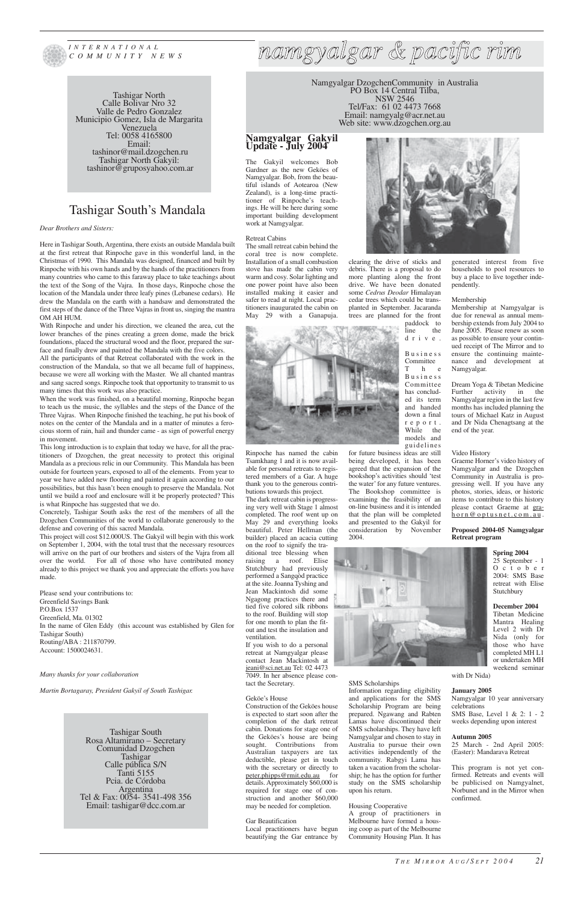# namgyalgar & pacific rim

Tashigar North
Calle Bolivar Nro 32
Valle de Pedro Gonzalez
Municipio Gomez, Isla de Margarita
Venezuela
Tel: 0058 4165800
Email:
tashinor@mail.dzogchen.ru
Tashigar North Gakyil:
tashinor@gruposyahoo.com.ar

## Tashigar South's Mandala

*Dear Brothers and Sisters:*

Here in Tashigar South, Argentina, there exists an outside Mandala built at the first retreat that Rinpoche gave in this wonderful land, in the Christmas of 1990. This Mandala was designed, financed and built by Rinpoche with his own hands and by the hands of the practitioners from many countries who came to this faraway place to take teachings about the text of the Song of the Vajra. In those days, Rinpoche chose the location of the Mandala under three leafy pines (Lebanese cedars). He drew the Mandala on the earth with a handsaw and demonstrated the first steps of the dance of the Three Vajras in front us, singing the mantra OM AH HUM.

With Rinpoche and under his direction, we cleaned the area, cut the lower branches of the pines creating a green dome, made the brick foundations, placed the structural wood and the floor, prepared the surface and finally drew and painted the Mandala with the five colors.

All the participants of that Retreat collaborated with the work in the construction of the Mandala, so that we all became full of happiness, because we were all working with the Master. We all chanted mantras and sang sacred songs. Rinpoche took that opportunity to transmit to us many times that this work was also practice.

When the work was finished, on a beautiful morning, Rinpoche began to teach us the music, the syllables and the steps of the Dance of the Three Vajras. When Rinpoche finished the teaching, he put his book of notes on the center of the Mandala and in a matter of minutes a ferocious storm of rain, hail and thunder came - as sign of powerful energy in movement.

This long introduction is to explain that today we have, for all the practitioners of Dzogchen, the great necessity to protect this original Mandala as a precious relic in our Community. This Mandala has been outside for fourteen years, exposed to all of the elements. From year to year we have added new flooring and painted it again according to our possibilities, but this hasn't been enough to preserve the Mandala. Not until we build a roof and enclosure will it be properly protected? This is what Rinpoche has suggested that we do.

Concretely, Tashigar South asks the rest of the members of all the Dzogchen Communities of the world to collaborate generously to the defense and covering of this sacred Mandala.

This project will cost $12.000US. The Gakyil will begin with this work on September 1, 2004, with the total trust that the necessary resources will arrive on the part of our brothers and sisters of the Vajra from all over the world. For all of those who have contributed money already to this project we thank you and appreciate the efforts you have made.

Please send your contributions to:
Greenfield Savings Bank
P.O.Box 1537
Greenfield, Ma. 01302
In the name of Glen Eddy (this account was established by Glen for Tashigar South)
Routing/ABA : 211870799.
Account: 1500024631.

*Many thanks for your collaboration*

*Martin Bortagaray, President Gakyil of South Tashigar.*

Tashigar South
Rosa Altamirano – Secretary
Comunidad Dzogchen
Tashigar
Calle pública S/N
Tanti 5155
Pcia. de Córdoba
Argentina
Tel & Fax: 0054- 3541-498 356
Email: tashigar@dcc.com.ar

Namgyalgar DzogchenCommunity in Australia
PO Box 14 Central Tilba,
NSW 2546
Tel/Fax: 61 02 4473 7668
Email: namgyalg@acr.net.au
Web site: www.dzogchen.org.au

## Namgyalgar Gakyil Update - July 2004

The Gakyil welcomes Bob Gardner as the new Geköes of Namgyalgar. Bob, from the beautiful islands of Aotearoa (New Zealand), is a long-time practitioner of Rinpoche's teachings. He will be here during some important building development work at Namgyalgar.

Retreat Cabins
The small retreat cabin behind the coral tree is now complete. Installation of a small combustion stove has made the cabin very warm and cosy. Solar lighting and one power point have also been installed making it easier and safer to read at night. Local practitioners inaugurated the cabin on May 29 with a Ganapuja. Rinpoche has named the cabin Tsamkhang 1 and it is now available for personal retreats to registered members of a Gar. A huge thank you to the generous contributions towards this project.

The dark retreat cabin is progressing very well with Stage 1 almost completed. The roof went up on May 29 and everything looks beautiful. Peter Hellman (the builder) placed an acacia cutting on the roof to signify the traditional tree blessing when raising a roof. Elise Stutchbury had previously performed a Sangqöd practice at the site. Joanna Tyshing and Jean Mackintosh did some Ngagong practices there and tied five colored silk ribbons to the roof. Building will stop for one month to plan the fit-out and test the insulation and ventilation.

If you wish to do a personal retreat at Namgyalgar please contact Jean Mackintosh at jeani@sci.net.au Tel: 02 4473 7049. In her absence please contact the Secretary.

Geköe's House
Construction of the Geköes house is expected to start soon after the completion of the dark retreat cabin. Donations for stage one of the Geköes's house are being sought. Contributions from Australian taxpayers are tax deductible, please get in touch with the secretary or directly to peter.phipps@rmit.edu.au for details. Approximately $60,000 is required for stage one of construction and another $60,000 may be needed for completion.

Gar Beautification
Local practitioners have begun beautifying the Gar entrance by clearing the drive of sticks and debris. There is a proposal to do more planting along the front drive. We have been donated some *Cedrus Deodar* Himalayan cedar trees which could be transplanted in September. Jacaranda trees are planned for the front paddock to line the drive.

Business Committee
The Business Committee has concluded its term and handed down a final report. While the models and guidelines for future business ideas are still being developed, it has been agreed that the expansion of the bookshop's activities should 'test the water' for any future ventures. The Bookshop committee is examining the feasibility of an on-line business and it is intended that the plan will be completed and presented to the Gakyil for consideration by November 2004.

SMS Scholarships
Information regarding eligibility and applications for the SMS Scholarship Program are being prepared. Ngawang and Rabten Lamas have discontinued their SMS scholarships. They have left Namgyalgar and chosen to stay in Australia to pursue their own activities independently of the community. Rabgyi Lama has taken a vacation from the scholarship; he has the option for further study on the SMS scholarship upon his return.

Housing Cooperative
A group of practitioners in Melbourne have formed a housing coop as part of the Melbourne Community Housing Plan. It has generated interest from five households to pool resources to buy a place to live together independently.

Membership
Membership at Namgyalgar is due for renewal as annual membership extends from July 2004 to June 2005. Please renew as soon as possible to ensure your continued receipt of The Mirror and to ensure the continuing maintenance and development at Namgyalgar.

Dream Yoga & Tibetan Medicine
Further activity in the Namgyalgar region in the last few months has included planning the tours of Michael Katz in August and Dr Nida Chenagtsang at the end of the year.

Video History
Graeme Horner's video history of Namgyalgar and the Dzogchen Community in Australia is progressing well. If you have any photos, stories, ideas, or historic items to contribute to this history please contact Graeme at grahorn@optusnet.com.au.

**Proposed 2004-05 Namgyalgar Retreat program**

**Spring 2004**
25 September - 1 October 2004: SMS Base retreat with Elise Stutchbury

**December 2004**
Tibetan Medicine Mantra Healing Level 2 with Dr Nida (only for those who have completed MH L1 or undertaken MH weekend seminar with Dr Nida)

**January 2005**
Namgyalgar 10 year anniversary celebrations
SMS Base, Level 1 & 2: 1 - 2 weeks depending upon interest

**Autumn 2005**
25 March - 2nd April 2005: (Easter): Mandarava Retreat

This program is not yet confirmed. Retreats and events will be publicised on Namgyalnet, Norbunet and in the Mirror when confirmed.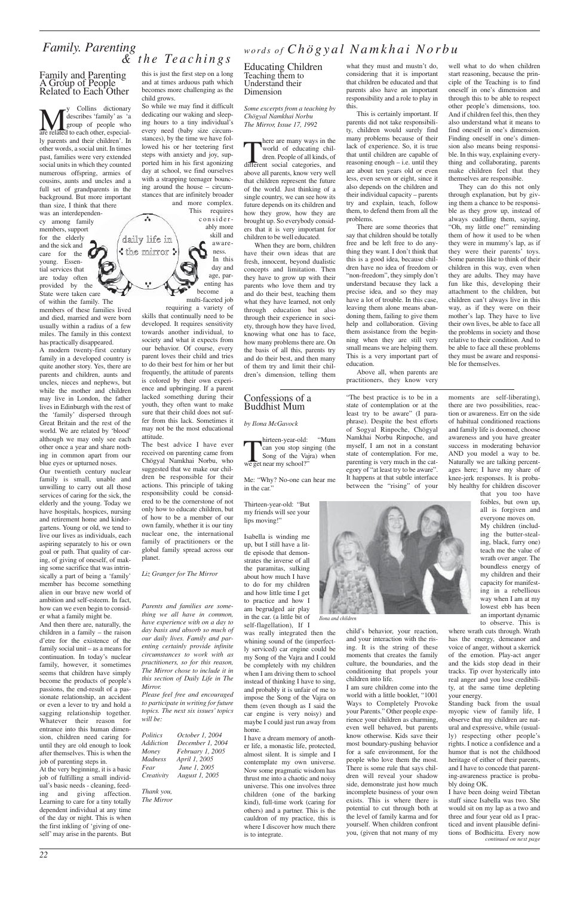# Family. Parenting & the Teachings

## Family and Parenting
### A Group of People Related to Each Other

My Collins dictionary describes 'family' as 'a group of people who are related to each other, especially parents and their children'. In other words, a social unit. In times past, families were very extended social units in which they counted numerous offspring, armies of cousins, aunts and uncles and a full set of grandparents in the background. But more important than size, I think that there was an interdependency among family members, support for the elderly and the sick and care for the young. Essential services that are today often provided by the State were taken care of within the family. The members of these families lived and died, married and were born usually within a radius of a few miles. The family in this context has practically disappeared.

A modern twenty-first century family in a developed country is quite another story. Yes, there are parents and children, aunts and uncles, nieces and nephews, but while the mother and children may live in London, the father lives in Edinburgh with the rest of the 'family' dispersed through Great Britain and the rest of the world. We are related by 'blood' although we may only see each other once a year and share nothing in common apart from our blue eyes or upturned noses.

Our twentieth century nuclear family is small, unable and unwilling to carry out all those services of caring for the sick, the elderly and the young. Today we have hospitals, hospices, nursing and retirement home and kindergartens. Young or old, we tend to live our lives as individuals, each aspiring separately to his or own goal or path. That quality of caring, of giving of oneself, of making some sacrifice that was intrinsically a part of being a 'family' member has become something alien in our brave new world of ambition and self-esteem. In fact, how can we even begin to consider what a family might be.

And then there are, naturally, the children in a family – the raison d'etre for the existence of the family social unit – as a means for continuation. In today's nuclear family, however, it sometimes seems that children have simply become the products of people's passions, the end-result of a passionate relationship, an accident or even a lever to try and hold a sagging relationship together. Whatever their reason for entrance into this human dimension, children need caring for until they are old enough to look after themselves. This is when the job of parenting steps in.

At the very beginning, it is a basic job of fulfilling a small individual's basic needs - cleaning, feeding and giving affection. Learning to care for a tiny totally dependent individual at any time of the day or night. This is when the first inkling of 'giving of oneself' may arise in the parents. But this is just the first step on a long and at times arduous path which becomes more challenging as the child grows.

So while we may find it difficult dedicating our waking and sleeping hours to a tiny individual's every need (baby size circumstances), by the time we have followed his or her teetering first steps with anxiety and joy, supported him in his first agonizing day at school, we find ourselves with a strapping teenager bouncing around the house – circumstances that are infinitely broader and more complex. This requires considerably more skill and awareness. In this day and age, parenting has become a multi-faceted job requiring a variety of skills that continually need to be developed. It requires sensitivity towards another individual, to society and what it expects from our behavior. Of course, every parent loves their child and tries to do their best for him or her but frequently, the attitude of parents is colored by their own experience and upbringing. If a parent lacked something during their youth, they often want to make sure that their child does not suffer from this lack. Sometimes it may not be the most educational attitude.

The best advice I have ever received on parenting came from Chögyal Namkhai Norbu, who suggested that we make our children be responsible for their actions. This principle of taking responsibility could be considered to be the cornerstone of not only how to educate children, but of how to be a member of our own family, whether it is our tiny nuclear one, the international family of practitioners or the global family spread across our planet.

*Liz Granger for The Mirror*

*Parents and families are something we all have in common, have experience with on a day to day basis and absorb so much of our daily lives. Family and parenting certainly provide infinite circumstances to work with as practitioners, so for this reason, The Mirror chose to include it in this section of Daily Life in The Mirror.*

*Please feel free and encouraged to participate in writing for future topics. The next six issues' topics will be:*

| | |
|---|---|
| *Politics* | *October 1, 2004* |
| *Addiction* | *December 1, 2004* |
| *Money* | *February 1, 2005* |
| *Madness* | *April 1, 2005* |
| *Fear* | *June 1, 2005* |
| *Creativity* | *August 1, 2005* |

*Thank you,*
*The Mirror*

# words of Chögyal Namkhai Norbu

## Educating Children
### Teaching them to Understand their Dimension

*Some excerpts from a teaching by Chögyal Namkhai Norbu*
*The Mirror, Issue 17, 1992*

There are many ways in the world of educating children. People of all kinds of, different social categories, and above all parents, know very well that children represent the future of the world. Just thinking of a single country, we can see how its future depends on its children and how they grow, how they are brought up. So everybody considers that it is very important for children to be well educated.

When they are born, children have their own ideas that are fresh, innocent, beyond dualistic concepts and limitation. Then they have to grow up with their parents who love them and try and do their best, teaching them what they have learned, not only through education but also through their experience in society, through how they have lived, knowing what one has to face, how many problems there are. On the basis of all this, parents try and do their best, and then many of them try and limit their children's dimension, telling them what they must and mustn't do, considering that it is important that children be educated and that parents also have an important responsibility and a role to play in this.

This is certainly important. If parents did not take responsibility, children would surely find many problems because of their lack of experience. So, it is true that until children are capable of reasoning enough – i.e. until they are about ten years old or even less, even seven or eight, since it also depends on the children and their individual capacity – parents try and explain, teach, follow them, to defend them from all the problems.

There are some theories that say that children should be totally free and be left free to do anything they want. I don't think that this is a good idea, because children have no idea of freedom or "non-freedom", they simply don't understand because they lack a precise idea, and so they may have a lot of trouble. In this case, leaving them alone means abandoning them, failing to give them help and collaboration. Giving them assistance from the beginning when they are still very small means we are helping them. This is a very important part of education.

Above all, when parents are practitioners, they know very well what to do when children start reasoning, because the principle of the Teaching is to find oneself in one's dimension and through this to be able to respect other people's dimensions, too. And if children feel this, then they also understand what it means to find oneself in one's dimension. Finding oneself in one's dimension also means being responsible. In this way, explaining everything and collaborating, parents make children feel that they themselves are responsible.

They can do this not only through explanation, but by giving them a chance to be responsible as they grow up, instead of always cuddling them, saying, "Oh, my little one!" reminding them of how it used to be when they were in mummy's lap, as if they were their parents' toys. Some parents like to think of their children in this way, even when they are adults. They may have fun like this, developing their attachment to the children, but children can't always live in this way, as if they were on their mother's lap. They have to live their own lives, be able to face all the problems in society and those relative to their condition. And to be able to face all these problems they must be aware and responsible for themselves.

## Confessions of a Buddhist Mum

*by Ilona McGavock*

Thirteen-year-old: "Mum can you stop singing (the Song of the Vajra) when we get near my school?"

Me: "Why? No-one can hear me in the car."

Thirteen-year-old: "But my friends will see your lips moving!"

Isabella is winding me up, but I still have a little episode that demonstrates the inverse of all the paramitas, sulking about how much I have to do for my children and how little time I get to practice and how I am begrudged air play in the car. (a little bit of self-flagellation). If I was really integrated then the whining sound of the (imperfectly serviced) car engine could be my Song of the Vajra and I could be completely with my children when I am driving them to school instead of thinking I have to sing, and probably it is unfair of me to impose the Song of the Vajra on them (even though as I said the car engine is very noisy) and maybe I could just run away from home.

I have a dream memory of another life, a monastic life, protected, almost silent. It is simple and I contemplate my own universe. Now some pragmatic wisdom has thrust me into a chaotic and noisy universe. This one involves three children (one of the barking kind), full-time work (caring for others) and a partner. This is the cauldron of my practice, this is where I discover how much there is to integrate.

"The best practice is to be in a state of contemplation or at the least try to be aware" (I paraphrase). Despite the best efforts of Sogyal Rinpoche, Chögyal Namkhai Norbu Rinpoche, and myself, I am not in a constant state of contemplation. For me, parenting is very much in the category of "at least try to be aware". It happens at that subtle interface between the "rising" of your child's behavior, your reaction, and your interaction with the rising. It is the string of these moments that creates the family culture, the boundaries, and the conditioning that propels your children into life.

*Ilona and children*

I am sure children come into the world with a little booklet, "1001 Ways to Completely Provoke your Parents." Other people experience your children as charming, even well behaved, but parents know otherwise. Kids save their most boundary-pushing behavior for a safe environment, for the people who love them the most. There is some rule that says children will reveal your shadow side, demonstrate just how much incomplete business of your own exists. This is where there is potential to cut through both at the level of family karma and for yourself. When children confront you, (given that not many of my moments are self-liberating), there are two possibilities, reaction or awareness. Err on the side of habitual conditioned reactions and family life is doomed, choose awareness and you have greater success in moderating behavior AND you model a way to be. Naturally we are talking percentages here; I have my share of knee-jerk responses. It is probably healthy for children discover that you too have foibles, but own up, all is forgiven and everyone moves on.

My children (including the butter-stealing, black, furry one) teach me the value of wrath over anger. The boundless energy of my children and their capacity for manifesting in a rebellious way when I am at my lowest ebb has been an important dynamic to observe. This is where wrath cuts through. Wrath has the energy, demeanor and voice of anger, without a skerrick of the emotion. Play-act anger and the kids stop dead in their tracks. Tip over hysterically into real anger and you lose credibility, at the same time depleting your energy.

Standing back from the usual myopic view of family life, I observe that my children are natural and expressive, while (usually) respecting other people's rights. I notice a confidence and a humor that is not the childhood heritage of either of their parents, and I have to concede that parenting-awareness practice is probably doing OK.

I have been doing weird Tibetan stuff since Isabella was two. She would sit on my lap as a two and three and four year old as I practiced and invent plausible definitions of Bodhicitta. Every now

*continued on next page*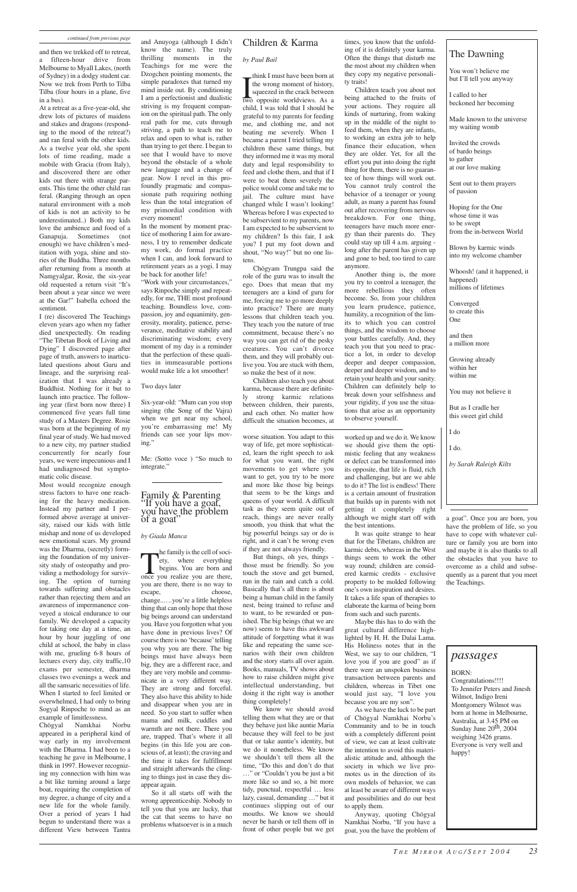*continued from previous page*

and then we trekked off to retreat, a fifteen-hour drive from Melbourne to Myall Lakes, (north of Sydney) in a dodgy student car. Now we trek from Perth to Tilba Tilba (four hours in a plane, five in a bus).

At a retreat as a five-year-old, she drew lots of pictures of maidens and stakes and dragons (responding to the mood of the retreat?) and ran feral with the other kids. As a twelve year old, she spent lots of time reading, made a mobile with Gracia (from Italy), and discovered there are other kids out there with strange parents. This time the other child ran feral. (Ranging through an open natural environment with a mob of kids is not an activity to be underestimated..) Both my kids love the ambience and food of a Ganapuja. Sometimes (not enough) we have children's meditation with yoga, shine and stories of the Buddha. Three months after returning from a month at Namgyalgar, Rosie, the six-year old requested a return visit "It's been about a year since we were at the Gar!" Isabella echoed the sentiment.

I (re) discovered The Teachings eleven years ago when my father died unexpectedly. On reading "The Tibetan Book of Living and Dying" I discovered page after page of truth, answers to inarticulated questions about Guru and lineage, and the surprising realization that I was already a Buddhist. Nothing for it but to launch into practice. The following year (first born now three) I commenced five years full time study of a Masters Degree. Rosie was born at the beginning of my final year of study. We had moved to a new city, my partner studied concurrently for nearly four years, we were impecunious and I had undiagnosed but symptomatic colic disease.

Most would recognize enough stress factors to have one reaching for the heavy medication. Instead my partner and I performed above average at university, raised our kids with little mishap and none of us developed new emotional scars. My ground was the Dharma, (secretly) forming the foundation of my university study of osteopathy and providing a methodology for surviving. The option of turning towards suffering and obstacles rather than rejecting them and an awareness of impermanence conveyed a stoical endurance to our family. We developed a capacity for taking one day at a time, an hour by hour juggling of one child at school, the baby in class with me, grueling 6-8 hours of lectures every day, city traffic,10 exams per semester, dharma classes two evenings a week and all the samsaric necessities of life. When I started to feel limited or overwhelmed, I had only to bring Sogyal Rinpoche to mind as an example of limitlessness.

Chögyal Namkhai Norbu appeared in a peripheral kind of way early in my involvement with the Dharma. I had been to a teaching he gave in Melbourne, I think in 1997. However recognizing my connection with him was a bit like turning around a large boat, requiring the completion of my degree, a change of city and a new life for the whole family. Over a period of years I had begun to understand there was a different View between Tantra and Anuyoga (although I didn't know the name). The truly thrilling moments in the Teachings for me were the Dzogchen pointing moments, the simple paradoxes that turned my mind inside out. By conditioning I am a perfectionist and dualistic striving is my frequent companion on the spiritual path. The only real path for me, cuts through striving, a path to teach me to relax and open to what is, rather than trying to get there. I began to see that I would have to move beyond the obstacle of a whole new language and a change of gear. Now I revel in this profoundly pragmatic and compassionate path requiring nothing less than the total integration of my primordial condition with every moment!

In the moment by moment practice of mothering I aim for awareness, I try to remember dedicate my work, do formal practice when I can, and look forward to retirement years as a yogi. I may be back for another life!

"Work with your circumstances," says Rinpoche simply and repeatedly, for me, THE most profound teaching. Boundless love, compassion, joy and equanimity, generosity, morality, patience, perseverance, meditative stability and discriminating wisdom; every moment of my day is a reminder that the perfection of these qualities in immeasurable portions would make life a lot smoother!

Two days later

Six-year-old: "Mum can you stop singing (the Song of the Vajra) when we get near my school, you're embarrassing me! My friends can see your lips moving."

Me: (Sotto voce ) "So much to integrate."

## Family & Parenting "If you have a goat, you have the problem of a goat"

*by Giada Manca*

The family is the cell of society, where everything begins. You are born and once you realize you are there, you are there, there is no way to escape, choose, change......you're a little helpless thing that can only hope that those big beings around can understand you. Have you forgotten what you have done in previous lives? Of course there is no 'because' telling you why you are there. The big beings must have always been big, they are a different race, and they are very mobile and communicate in a very different way. They are strong and forceful. They also have this ability to hide and disappear when you are in need. So you start to suffer when mama and milk, cuddles and warmth are not there. There you are, trapped. That's where it all begins (in this life you are conscious of, at least); the craving and the time it takes for fulfillment and straight afterwards the clinging to things just in case they disappear again.

So it all starts off with the wrong apprenticeship. Nobody to tell you that you are lucky, that the cat that seems to have no problems whatsoever is in a much worse situation. You adapt to this way of life, get more sophisticated, learn the right speech to ask for what you want, the right movements to get where you want to get, you try to be more and more like those big beings that seem to be the kings and queens of your world. A difficult task as they seem quite out of reach, things are never really smooth, you think that what the big powerful beings say or do is right, and it can't be wrong even if they are not always friendly.

But things, oh yes, things - those must be friendly. So you touch the stove and get burned, run in the rain and catch a cold. Basically that's all there is about being a human child in the family nest, being trained to refuse and to want, to be rewarded or punished. The big beings (that we are now) seem to have this awkward attitude of forgetting what it was like and repeating the same scenarios with their own children and the story starts all over again. Books, manuals, TV shows about how to raise children might give intellectual understanding, but doing it the right way is another thing completely!

We know we should avoid telling them what they are or that they behave just like auntie Maria because they will feel to be just that or take auntie's identity, but we do it nonetheless. We know we shouldn't tell them all the time, "Do this and don't do that …" or "Couldn't you be just a bit more like so and so, a bit more tidy, punctual, respectful … less lazy, casual, demanding …" but it continues slipping out of our mouths. We know we should never be harsh or tell them off in front of other people but we get worked up and we do it. We know we should give them the optimistic feeling that any weakness or defect can be transformed into its opposite, that life is fluid, rich and challenging, but are we able to do it? The list is endless! There is a certain amount of frustration that builds up in parents with not getting it completely right although we might start off with the best intentions.

It was quite strange to hear that for the Tibetans, children are karmic debts, whereas in the West things seem to work the other way round; children are considered karmic credits - exclusive property to be molded following one's own inspiration and desires. It takes a life span of therapies to elaborate the karma of being born from such and such parents.

Maybe this has to do with the great cultural difference highlighted by H. H. the Dalai Lama. His Holiness notes that in the West, we say to our children, "I love you if you are good" as if there were an unspoken business transaction between parents and children, whereas in Tibet one would just say, "I love you because you are my son".

As we have the luck to be part of Chögyal Namkhai Norbu's Community and to be in touch with a completely different point of view, we can at least cultivate the intention to avoid this materialistic attitude and, although the society in which we live promotes us in the direction of its own models of behavior, we can at least be aware of different ways and possibilities and do our best to apply them.

Anyway, quoting Chögyal Namkhai Norbu, "If you have a goat, you the have the problem of a goat". Once you are born, you have the problem of life, so you have to cope with whatever culture or family you are born into and maybe it is also thanks to all the obstacles that you have to overcome as a child and subsequently as a parent that you meet the Teachings.

## Children & Karma

*by Paul Bail*

I think I must have been born at the wrong moment of history, squeezed in the crack between two opposite worldviews. As a child, I was told that I should be grateful to my parents for feeding me, and clothing me, and not beating me severely. When I became a parent I tried telling my children these same things, but they informed me it was my moral duty and legal responsibility to feed and clothe them, and that if I were to beat them severely the police would come and take me to jail. The culture must have changed while I wasn't looking! Whereas before I was expected to be subservient to my parents, now I am expected to be subservient to my children! Is this fair, I ask you? I put my foot down and shout, "No way!" but no one listens.

Chögyam Trungpa said the role of the guru was to insult the ego. Does that mean that my teenagers are a kind of guru for me, forcing me to go more deeply into practice? There are many lessons that children teach you. They teach you the nature of true commitment, because there's no way you can get rid of the pesky creatures. You can't divorce them, and they will probably outlive you. You are stuck with them, so make the best of it now.

Children also teach you about karma, because there are definitely strong karmic relations between children, their parents, and each other. No matter how difficult the situation becomes, at times, you know that the unfolding of it is definitely your karma. Often the things that disturb me the most about my children when they copy my negative personality traits!

Children teach you about not being attached to the fruits of your actions. They require all kinds of nurturing, from waking up in the middle of the night to feed them, when they are infants, to working an extra job to help finance their education, when they are older. Yet, for all the effort you put into doing the right thing for them, there is no guarantee of how things will work out. You cannot truly control the behavior of a teenager or young adult, as many a parent has found out after recovering from nervous breakdown. For one thing, teenagers have much more energy than their parents do. They could stay up till 4 a.m. arguing - long after the parent has given up and gone to bed, too tired to care anymore.

Another thing is, the more you try to control a teenager, the more rebellious they often become. So, from your children you learn prudence, patience, humility, a recognition of the limits to which you can control things, and the wisdom to choose your battles carefully. And, they teach you that you need to practice a lot, in order to develop deeper and deeper compassion, deeper and deeper wisdom, and to retain your health and your sanity. Children can definitely help to break down your selfishness and your rigidity, if you use the situations that arise as an opportunity to observe yourself.

## The Dawning

You won't believe me  
but I'll tell you anyway

I called to her  
beckoned her becoming

Made known to the universe  
my waiting womb

Invited the crowds  
of bardo beings  
to gather  
at our love making

Sent out to them prayers  
of passion

Hoping for the One  
whose time it was  
to be swept  
from the in-between World

Blown by karmic winds  
into my welcome chamber

Whoosh! (and it happened, it happened)  
millions of lifetimes

Converged  
to create this  
One

and then  
a million more

Growing already  
within her  
within me

You may not believe it

But as I cradle her  
this sweet girl child

I do

I do.

*by Sarah Raleigh Kilts*

## *passages*

BORN:  
Congratulations!!!!  
To Jennifer Peters and Jinesh Wilmot, Indigo Ireni Montgomery Wilmot was born at home in Melbourne, Australia, at 3.45 PM on Sunday June 20th, 2004 weighing 3426 grams. Everyone is very well and happy!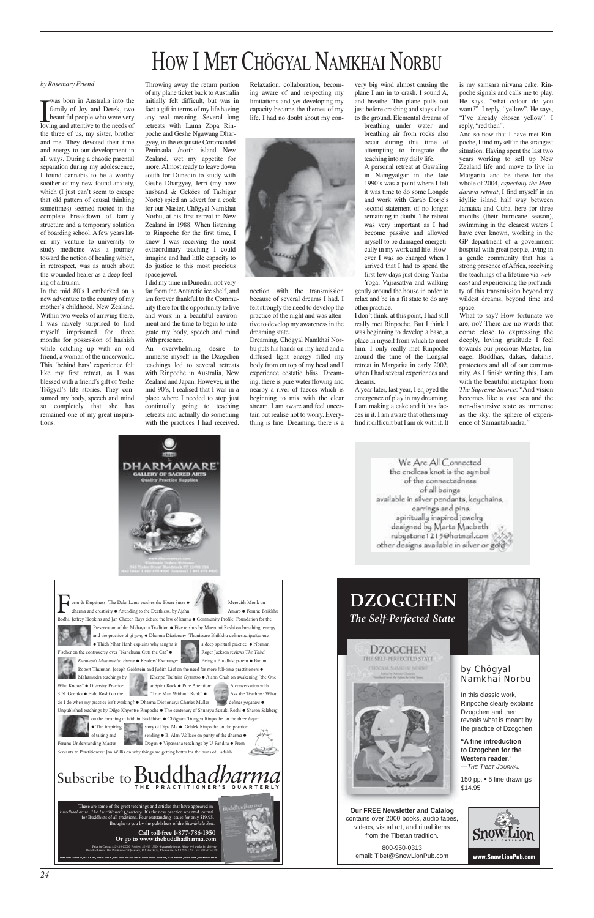# How I Met Chögyal Namkhai Norbu

*by Rosemary Friend*

I was born in Australia into the family of Joy and Derek, two beautiful people who were very loving and attentive to the needs of the three of us, my sister, brother and me. They devoted their time and energy to our development in all ways. During a chaotic parental separation during my adolescence, I found cannabis to be a worthy soother of my new found anxiety, which (I just can't seem to escape that old pattern of causal thinking sometimes) seemed rooted in the complete breakdown of family structure and a temporary solution of boarding school. A few years later, my venture to university to study medicine was a journey toward the notion of healing which, in retrospect, was as much about the wounded healer as a deep feeling of altruism.

In the mid 80's I embarked on a new adventure to the country of my mother's childhood, New Zealand. Within two weeks of arriving there, I was naively surprised to find myself imprisoned for three months for possession of hashish while catching up with an old friend, a woman of the underworld. This 'behind bars' experience felt like my first retreat, as I was blessed with a friend's gift of Yeshe Tsögyal's life stories. They consumed my body, speech and mind so completely that she has remained one of my great inspirations.

Throwing away the return portion of my plane ticket back to Australia initially felt difficult, but was in fact a gift in terms of my life having any real meaning. Several long retreats with Lama Zopa Rinpoche and Geshe Ngawang Dhargyey, in the exquisite Coromandel Peninsula /north island New Zealand, wet my appetite for more. Almost ready to leave down south for Dunedin to study with Geshe Dhargyey, Jerri (my now husband & Geköes of Tashigar Norte) spied an advert for a cook for our Master, Chögyal Namkhai Norbu, at his first retreat in New Zealand in 1988. When listening to Rinpoche for the first time, I knew I was receiving the most extraordinary teaching I could imagine and had little capacity to do justice to this most precious space jewel.

I did my time in Dunedin, not very far from the Antarctic ice shelf, and am forever thankful to the Community there for the opportunity to live and work in a beautiful environment and the time to begin to integrate my body, speech and mind with presence.

An overwhelming desire to immerse myself in the Dzogchen teachings led to several retreats with Rinpoche in Australia, New Zealand and Japan. However, in the mid 90's, I realised that I was in a place where I needed to stop just continually going to teaching retreats and actually do something with the practices I had received. Relaxation, collaboration, becoming aware of and respecting my limitations and yet developing my capacity became the themes of my life. I had no doubt about my connection with the transmission because of several dreams I had. I felt strongly the need to develop the practice of the night and was attentive to develop my awareness in the dreaming state.

Dreaming, Chögyal Namkhai Norbu puts his hands on my head and a diffused light energy filled my body from on top of my head and I experience ecstatic bliss. Dreaming, there is pure water flowing and nearby a river of faeces which is beginning to mix with the clear stream. I am aware and feel uncertain but realise not to worry. Everything is fine. Dreaming, there is a very big wind almost causing the plane I am in to crash. I sound A, and breathe. The plane pulls out just before crashing and stays close to the ground. Elemental dreams of breathing under water and breathing air from rocks also occur during this time of attempting to integrate the teaching into my daily life.

A personal retreat at Gawaling in Namgyalgar in the late 1990's was a point where I felt it was time to do some Longde and work with Garab Dorje's second statement of no longer remaining in doubt. The retreat was very important as I had become passive and allowed myself to be damaged energetically in my work and life. However I was so charged when I arrived that I had to spend the first few days just doing Yantra Yoga, Vajrasattva and walking gently around the house in order to relax and be in a fit state to do any other practice.

I don't think, at this point, I had still really met Rinpoche. But I think I was beginning to develop a base, a place in myself from which to meet him. I only really met Rinpoche around the time of the Longsal retreat in Margarita in early 2002, when I had several experiences and dreams.

A year later, last year, I enjoyed the emergence of play in my dreaming. I am making a cake and it has faeces in it. I am aware that others may find it difficult but I am ok with it. It is my samsara nirvana cake. Rinpoche signals and calls me to play. He says, "what colour do you want?" I reply, "yellow". He says, "I've already chosen yellow". I reply, "red then".

And so now that I have met Rinpoche, I find myself in the strangest situation. Having spent the last two years working to sell up New Zealand life and move to live in Margarita and be there for the whole of 2004, *especially the Mandarava retreat*, I find myself in an idyllic island half way between Jamaica and Cuba, here for three months (their hurricane season), swimming in the clearest waters I have ever known, working in the GP department of a government hospital with great people, living in a gentle community that has a strong presence of Africa, receiving the teachings of a lifetime via *webcast* and experiencing the profundity of this transmission beyond my wildest dreams, beyond time and space.

What to say? How fortunate we are, no? There are no words that come close to expressing the deeply, loving gratitude I feel towards our precious Master, lineage, Buddhas, dakas, dakinis, protectors and all of our community. As I finish writing this, I am with the beautiful metaphor from *The Supreme Source*: "And vision becomes like a vast sea and the non-discursive state as immense as the sky, the sphere of experience of Samantabhadra."

---

DHARMAWARE
GALLERY OF SACRED ARTS
Quality Practice Supplies

---

We Are All Connected
the endless knot is the symbol
of the connectedness
of all beings
available in silver pendants, keychains,
earrings and pins.
spiritually inspired jewelry
designed by Marta Macbeth
rubystone1215@hotmail.com
other designs available in silver or gold

---

Form & Emptiness: The Dalai Lama teaches the Heart Sutra ● Meredith Monk on dharma and creativity ● Attending to the Deathless, by Ajahn Amaro ● Forum: Bhikkhu Bodhi, Jeffrey Hopkins and Jan Chozen Bays debate the law of karma ● Community Profile: Foundation for the Preservation of the Mahayana Tradition ● Five teishos by Maezumi Roshi on breathing, energy and the practice of *qi gong* ● Dharma Dictionary: Thanissaro Bhikkhu defines *satipatthanna* ● Thich Nhat Hanh explains why sangha is a deep spiritual practice ● Norman Fischer on the controversy over "Nanchuan Cuts the Cat" ● Roger Jackson reviews *The Third Karmapa's Mahamudra Prayer* ● Readers' Exchange: Being a Buddhist parent ● Forum: Robert Thurman, Joseph Goldstein and Judith Lief on the need for more full-time practitioners ● Mahamudra teachings by Khenpo Tsultrim Gyamtso ● Ajahn Chah on awakening "the One Who Knows" ● Diversity Practice at Spirit Rock ● Pure Attention: A conversation with S.N. Goenka ● Eido Roshi on the "True Man Without Rank" ● Ask the Teachers: What do I do when my practice isn't working? ● Dharma Dictionary: Charles Muller defines *yogacara* ● Unpublished teachings by Dilgo Khyentse Rinpoche ● The centenary of Shunryu Suzuki Roshi ● Sharon Salzberg on the meaning of faith in Buddhism ● Chögyam Trungpa Rinpoche on the three *kayas* ● The inspiring story of Dipa Ma ● Gehlek Rinpoche on the practice of taking and sending ● B. Alan Wallace on purity of the dharma ● Forum: Understanding Master Dogen ● Vipassana teachings by U Pandita ● From Servants to Practitioners: Jan Willis on why things are getting better for the nuns of Ladakh

Subscribe to Buddha*dharma*
THE PRACTITIONER'S QUARTERLY

These are some of the great teachings and articles that have appeared in *Buddhadharma: The Practitioner's Quarterly*. It's the new practice-oriented journal for Buddhists of all traditions. Four outstanding issues for only $19.95. Brought to you by the publishers of the *Shambhala Sun*.

**Call toll-free 1-877-786-1950**
**Or go to www.thebuddhadharma.com**

---

# DZOGCHEN
*The Self-Perfected State*

by Chögyal Namkhai Norbu

In this classic work, Rinpoche clearly explains Dzogchen and then reveals what is meant by the practice of Dzogchen.

**"A fine introduction to Dzogchen for the Western reader."**
—*The Tibet Journal*

150 pp. • 5 line drawings
$14.95

**Our FREE Newsletter and Catalog** contains over 2000 books, audio tapes, videos, visual art, and ritual items from the Tibetan tradition.

800-950-0313
email: Tibet@SnowLionPub.com

Snow Lion Publications
www.SnowLionPub.com